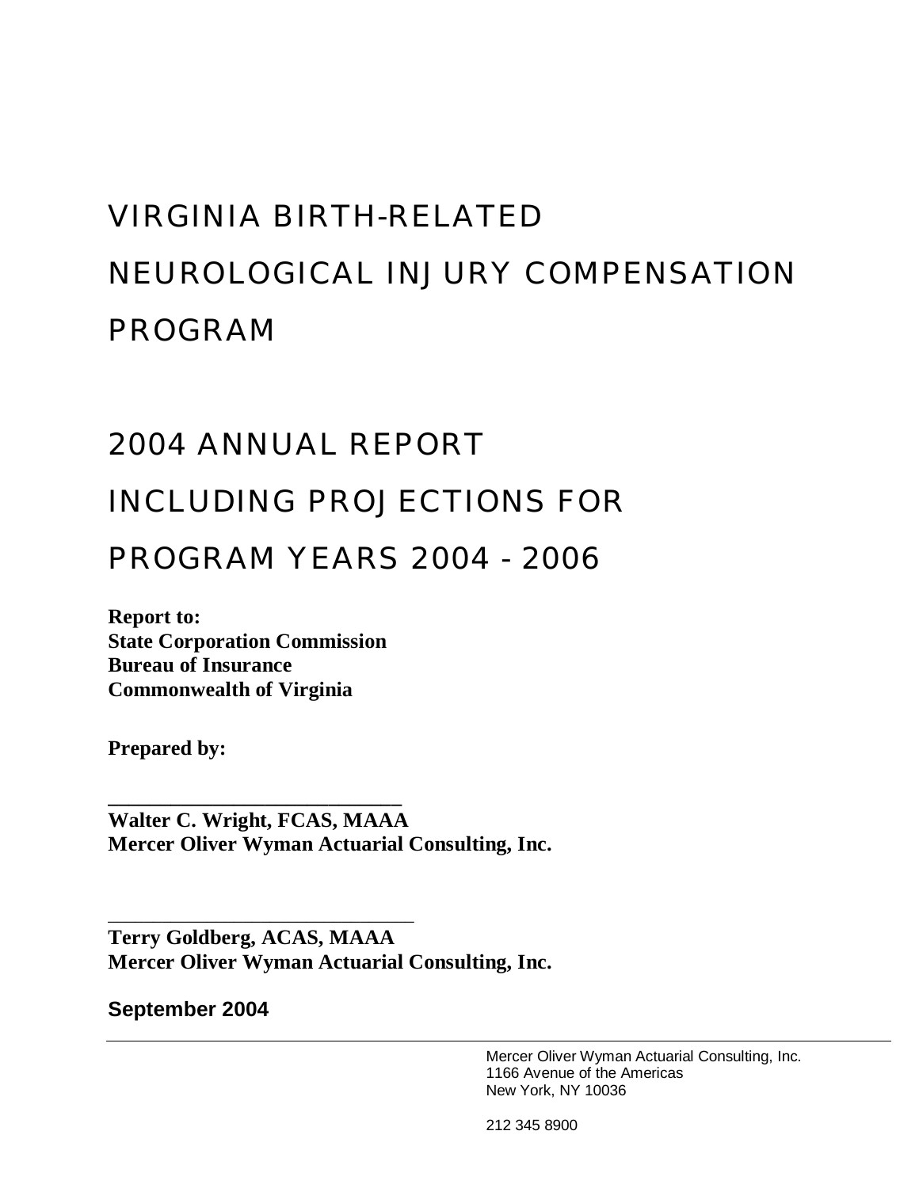# VIRGINIA BIRTH-RELATED NEUROLOGICAL INJURY COMPENSATION PROGRAM

# 2004 ANNUAL REPORT INCLUDING PROJECTIONS FOR PROGRAM YEARS 2004 - 2006

**Report to:**
**State Corporation Commission**
**Bureau of Insurance**
**Commonwealth of Virginia**

**Prepared by:**

\_\_\_\_\_\_\_\_\_\_\_\_\_\_\_\_\_\_\_\_\_\_\_\_\_\_\_\_
**Walter C. Wright, FCAS, MAAA**
**Mercer Oliver Wyman Actuarial Consulting, Inc.**

\_\_\_\_\_\_\_\_\_\_\_\_\_\_\_\_\_\_\_\_\_\_\_\_\_\_\_\_
**Terry Goldberg, ACAS, MAAA**
**Mercer Oliver Wyman Actuarial Consulting, Inc.**

**September 2004**

Mercer Oliver Wyman Actuarial Consulting, Inc.
1166 Avenue of the Americas
New York, NY 10036

212 345 8900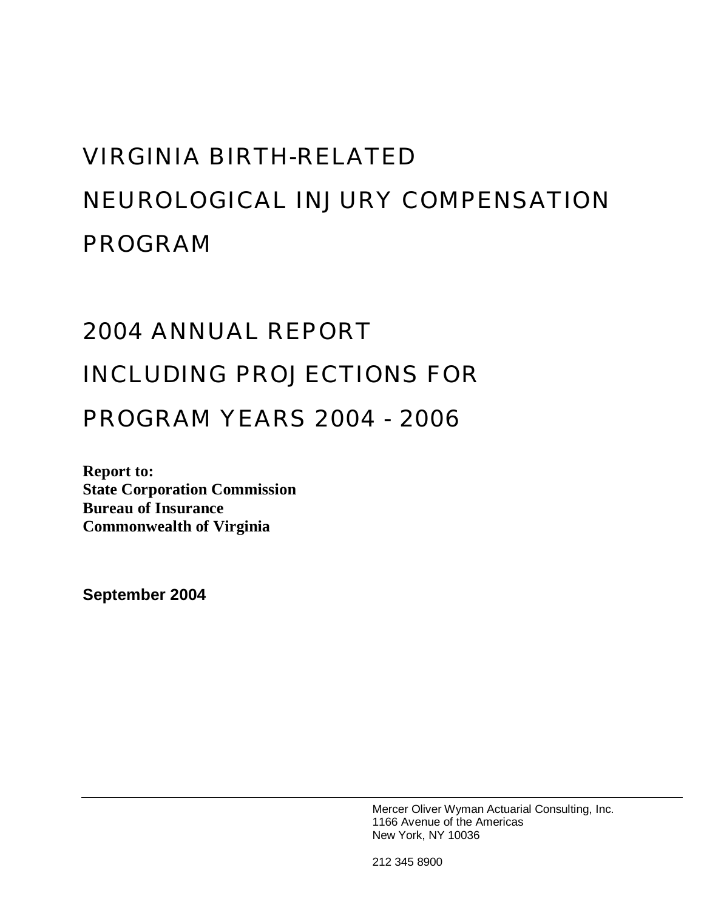# VIRGINIA BIRTH-RELATED NEUROLOGICAL INJURY COMPENSATION PROGRAM

# 2004 ANNUAL REPORT INCLUDING PROJECTIONS FOR PROGRAM YEARS 2004 - 2006

**Report to:**
**State Corporation Commission**
**Bureau of Insurance**
**Commonwealth of Virginia**

**September 2004**

Mercer Oliver Wyman Actuarial Consulting, Inc.
1166 Avenue of the Americas
New York, NY 10036

212 345 8900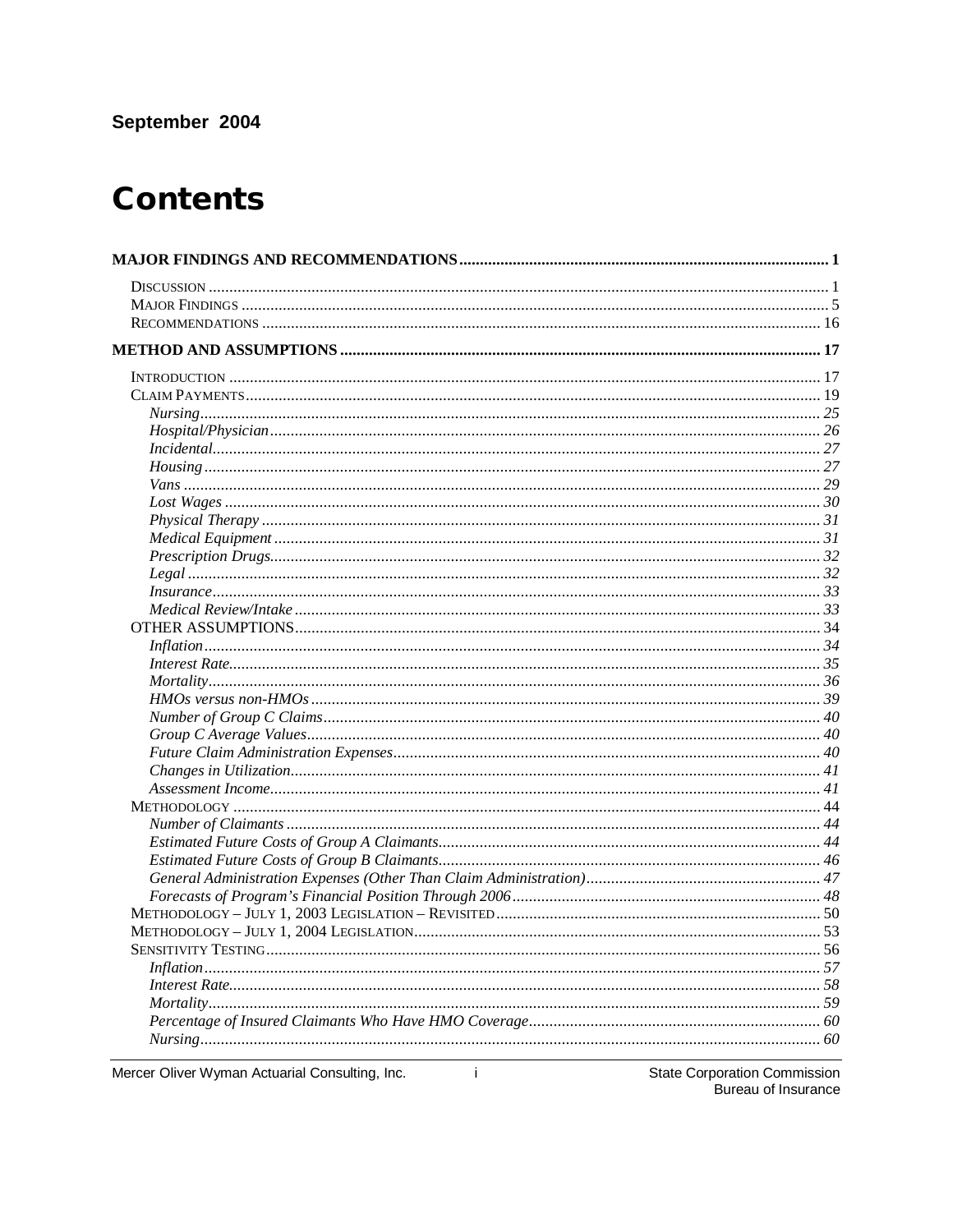September 2004

# Contents

**MAJOR FINDINGS AND RECOMMENDATIONS** ..... **1**

- DISCUSSION ..... 1
- MAJOR FINDINGS ..... 5
- RECOMMENDATIONS ..... 16

**METHOD AND ASSUMPTIONS** ..... **17**

- INTRODUCTION ..... 17
- CLAIM PAYMENTS ..... 19
  - *Nursing* ..... *25*
  - *Hospital/Physician* ..... *26*
  - *Incidental* ..... *27*
  - *Housing* ..... *27*
  - *Vans* ..... *29*
  - *Lost Wages* ..... *30*
  - *Physical Therapy* ..... *31*
  - *Medical Equipment* ..... *31*
  - *Prescription Drugs* ..... *32*
  - *Legal* ..... *32*
  - *Insurance* ..... *33*
  - *Medical Review/Intake* ..... *33*
- OTHER ASSUMPTIONS ..... 34
  - *Inflation* ..... *34*
  - *Interest Rate* ..... *35*
  - *Mortality* ..... *36*
  - *HMOs versus non-HMOs* ..... *39*
  - *Number of Group C Claims* ..... *40*
  - *Group C Average Values* ..... *40*
  - *Future Claim Administration Expenses* ..... *40*
  - *Changes in Utilization* ..... *41*
  - *Assessment Income* ..... *41*
- METHODOLOGY ..... 44
  - *Number of Claimants* ..... *44*
  - *Estimated Future Costs of Group A Claimants* ..... *44*
  - *Estimated Future Costs of Group B Claimants* ..... *46*
  - *General Administration Expenses (Other Than Claim Administration)* ..... *47*
  - *Forecasts of Program's Financial Position Through 2006* ..... *48*
- METHODOLOGY – JULY 1, 2003 LEGISLATION – REVISITED ..... 50
- METHODOLOGY – JULY 1, 2004 LEGISLATION ..... 53
- SENSITIVITY TESTING ..... 56
  - *Inflation* ..... *57*
  - *Interest Rate* ..... *58*
  - *Mortality* ..... *59*
  - *Percentage of Insured Claimants Who Have HMO Coverage* ..... *60*
  - *Nursing* ..... *60*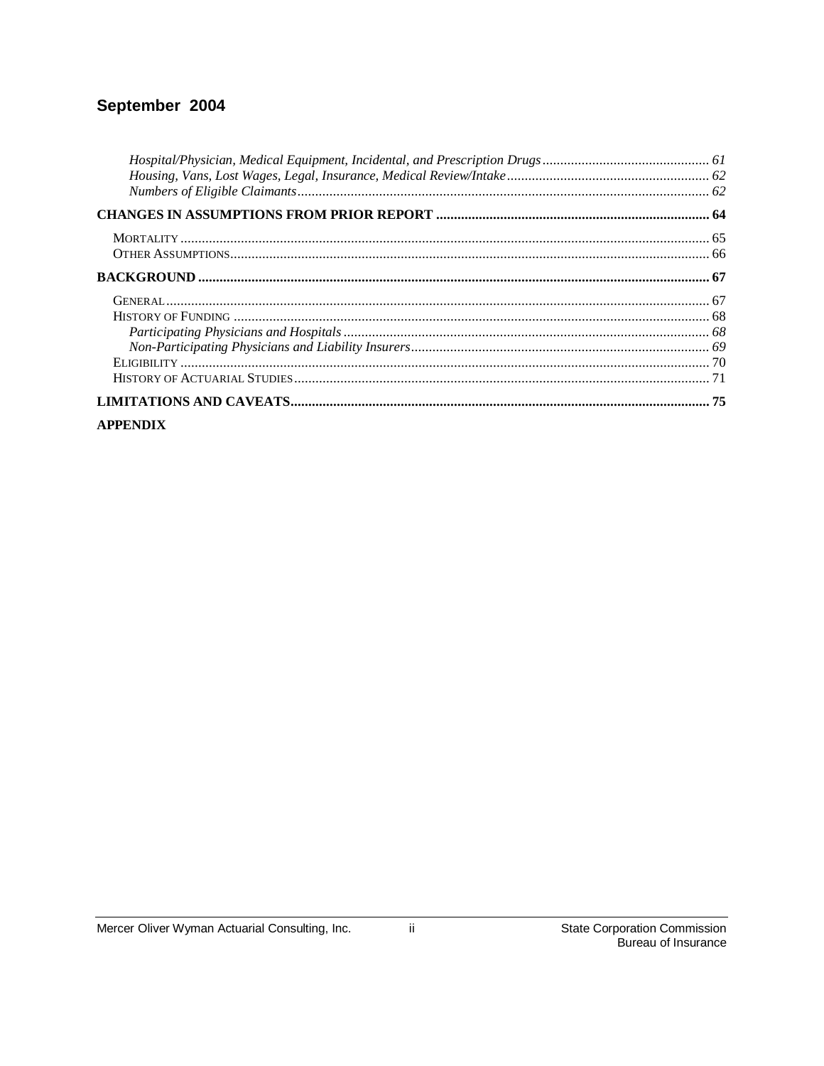**September 2004**

*Hospital/Physician, Medical Equipment, Incidental, and Prescription Drugs* ............ *61*
*Housing, Vans, Lost Wages, Legal, Insurance, Medical Review/Intake* ............ *62*
*Numbers of Eligible Claimants* ............ *62*

**CHANGES IN ASSUMPTIONS FROM PRIOR REPORT ............ 64**

MORTALITY ............ 65
OTHER ASSUMPTIONS ............ 66

**BACKGROUND ............ 67**

GENERAL ............ 67
HISTORY OF FUNDING ............ 68
*Participating Physicians and Hospitals* ............ *68*
*Non-Participating Physicians and Liability Insurers* ............ *69*
ELIGIBILITY ............ 70
HISTORY OF ACTUARIAL STUDIES ............ 71

**LIMITATIONS AND CAVEATS ............ 75**

**APPENDIX**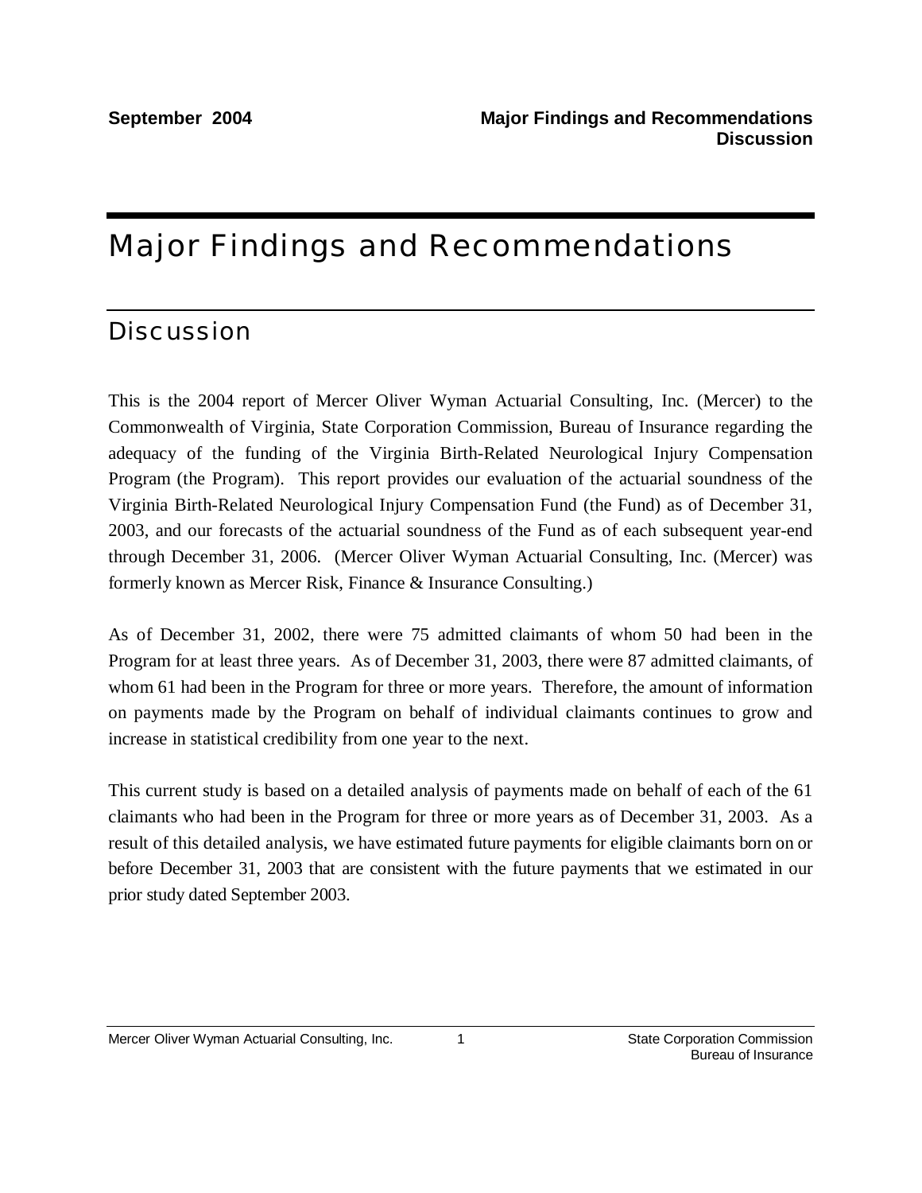# Major Findings and Recommendations

## Discussion

This is the 2004 report of Mercer Oliver Wyman Actuarial Consulting, Inc. (Mercer) to the Commonwealth of Virginia, State Corporation Commission, Bureau of Insurance regarding the adequacy of the funding of the Virginia Birth-Related Neurological Injury Compensation Program (the Program). This report provides our evaluation of the actuarial soundness of the Virginia Birth-Related Neurological Injury Compensation Fund (the Fund) as of December 31, 2003, and our forecasts of the actuarial soundness of the Fund as of each subsequent year-end through December 31, 2006. (Mercer Oliver Wyman Actuarial Consulting, Inc. (Mercer) was formerly known as Mercer Risk, Finance & Insurance Consulting.)

As of December 31, 2002, there were 75 admitted claimants of whom 50 had been in the Program for at least three years. As of December 31, 2003, there were 87 admitted claimants, of whom 61 had been in the Program for three or more years. Therefore, the amount of information on payments made by the Program on behalf of individual claimants continues to grow and increase in statistical credibility from one year to the next.

This current study is based on a detailed analysis of payments made on behalf of each of the 61 claimants who had been in the Program for three or more years as of December 31, 2003. As a result of this detailed analysis, we have estimated future payments for eligible claimants born on or before December 31, 2003 that are consistent with the future payments that we estimated in our prior study dated September 2003.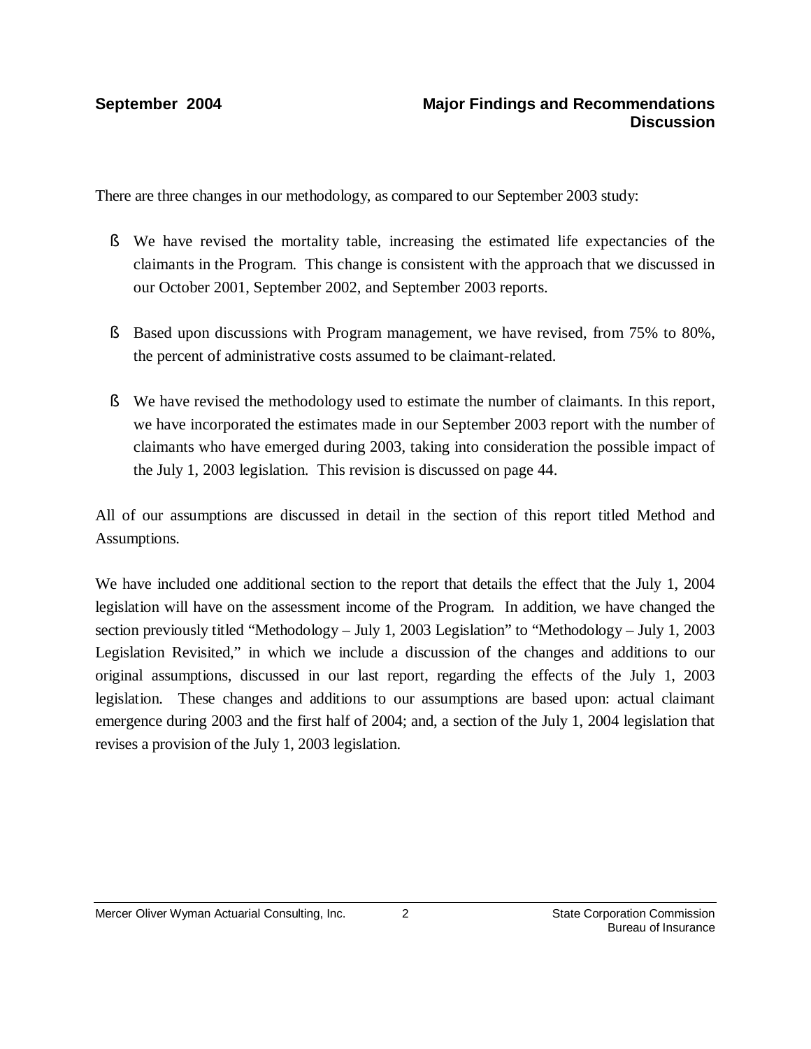There are three changes in our methodology, as compared to our September 2003 study:

- We have revised the mortality table, increasing the estimated life expectancies of the claimants in the Program. This change is consistent with the approach that we discussed in our October 2001, September 2002, and September 2003 reports.
- Based upon discussions with Program management, we have revised, from 75% to 80%, the percent of administrative costs assumed to be claimant-related.
- We have revised the methodology used to estimate the number of claimants. In this report, we have incorporated the estimates made in our September 2003 report with the number of claimants who have emerged during 2003, taking into consideration the possible impact of the July 1, 2003 legislation. This revision is discussed on page 44.

All of our assumptions are discussed in detail in the section of this report titled Method and Assumptions.

We have included one additional section to the report that details the effect that the July 1, 2004 legislation will have on the assessment income of the Program. In addition, we have changed the section previously titled "Methodology – July 1, 2003 Legislation" to "Methodology – July 1, 2003 Legislation Revisited," in which we include a discussion of the changes and additions to our original assumptions, discussed in our last report, regarding the effects of the July 1, 2003 legislation. These changes and additions to our assumptions are based upon: actual claimant emergence during 2003 and the first half of 2004; and, a section of the July 1, 2004 legislation that revises a provision of the July 1, 2003 legislation.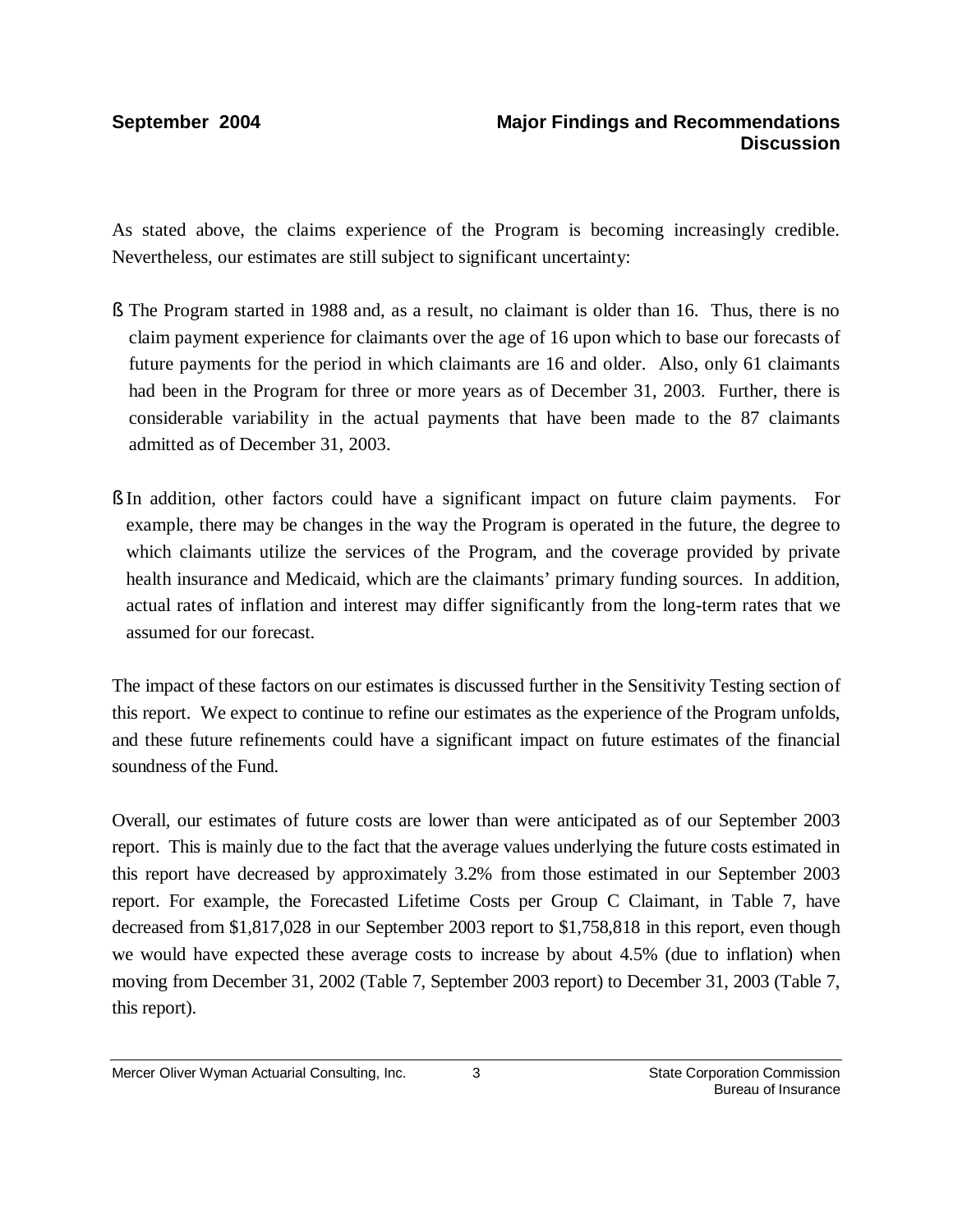As stated above, the claims experience of the Program is becoming increasingly credible. Nevertheless, our estimates are still subject to significant uncertainty:

- The Program started in 1988 and, as a result, no claimant is older than 16. Thus, there is no claim payment experience for claimants over the age of 16 upon which to base our forecasts of future payments for the period in which claimants are 16 and older. Also, only 61 claimants had been in the Program for three or more years as of December 31, 2003. Further, there is considerable variability in the actual payments that have been made to the 87 claimants admitted as of December 31, 2003.

- In addition, other factors could have a significant impact on future claim payments. For example, there may be changes in the way the Program is operated in the future, the degree to which claimants utilize the services of the Program, and the coverage provided by private health insurance and Medicaid, which are the claimants' primary funding sources. In addition, actual rates of inflation and interest may differ significantly from the long-term rates that we assumed for our forecast.

The impact of these factors on our estimates is discussed further in the Sensitivity Testing section of this report. We expect to continue to refine our estimates as the experience of the Program unfolds, and these future refinements could have a significant impact on future estimates of the financial soundness of the Fund.

Overall, our estimates of future costs are lower than were anticipated as of our September 2003 report. This is mainly due to the fact that the average values underlying the future costs estimated in this report have decreased by approximately 3.2% from those estimated in our September 2003 report. For example, the Forecasted Lifetime Costs per Group C Claimant, in Table 7, have decreased from $1,817,028 in our September 2003 report to $1,758,818 in this report, even though we would have expected these average costs to increase by about 4.5% (due to inflation) when moving from December 31, 2002 (Table 7, September 2003 report) to December 31, 2003 (Table 7, this report).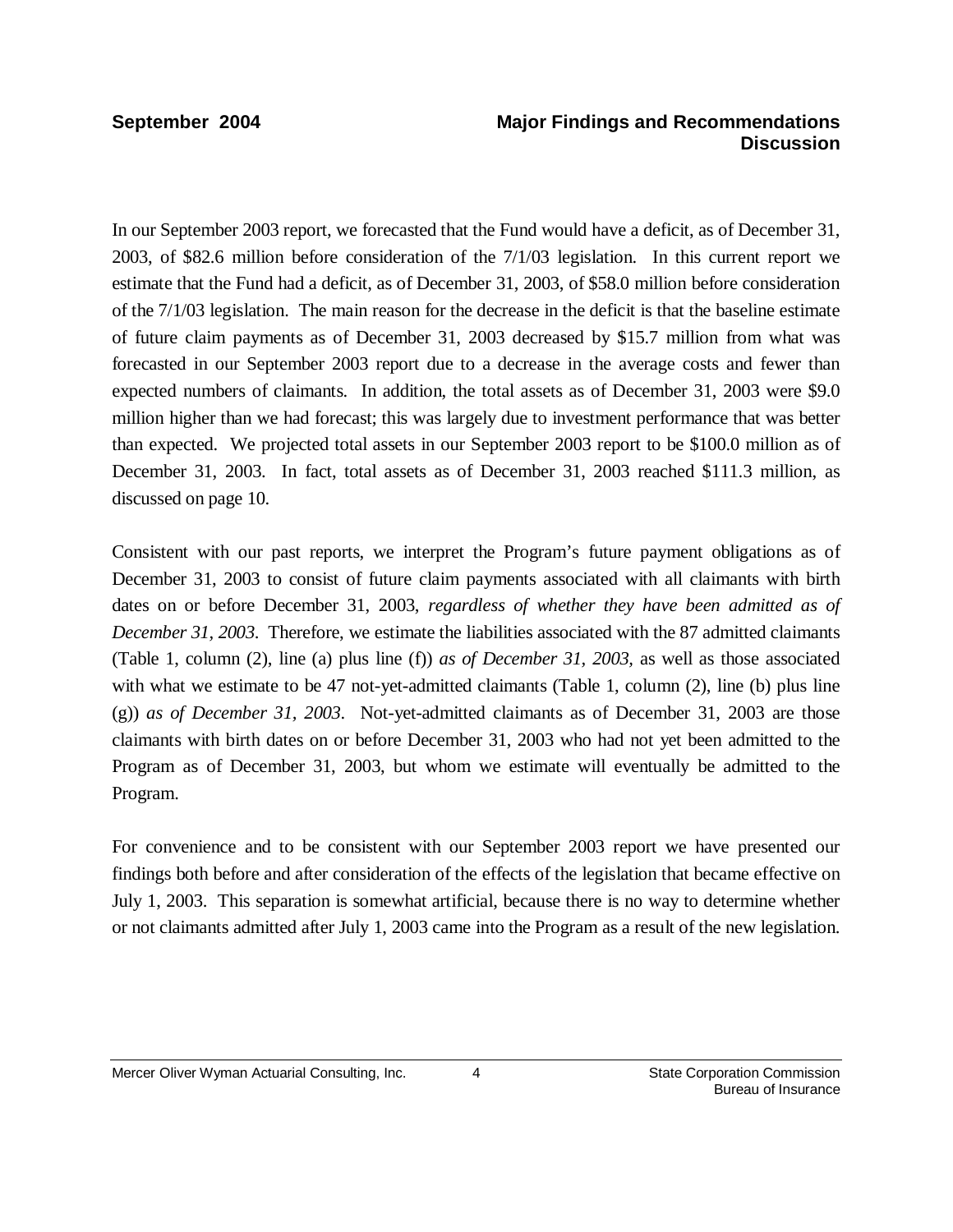In our September 2003 report, we forecasted that the Fund would have a deficit, as of December 31, 2003, of $82.6 million before consideration of the 7/1/03 legislation. In this current report we estimate that the Fund had a deficit, as of December 31, 2003, of $58.0 million before consideration of the 7/1/03 legislation. The main reason for the decrease in the deficit is that the baseline estimate of future claim payments as of December 31, 2003 decreased by $15.7 million from what was forecasted in our September 2003 report due to a decrease in the average costs and fewer than expected numbers of claimants. In addition, the total assets as of December 31, 2003 were $9.0 million higher than we had forecast; this was largely due to investment performance that was better than expected. We projected total assets in our September 2003 report to be $100.0 million as of December 31, 2003. In fact, total assets as of December 31, 2003 reached $111.3 million, as discussed on page 10.

Consistent with our past reports, we interpret the Program's future payment obligations as of December 31, 2003 to consist of future claim payments associated with all claimants with birth dates on or before December 31, 2003, *regardless of whether they have been admitted as of December 31, 2003*. Therefore, we estimate the liabilities associated with the 87 admitted claimants (Table 1, column (2), line (a) plus line (f)) *as of December 31, 2003*, as well as those associated with what we estimate to be 47 not-yet-admitted claimants (Table 1, column (2), line (b) plus line (g)) *as of December 31, 2003*. Not-yet-admitted claimants as of December 31, 2003 are those claimants with birth dates on or before December 31, 2003 who had not yet been admitted to the Program as of December 31, 2003, but whom we estimate will eventually be admitted to the Program.

For convenience and to be consistent with our September 2003 report we have presented our findings both before and after consideration of the effects of the legislation that became effective on July 1, 2003. This separation is somewhat artificial, because there is no way to determine whether or not claimants admitted after July 1, 2003 came into the Program as a result of the new legislation.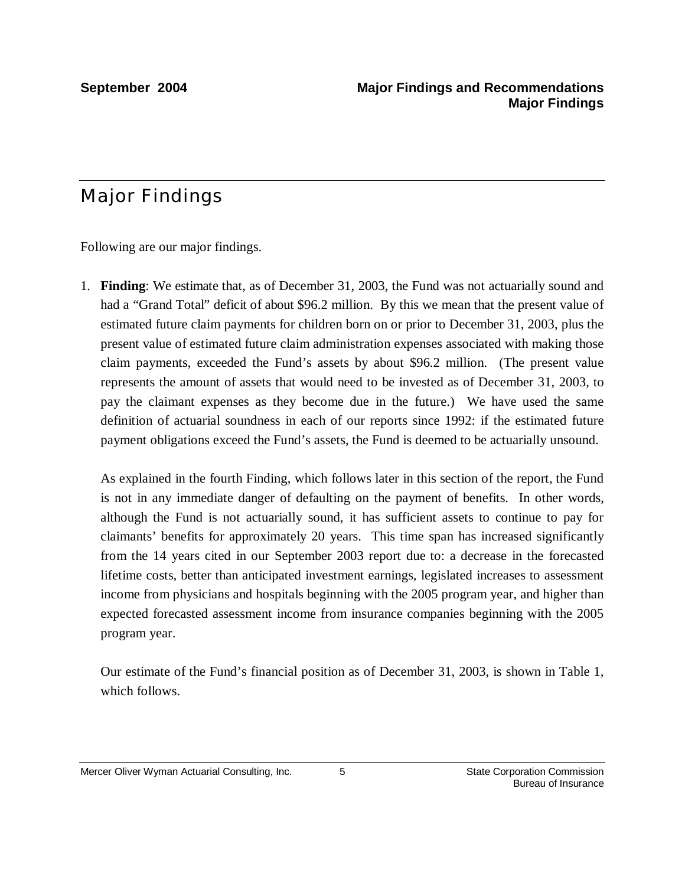# Major Findings

Following are our major findings.

1. **Finding**: We estimate that, as of December 31, 2003, the Fund was not actuarially sound and had a "Grand Total" deficit of about $96.2 million. By this we mean that the present value of estimated future claim payments for children born on or prior to December 31, 2003, plus the present value of estimated future claim administration expenses associated with making those claim payments, exceeded the Fund's assets by about $96.2 million. (The present value represents the amount of assets that would need to be invested as of December 31, 2003, to pay the claimant expenses as they become due in the future.) We have used the same definition of actuarial soundness in each of our reports since 1992: if the estimated future payment obligations exceed the Fund's assets, the Fund is deemed to be actuarially unsound.

   As explained in the fourth Finding, which follows later in this section of the report, the Fund is not in any immediate danger of defaulting on the payment of benefits. In other words, although the Fund is not actuarially sound, it has sufficient assets to continue to pay for claimants' benefits for approximately 20 years. This time span has increased significantly from the 14 years cited in our September 2003 report due to: a decrease in the forecasted lifetime costs, better than anticipated investment earnings, legislated increases to assessment income from physicians and hospitals beginning with the 2005 program year, and higher than expected forecasted assessment income from insurance companies beginning with the 2005 program year.

   Our estimate of the Fund's financial position as of December 31, 2003, is shown in Table 1, which follows.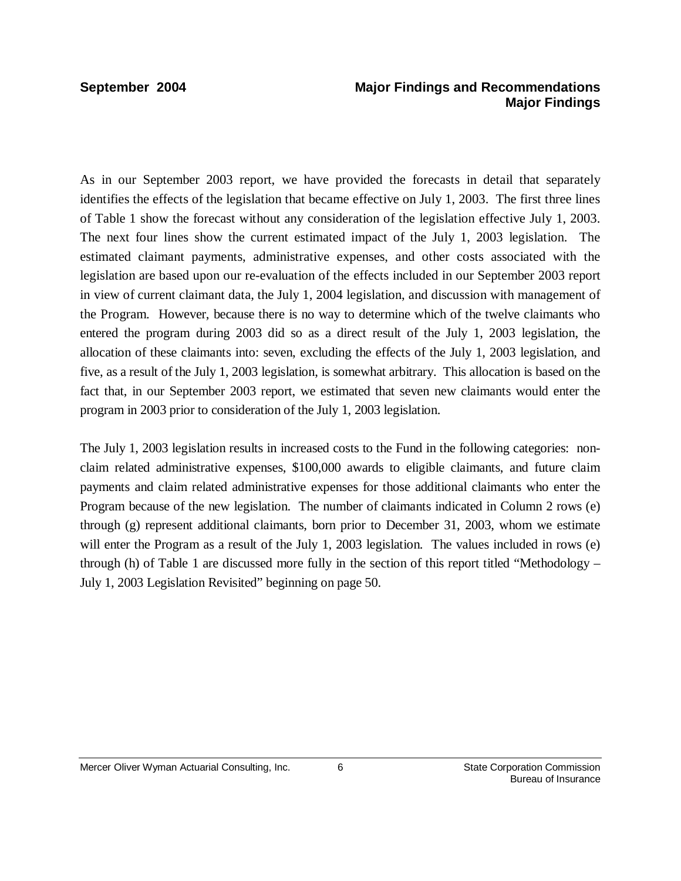As in our September 2003 report, we have provided the forecasts in detail that separately identifies the effects of the legislation that became effective on July 1, 2003. The first three lines of Table 1 show the forecast without any consideration of the legislation effective July 1, 2003. The next four lines show the current estimated impact of the July 1, 2003 legislation. The estimated claimant payments, administrative expenses, and other costs associated with the legislation are based upon our re-evaluation of the effects included in our September 2003 report in view of current claimant data, the July 1, 2004 legislation, and discussion with management of the Program. However, because there is no way to determine which of the twelve claimants who entered the program during 2003 did so as a direct result of the July 1, 2003 legislation, the allocation of these claimants into: seven, excluding the effects of the July 1, 2003 legislation, and five, as a result of the July 1, 2003 legislation, is somewhat arbitrary. This allocation is based on the fact that, in our September 2003 report, we estimated that seven new claimants would enter the program in 2003 prior to consideration of the July 1, 2003 legislation.

The July 1, 2003 legislation results in increased costs to the Fund in the following categories: non-claim related administrative expenses, $100,000 awards to eligible claimants, and future claim payments and claim related administrative expenses for those additional claimants who enter the Program because of the new legislation. The number of claimants indicated in Column 2 rows (e) through (g) represent additional claimants, born prior to December 31, 2003, whom we estimate will enter the Program as a result of the July 1, 2003 legislation. The values included in rows (e) through (h) of Table 1 are discussed more fully in the section of this report titled "Methodology – July 1, 2003 Legislation Revisited" beginning on page 50.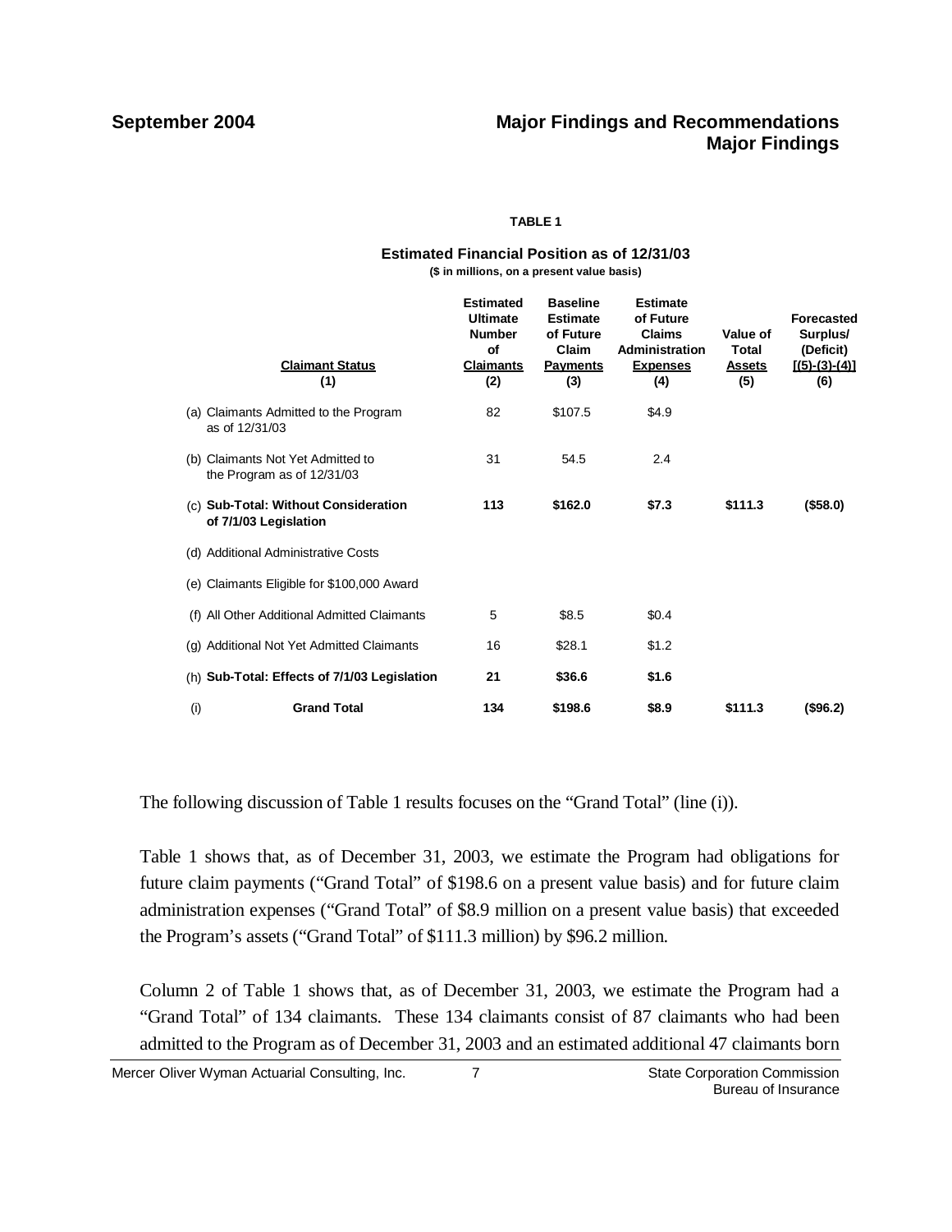**TABLE 1**

**Estimated Financial Position as of 12/31/03**

**($ in millions, on a present value basis)**

| Claimant Status (1) | Estimated Ultimate Number of Claimants (2) | Baseline Estimate of Future Claim Payments (3) | Estimate of Future Claims Administration Expenses (4) | Value of Total Assets (5) | Forecasted Surplus/ (Deficit) [(5)-(3)-(4)] (6) |
|---|---|---|---|---|---|
| (a) Claimants Admitted to the Program as of 12/31/03 | 82 | $107.5 | $4.9 | | |
| (b) Claimants Not Yet Admitted to the Program as of 12/31/03 | 31 | 54.5 | 2.4 | | |
| (c) **Sub-Total: Without Consideration of 7/1/03 Legislation** | **113** | **$162.0** | **$7.3** | **$111.3** | **($58.0)** |
| (d) Additional Administrative Costs | | | | | |
| (e) Claimants Eligible for $100,000 Award | | | | | |
| (f) All Other Additional Admitted Claimants | 5 | $8.5 | $0.4 | | |
| (g) Additional Not Yet Admitted Claimants | 16 | $28.1 | $1.2 | | |
| (h) **Sub-Total: Effects of 7/1/03 Legislation** | **21** | **$36.6** | **$1.6** | | |
| (i) **Grand Total** | **134** | **$198.6** | **$8.9** | **$111.3** | **($96.2)** |

The following discussion of Table 1 results focuses on the "Grand Total" (line (i)).

Table 1 shows that, as of December 31, 2003, we estimate the Program had obligations for future claim payments ("Grand Total" of $198.6 on a present value basis) and for future claim administration expenses ("Grand Total" of $8.9 million on a present value basis) that exceeded the Program's assets ("Grand Total" of $111.3 million) by $96.2 million.

Column 2 of Table 1 shows that, as of December 31, 2003, we estimate the Program had a "Grand Total" of 134 claimants. These 134 claimants consist of 87 claimants who had been admitted to the Program as of December 31, 2003 and an estimated additional 47 claimants born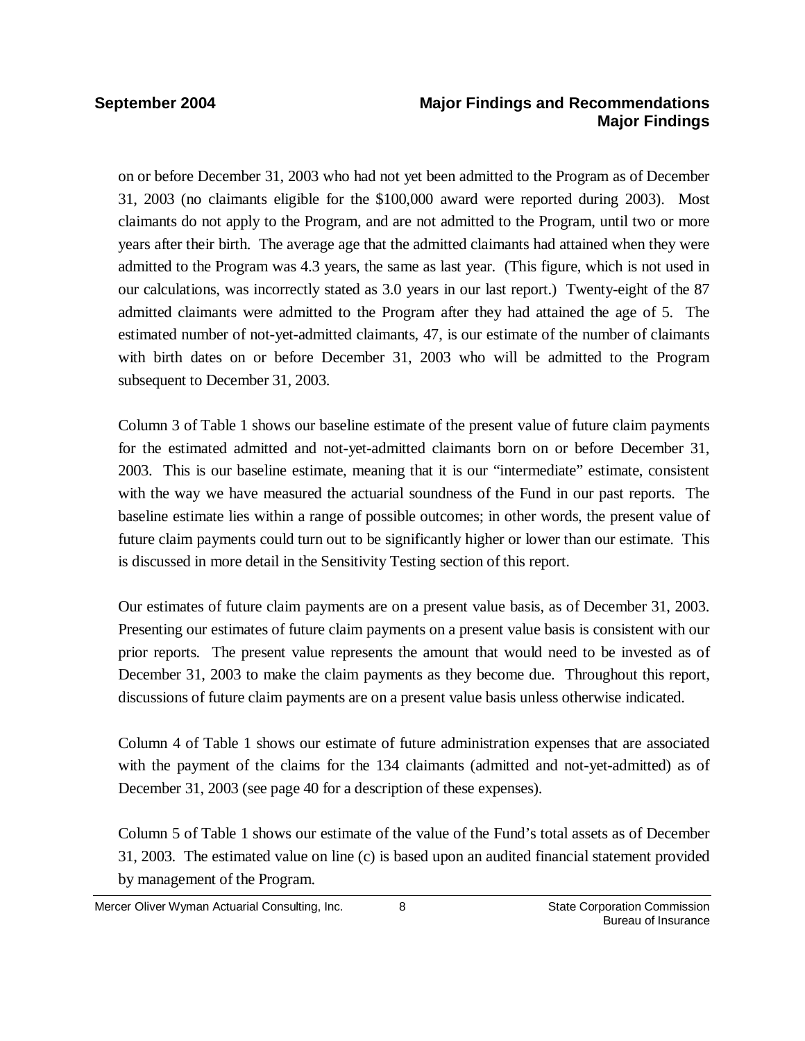on or before December 31, 2003 who had not yet been admitted to the Program as of December 31, 2003 (no claimants eligible for the $100,000 award were reported during 2003). Most claimants do not apply to the Program, and are not admitted to the Program, until two or more years after their birth. The average age that the admitted claimants had attained when they were admitted to the Program was 4.3 years, the same as last year. (This figure, which is not used in our calculations, was incorrectly stated as 3.0 years in our last report.) Twenty-eight of the 87 admitted claimants were admitted to the Program after they had attained the age of 5. The estimated number of not-yet-admitted claimants, 47, is our estimate of the number of claimants with birth dates on or before December 31, 2003 who will be admitted to the Program subsequent to December 31, 2003.

Column 3 of Table 1 shows our baseline estimate of the present value of future claim payments for the estimated admitted and not-yet-admitted claimants born on or before December 31, 2003. This is our baseline estimate, meaning that it is our "intermediate" estimate, consistent with the way we have measured the actuarial soundness of the Fund in our past reports. The baseline estimate lies within a range of possible outcomes; in other words, the present value of future claim payments could turn out to be significantly higher or lower than our estimate. This is discussed in more detail in the Sensitivity Testing section of this report.

Our estimates of future claim payments are on a present value basis, as of December 31, 2003. Presenting our estimates of future claim payments on a present value basis is consistent with our prior reports. The present value represents the amount that would need to be invested as of December 31, 2003 to make the claim payments as they become due. Throughout this report, discussions of future claim payments are on a present value basis unless otherwise indicated.

Column 4 of Table 1 shows our estimate of future administration expenses that are associated with the payment of the claims for the 134 claimants (admitted and not-yet-admitted) as of December 31, 2003 (see page 40 for a description of these expenses).

Column 5 of Table 1 shows our estimate of the value of the Fund's total assets as of December 31, 2003. The estimated value on line (c) is based upon an audited financial statement provided by management of the Program.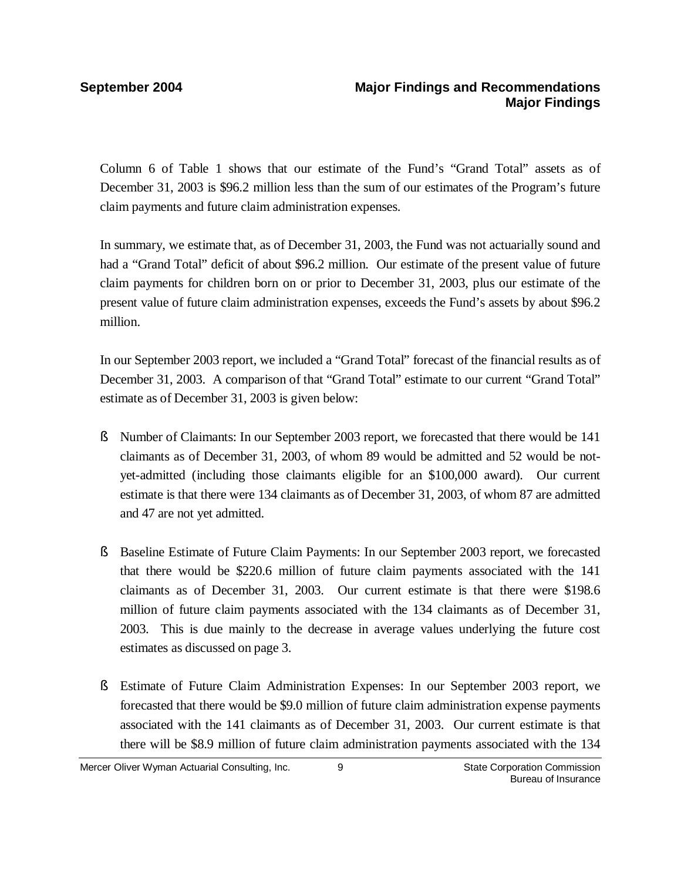Column 6 of Table 1 shows that our estimate of the Fund's "Grand Total" assets as of December 31, 2003 is $96.2 million less than the sum of our estimates of the Program's future claim payments and future claim administration expenses.

In summary, we estimate that, as of December 31, 2003, the Fund was not actuarially sound and had a "Grand Total" deficit of about $96.2 million. Our estimate of the present value of future claim payments for children born on or prior to December 31, 2003, plus our estimate of the present value of future claim administration expenses, exceeds the Fund's assets by about $96.2 million.

In our September 2003 report, we included a "Grand Total" forecast of the financial results as of December 31, 2003. A comparison of that "Grand Total" estimate to our current "Grand Total" estimate as of December 31, 2003 is given below:

- Number of Claimants: In our September 2003 report, we forecasted that there would be 141 claimants as of December 31, 2003, of whom 89 would be admitted and 52 would be not-yet-admitted (including those claimants eligible for an $100,000 award). Our current estimate is that there were 134 claimants as of December 31, 2003, of whom 87 are admitted and 47 are not yet admitted.

- Baseline Estimate of Future Claim Payments: In our September 2003 report, we forecasted that there would be $220.6 million of future claim payments associated with the 141 claimants as of December 31, 2003. Our current estimate is that there were $198.6 million of future claim payments associated with the 134 claimants as of December 31, 2003. This is due mainly to the decrease in average values underlying the future cost estimates as discussed on page 3.

- Estimate of Future Claim Administration Expenses: In our September 2003 report, we forecasted that there would be $9.0 million of future claim administration expense payments associated with the 141 claimants as of December 31, 2003. Our current estimate is that there will be $8.9 million of future claim administration payments associated with the 134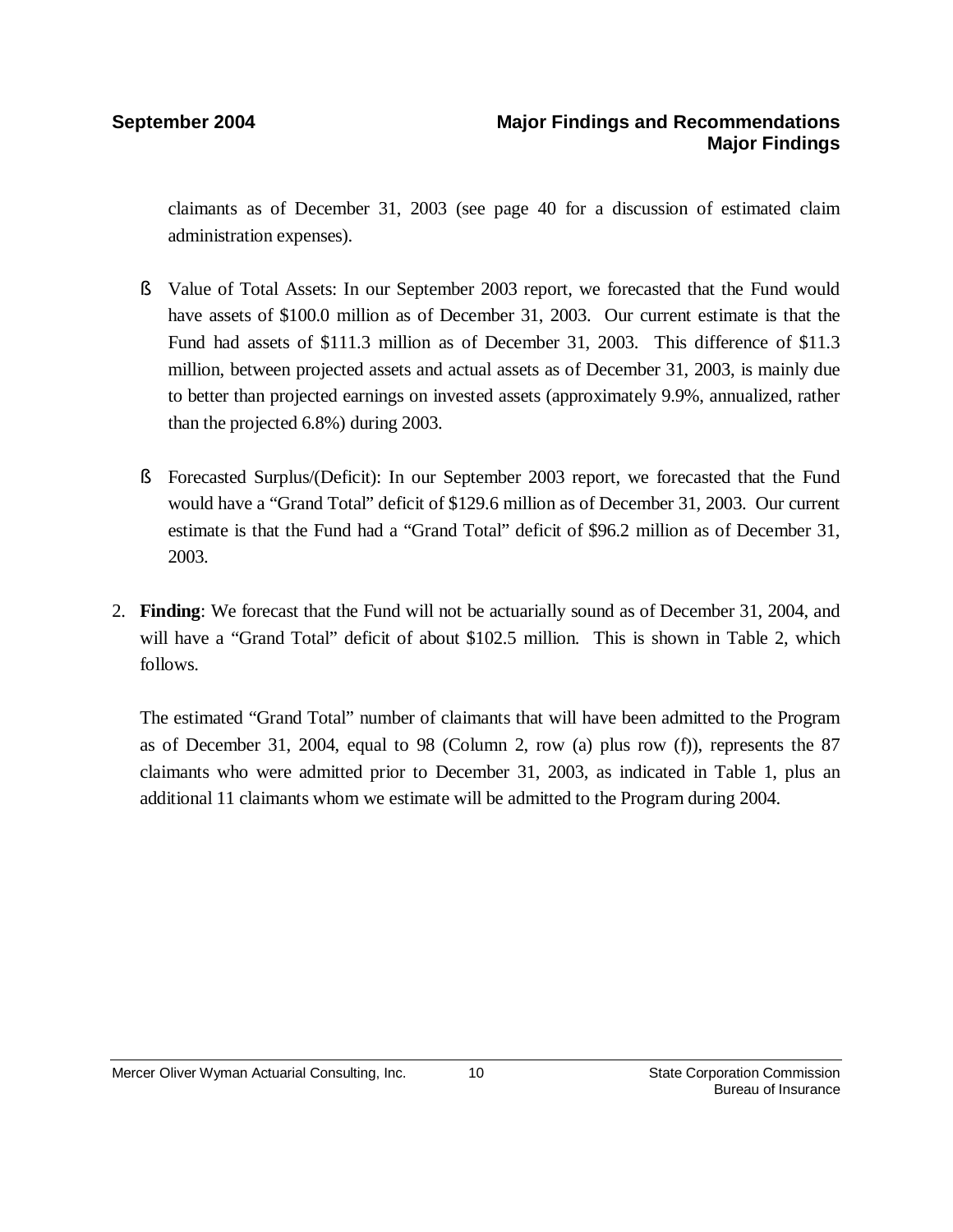claimants as of December 31, 2003 (see page 40 for a discussion of estimated claim administration expenses).

- Value of Total Assets: In our September 2003 report, we forecasted that the Fund would have assets of $100.0 million as of December 31, 2003. Our current estimate is that the Fund had assets of $111.3 million as of December 31, 2003. This difference of $11.3 million, between projected assets and actual assets as of December 31, 2003, is mainly due to better than projected earnings on invested assets (approximately 9.9%, annualized, rather than the projected 6.8%) during 2003.

- Forecasted Surplus/(Deficit): In our September 2003 report, we forecasted that the Fund would have a "Grand Total" deficit of $129.6 million as of December 31, 2003. Our current estimate is that the Fund had a "Grand Total" deficit of $96.2 million as of December 31, 2003.

2. **Finding**: We forecast that the Fund will not be actuarially sound as of December 31, 2004, and will have a "Grand Total" deficit of about $102.5 million. This is shown in Table 2, which follows.

   The estimated "Grand Total" number of claimants that will have been admitted to the Program as of December 31, 2004, equal to 98 (Column 2, row (a) plus row (f)), represents the 87 claimants who were admitted prior to December 31, 2003, as indicated in Table 1, plus an additional 11 claimants whom we estimate will be admitted to the Program during 2004.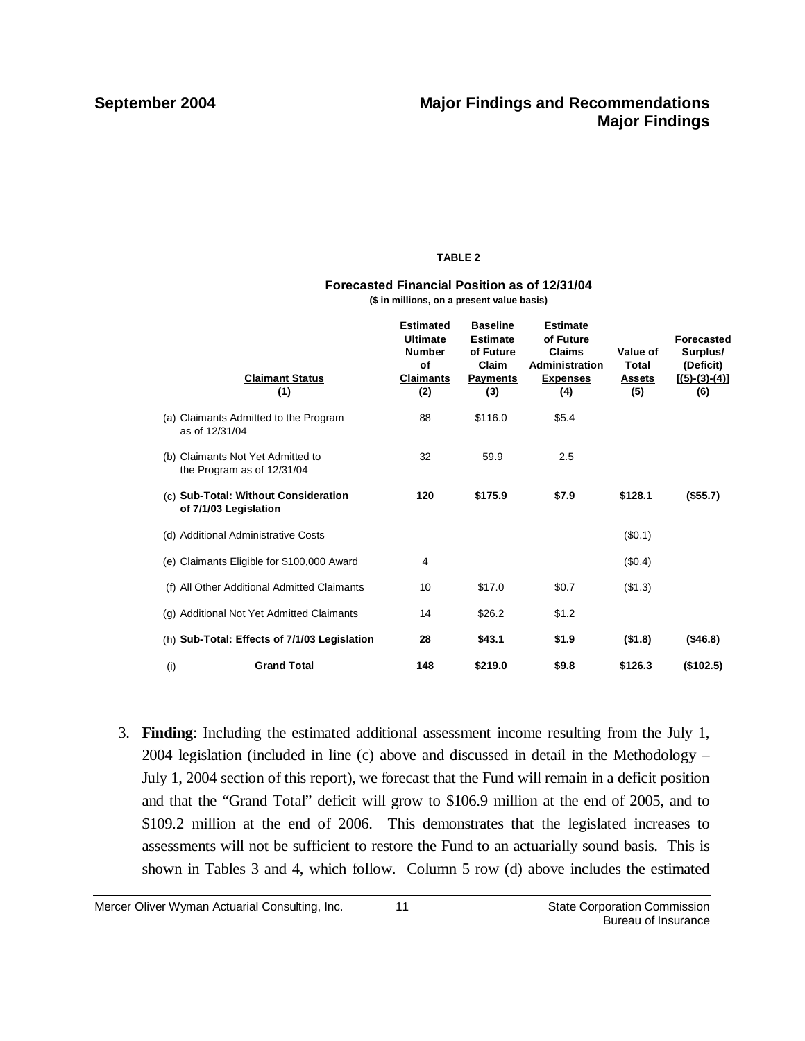**TABLE 2**

**Forecasted Financial Position as of 12/31/04**
**($ in millions, on a present value basis)**

| Claimant Status (1) | Estimated Ultimate Number of Claimants (2) | Baseline Estimate of Future Claim Payments (3) | Estimate of Future Claims Administration Expenses (4) | Value of Total Assets (5) | Forecasted Surplus/ (Deficit) [(5)-(3)-(4)] (6) |
|---|---|---|---|---|---|
| (a) Claimants Admitted to the Program as of 12/31/04 | 88 | $116.0 | $5.4 | | |
| (b) Claimants Not Yet Admitted to the Program as of 12/31/04 | 32 | 59.9 | 2.5 | | |
| (c) **Sub-Total: Without Consideration of 7/1/03 Legislation** | **120** | **$175.9** | **$7.9** | **$128.1** | **($55.7)** |
| (d) Additional Administrative Costs | | | | ($0.1) | |
| (e) Claimants Eligible for $100,000 Award | 4 | | | ($0.4) | |
| (f) All Other Additional Admitted Claimants | 10 | $17.0 | $0.7 | ($1.3) | |
| (g) Additional Not Yet Admitted Claimants | 14 | $26.2 | $1.2 | | |
| (h) **Sub-Total: Effects of 7/1/03 Legislation** | **28** | **$43.1** | **$1.9** | **($1.8)** | **($46.8)** |
| (i) **Grand Total** | **148** | **$219.0** | **$9.8** | **$126.3** | **($102.5)** |

3. **Finding**: Including the estimated additional assessment income resulting from the July 1, 2004 legislation (included in line (c) above and discussed in detail in the Methodology – July 1, 2004 section of this report), we forecast that the Fund will remain in a deficit position and that the "Grand Total" deficit will grow to $106.9 million at the end of 2005, and to $109.2 million at the end of 2006. This demonstrates that the legislated increases to assessments will not be sufficient to restore the Fund to an actuarially sound basis. This is shown in Tables 3 and 4, which follow. Column 5 row (d) above includes the estimated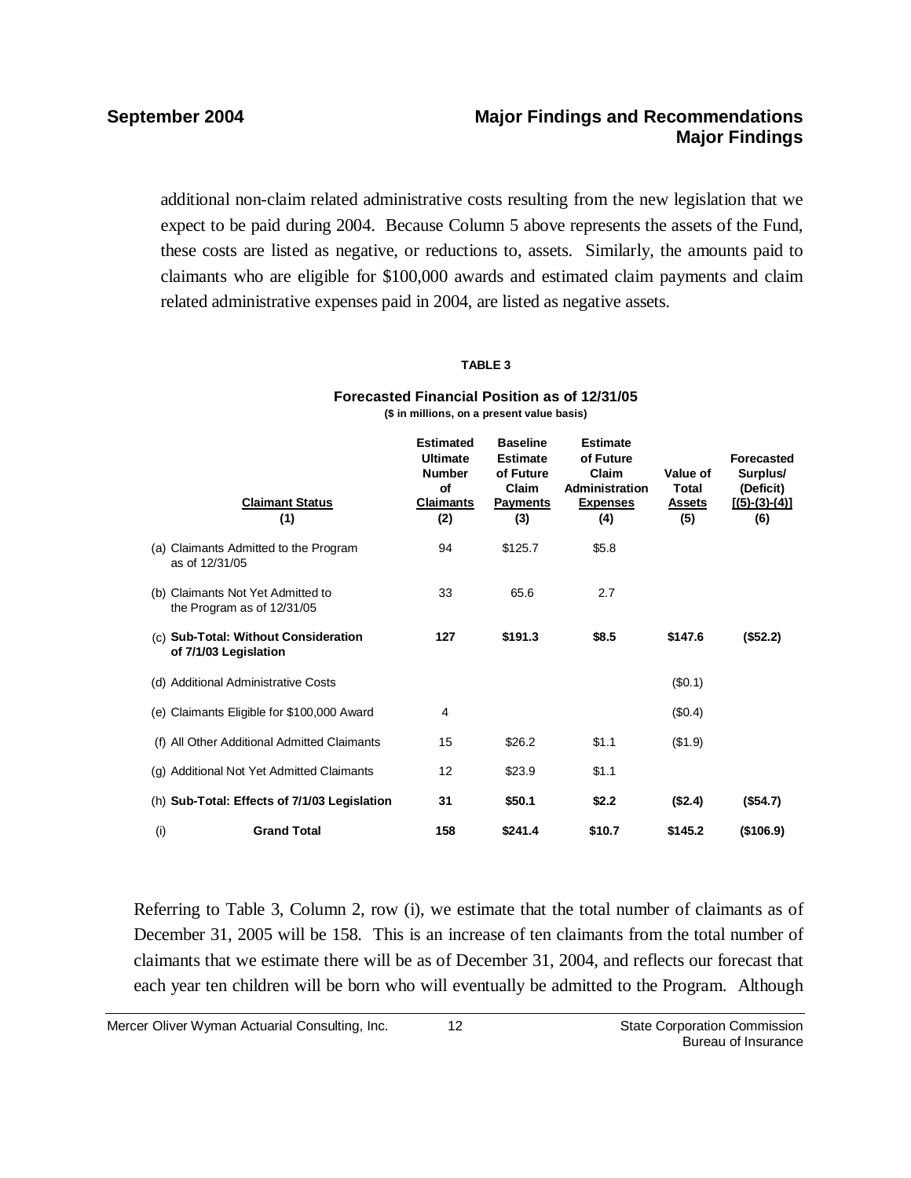additional non-claim related administrative costs resulting from the new legislation that we expect to be paid during 2004. Because Column 5 above represents the assets of the Fund, these costs are listed as negative, or reductions to, assets. Similarly, the amounts paid to claimants who are eligible for $100,000 awards and estimated claim payments and claim related administrative expenses paid in 2004, are listed as negative assets.

**TABLE 3**

**Forecasted Financial Position as of 12/31/05**
**($ in millions, on a present value basis)**

| Claimant Status (1) | Estimated Ultimate Number of Claimants (2) | Baseline Estimate of Future Claim Payments (3) | Estimate of Future Claim Administration Expenses (4) | Value of Total Assets (5) | Forecasted Surplus/ (Deficit) [(5)-(3)-(4)] (6) |
|---|---|---|---|---|---|
| (a) Claimants Admitted to the Program as of 12/31/05 | 94 | $125.7 | $5.8 | | |
| (b) Claimants Not Yet Admitted to the Program as of 12/31/05 | 33 | 65.6 | 2.7 | | |
| (c) **Sub-Total: Without Consideration of 7/1/03 Legislation** | **127** | **$191.3** | **$8.5** | **$147.6** | **($52.2)** |
| (d) Additional Administrative Costs | | | | ($0.1) | |
| (e) Claimants Eligible for $100,000 Award | 4 | | | ($0.4) | |
| (f) All Other Additional Admitted Claimants | 15 | $26.2 | $1.1 | ($1.9) | |
| (g) Additional Not Yet Admitted Claimants | 12 | $23.9 | $1.1 | | |
| (h) **Sub-Total: Effects of 7/1/03 Legislation** | **31** | **$50.1** | **$2.2** | **($2.4)** | **($54.7)** |
| (i) **Grand Total** | **158** | **$241.4** | **$10.7** | **$145.2** | **($106.9)** |

Referring to Table 3, Column 2, row (i), we estimate that the total number of claimants as of December 31, 2005 will be 158. This is an increase of ten claimants from the total number of claimants that we estimate there will be as of December 31, 2004, and reflects our forecast that each year ten children will be born who will eventually be admitted to the Program. Although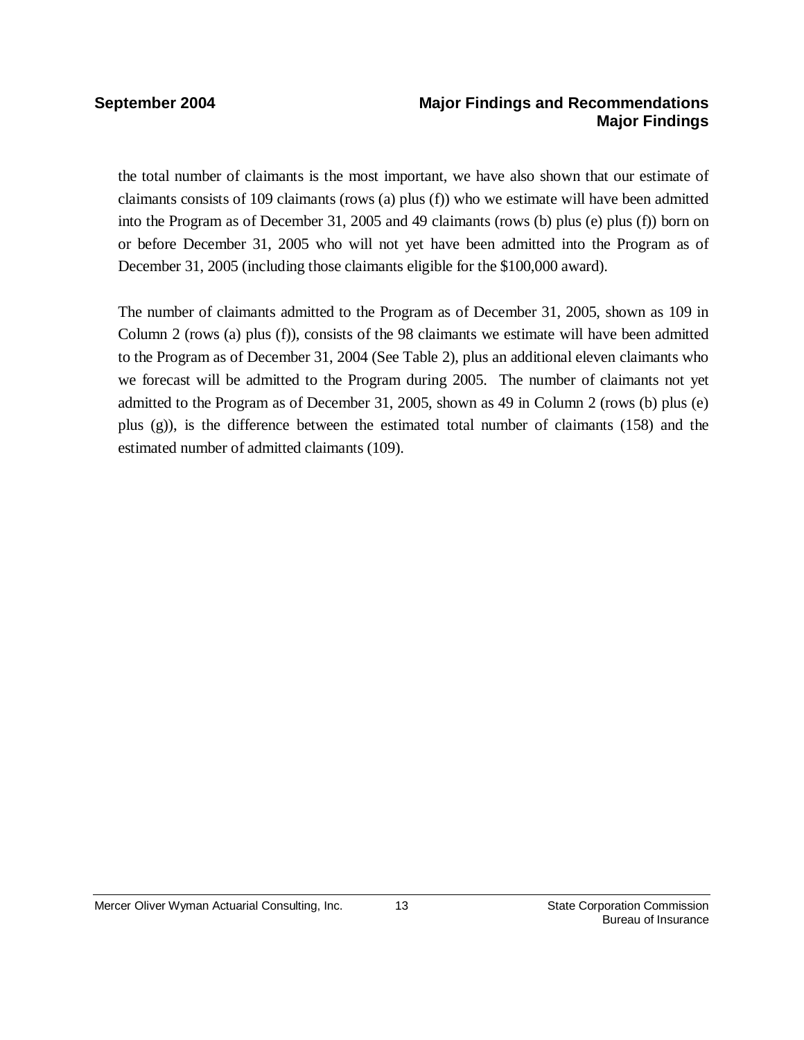the total number of claimants is the most important, we have also shown that our estimate of claimants consists of 109 claimants (rows (a) plus (f)) who we estimate will have been admitted into the Program as of December 31, 2005 and 49 claimants (rows (b) plus (e) plus (f)) born on or before December 31, 2005 who will not yet have been admitted into the Program as of December 31, 2005 (including those claimants eligible for the $100,000 award).

The number of claimants admitted to the Program as of December 31, 2005, shown as 109 in Column 2 (rows (a) plus (f)), consists of the 98 claimants we estimate will have been admitted to the Program as of December 31, 2004 (See Table 2), plus an additional eleven claimants who we forecast will be admitted to the Program during 2005. The number of claimants not yet admitted to the Program as of December 31, 2005, shown as 49 in Column 2 (rows (b) plus (e) plus (g)), is the difference between the estimated total number of claimants (158) and the estimated number of admitted claimants (109).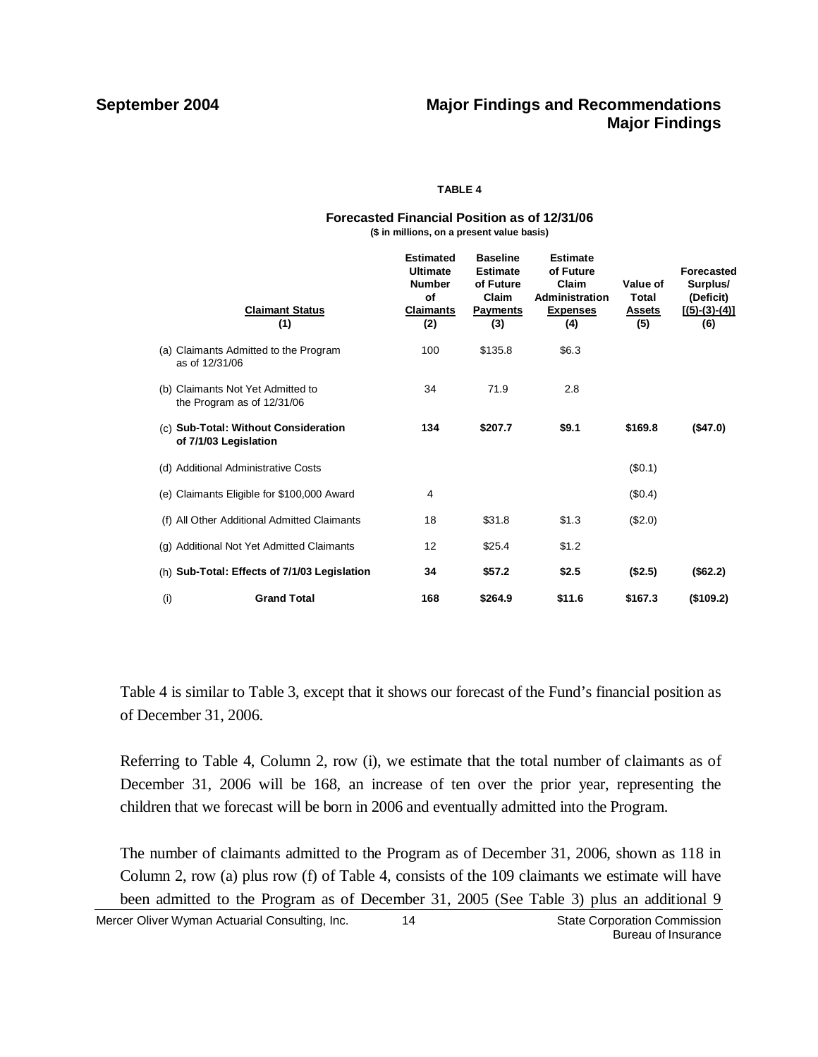**TABLE 4**

**Forecasted Financial Position as of 12/31/06**
**($ in millions, on a present value basis)**

| Claimant Status (1) | Estimated Ultimate Number of Claimants (2) | Baseline Estimate of Future Claim Payments (3) | Estimate of Future Claim Administration Expenses (4) | Value of Total Assets (5) | Forecasted Surplus/ (Deficit) [(5)-(3)-(4)] (6) |
|---|---|---|---|---|---|
| (a) Claimants Admitted to the Program as of 12/31/06 | 100 | $135.8 | $6.3 | | |
| (b) Claimants Not Yet Admitted to the Program as of 12/31/06 | 34 | 71.9 | 2.8 | | |
| (c) **Sub-Total: Without Consideration of 7/1/03 Legislation** | **134** | **$207.7** | **$9.1** | **$169.8** | **($47.0)** |
| (d) Additional Administrative Costs | | | | ($0.1) | |
| (e) Claimants Eligible for $100,000 Award | 4 | | | ($0.4) | |
| (f) All Other Additional Admitted Claimants | 18 | $31.8 | $1.3 | ($2.0) | |
| (g) Additional Not Yet Admitted Claimants | 12 | $25.4 | $1.2 | | |
| (h) **Sub-Total: Effects of 7/1/03 Legislation** | **34** | **$57.2** | **$2.5** | **($2.5)** | **($62.2)** |
| (i) **Grand Total** | **168** | **$264.9** | **$11.6** | **$167.3** | **($109.2)** |

Table 4 is similar to Table 3, except that it shows our forecast of the Fund's financial position as of December 31, 2006.

Referring to Table 4, Column 2, row (i), we estimate that the total number of claimants as of December 31, 2006 will be 168, an increase of ten over the prior year, representing the children that we forecast will be born in 2006 and eventually admitted into the Program.

The number of claimants admitted to the Program as of December 31, 2006, shown as 118 in Column 2, row (a) plus row (f) of Table 4, consists of the 109 claimants we estimate will have been admitted to the Program as of December 31, 2005 (See Table 3) plus an additional 9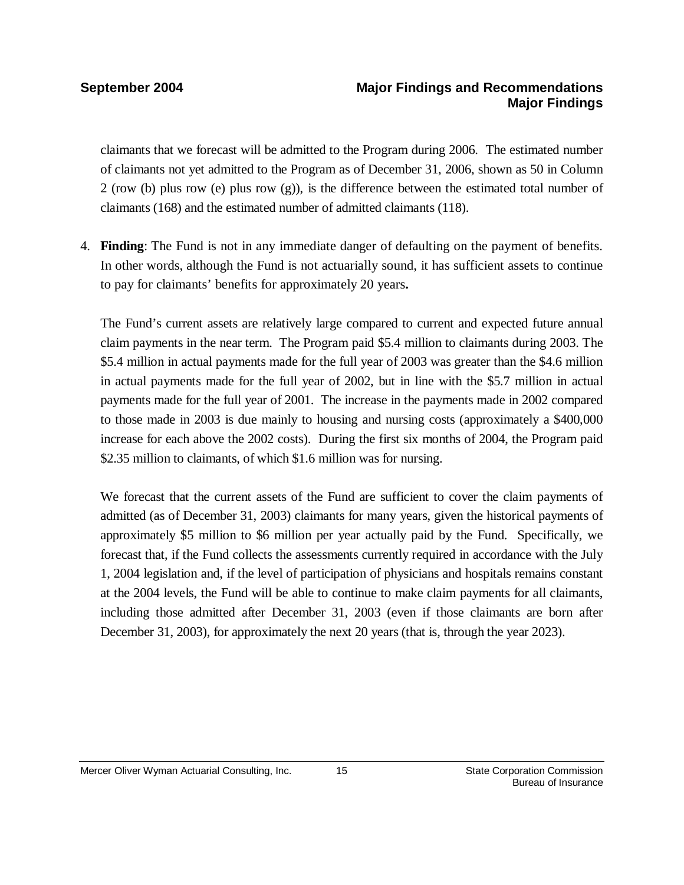claimants that we forecast will be admitted to the Program during 2006. The estimated number of claimants not yet admitted to the Program as of December 31, 2006, shown as 50 in Column 2 (row (b) plus row (e) plus row (g)), is the difference between the estimated total number of claimants (168) and the estimated number of admitted claimants (118).

4. **Finding**: The Fund is not in any immediate danger of defaulting on the payment of benefits. In other words, although the Fund is not actuarially sound, it has sufficient assets to continue to pay for claimants' benefits for approximately 20 years**.**

   The Fund's current assets are relatively large compared to current and expected future annual claim payments in the near term. The Program paid $5.4 million to claimants during 2003. The $5.4 million in actual payments made for the full year of 2003 was greater than the $4.6 million in actual payments made for the full year of 2002, but in line with the $5.7 million in actual payments made for the full year of 2001. The increase in the payments made in 2002 compared to those made in 2003 is due mainly to housing and nursing costs (approximately a $400,000 increase for each above the 2002 costs). During the first six months of 2004, the Program paid $2.35 million to claimants, of which $1.6 million was for nursing.

   We forecast that the current assets of the Fund are sufficient to cover the claim payments of admitted (as of December 31, 2003) claimants for many years, given the historical payments of approximately $5 million to $6 million per year actually paid by the Fund. Specifically, we forecast that, if the Fund collects the assessments currently required in accordance with the July 1, 2004 legislation and, if the level of participation of physicians and hospitals remains constant at the 2004 levels, the Fund will be able to continue to make claim payments for all claimants, including those admitted after December 31, 2003 (even if those claimants are born after December 31, 2003), for approximately the next 20 years (that is, through the year 2023).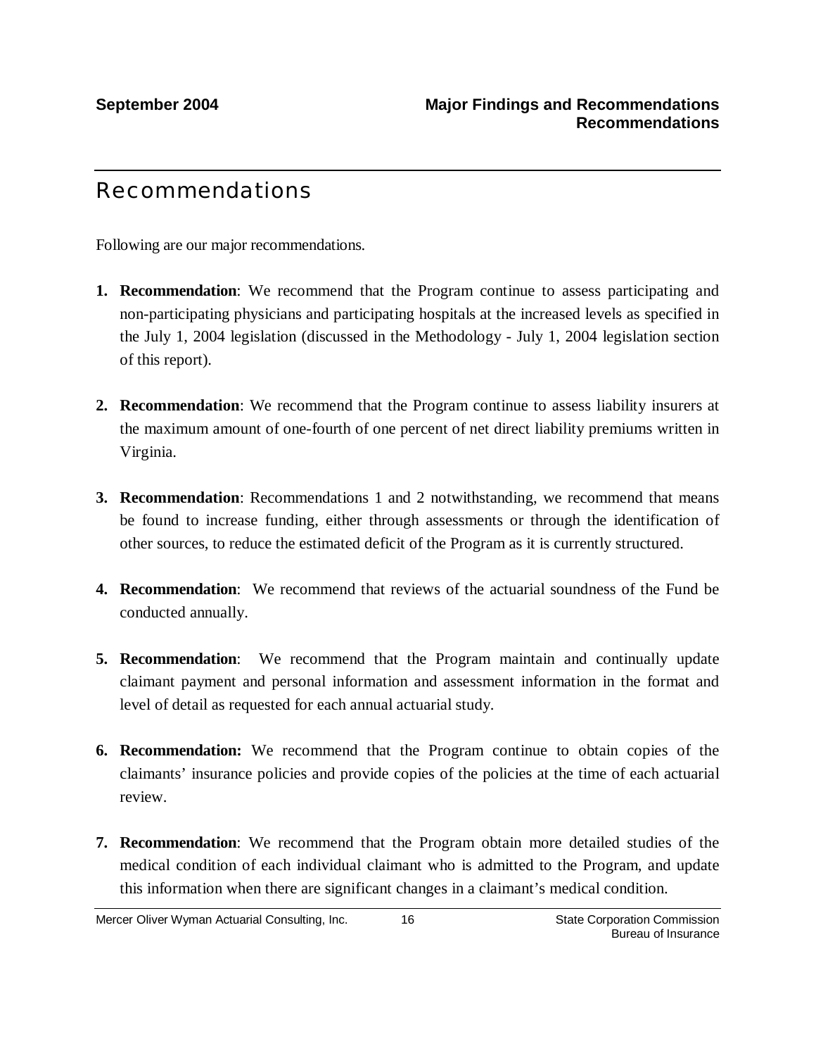# Recommendations

Following are our major recommendations.

1. **Recommendation**: We recommend that the Program continue to assess participating and non-participating physicians and participating hospitals at the increased levels as specified in the July 1, 2004 legislation (discussed in the Methodology - July 1, 2004 legislation section of this report).

2. **Recommendation**: We recommend that the Program continue to assess liability insurers at the maximum amount of one-fourth of one percent of net direct liability premiums written in Virginia.

3. **Recommendation**: Recommendations 1 and 2 notwithstanding, we recommend that means be found to increase funding, either through assessments or through the identification of other sources, to reduce the estimated deficit of the Program as it is currently structured.

4. **Recommendation**: We recommend that reviews of the actuarial soundness of the Fund be conducted annually.

5. **Recommendation**: We recommend that the Program maintain and continually update claimant payment and personal information and assessment information in the format and level of detail as requested for each annual actuarial study.

6. **Recommendation:** We recommend that the Program continue to obtain copies of the claimants' insurance policies and provide copies of the policies at the time of each actuarial review.

7. **Recommendation**: We recommend that the Program obtain more detailed studies of the medical condition of each individual claimant who is admitted to the Program, and update this information when there are significant changes in a claimant's medical condition.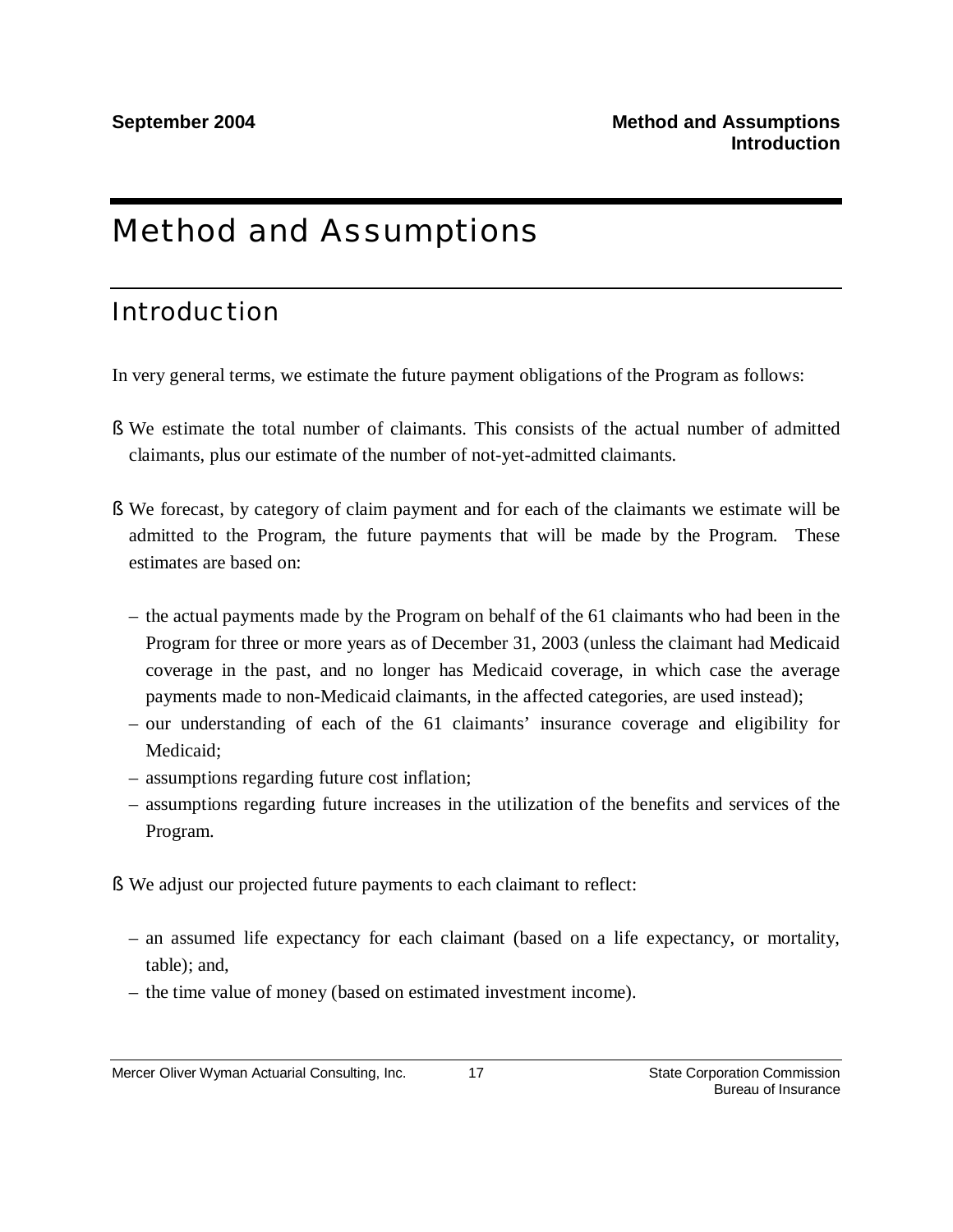# Method and Assumptions

## Introduction

In very general terms, we estimate the future payment obligations of the Program as follows:

- We estimate the total number of claimants. This consists of the actual number of admitted claimants, plus our estimate of the number of not-yet-admitted claimants.
- We forecast, by category of claim payment and for each of the claimants we estimate will be admitted to the Program, the future payments that will be made by the Program. These estimates are based on:
  - the actual payments made by the Program on behalf of the 61 claimants who had been in the Program for three or more years as of December 31, 2003 (unless the claimant had Medicaid coverage in the past, and no longer has Medicaid coverage, in which case the average payments made to non-Medicaid claimants, in the affected categories, are used instead);
  - our understanding of each of the 61 claimants' insurance coverage and eligibility for Medicaid;
  - assumptions regarding future cost inflation;
  - assumptions regarding future increases in the utilization of the benefits and services of the Program.
- We adjust our projected future payments to each claimant to reflect:
  - an assumed life expectancy for each claimant (based on a life expectancy, or mortality, table); and,
  - the time value of money (based on estimated investment income).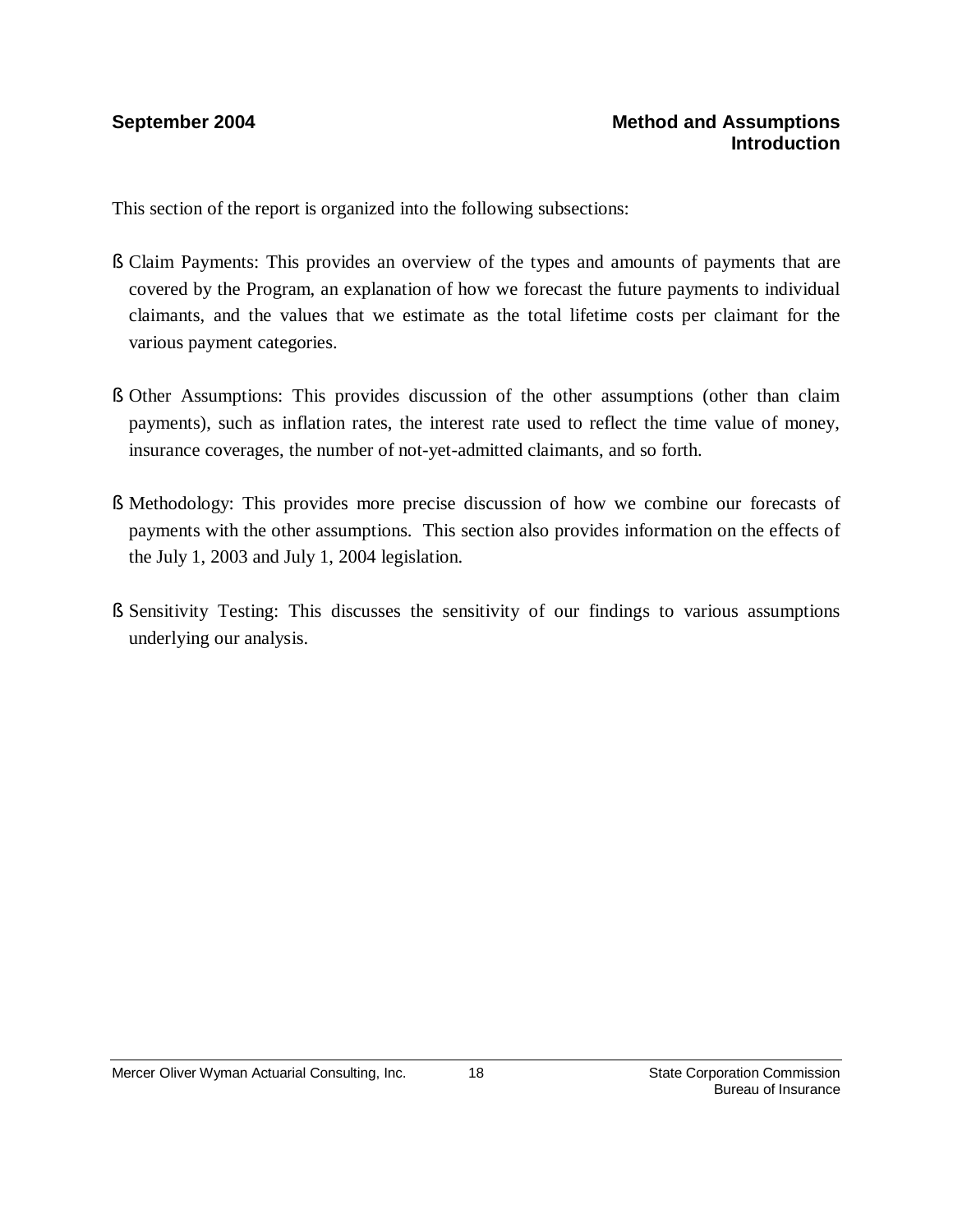## Method and Assumptions
### Introduction

This section of the report is organized into the following subsections:

- Claim Payments: This provides an overview of the types and amounts of payments that are covered by the Program, an explanation of how we forecast the future payments to individual claimants, and the values that we estimate as the total lifetime costs per claimant for the various payment categories.

- Other Assumptions: This provides discussion of the other assumptions (other than claim payments), such as inflation rates, the interest rate used to reflect the time value of money, insurance coverages, the number of not-yet-admitted claimants, and so forth.

- Methodology: This provides more precise discussion of how we combine our forecasts of payments with the other assumptions. This section also provides information on the effects of the July 1, 2003 and July 1, 2004 legislation.

- Sensitivity Testing: This discusses the sensitivity of our findings to various assumptions underlying our analysis.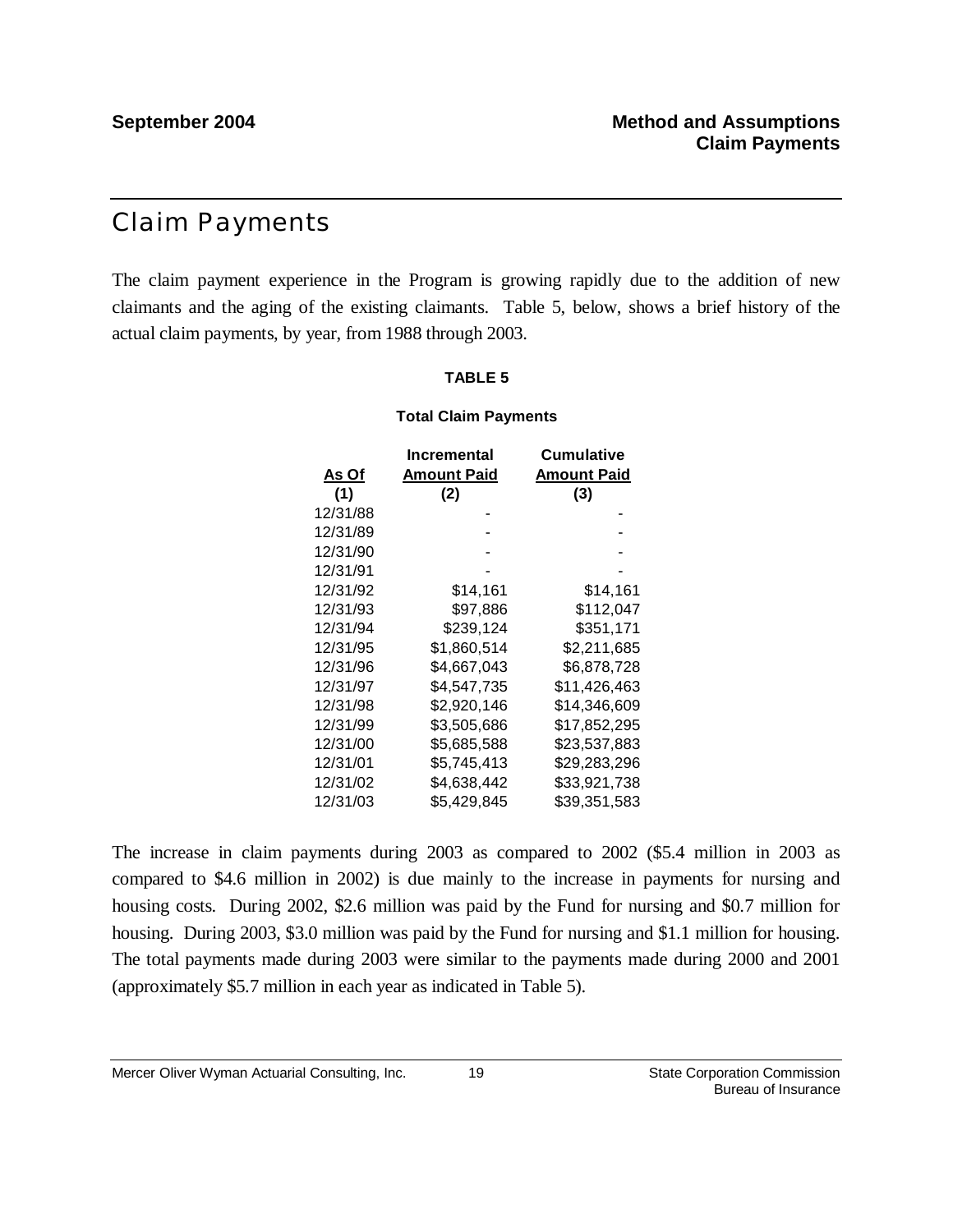# Claim Payments

The claim payment experience in the Program is growing rapidly due to the addition of new claimants and the aging of the existing claimants. Table 5, below, shows a brief history of the actual claim payments, by year, from 1988 through 2003.

**TABLE 5**

**Total Claim Payments**

| As Of<br>(1) | Incremental Amount Paid<br>(2) | Cumulative Amount Paid<br>(3) |
|---|---|---|
| 12/31/88 | - | - |
| 12/31/89 | - | - |
| 12/31/90 | - | - |
| 12/31/91 | - | - |
| 12/31/92 | $14,161 | $14,161 |
| 12/31/93 | $97,886 | $112,047 |
| 12/31/94 | $239,124 | $351,171 |
| 12/31/95 | $1,860,514 | $2,211,685 |
| 12/31/96 | $4,667,043 | $6,878,728 |
| 12/31/97 | $4,547,735 | $11,426,463 |
| 12/31/98 | $2,920,146 | $14,346,609 |
| 12/31/99 | $3,505,686 | $17,852,295 |
| 12/31/00 | $5,685,588 | $23,537,883 |
| 12/31/01 | $5,745,413 | $29,283,296 |
| 12/31/02 | $4,638,442 | $33,921,738 |
| 12/31/03 | $5,429,845 | $39,351,583 |

The increase in claim payments during 2003 as compared to 2002 ($5.4 million in 2003 as compared to $4.6 million in 2002) is due mainly to the increase in payments for nursing and housing costs. During 2002, $2.6 million was paid by the Fund for nursing and $0.7 million for housing. During 2003, $3.0 million was paid by the Fund for nursing and $1.1 million for housing. The total payments made during 2003 were similar to the payments made during 2000 and 2001 (approximately $5.7 million in each year as indicated in Table 5).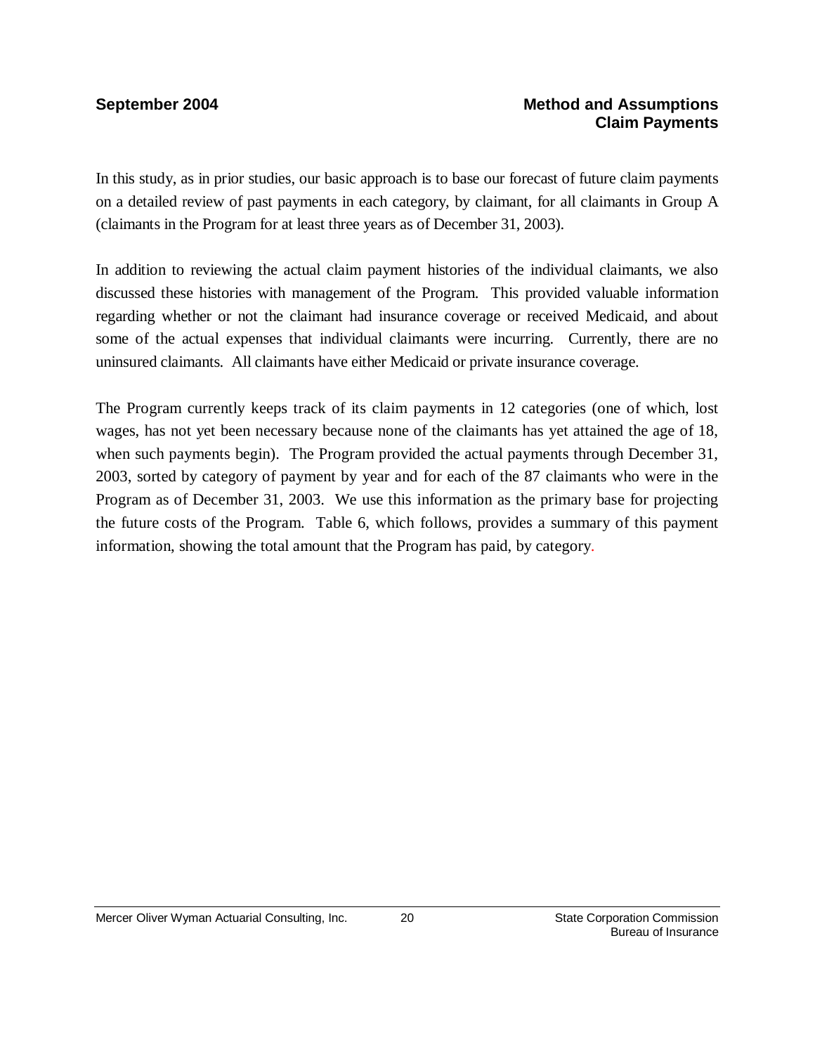In this study, as in prior studies, our basic approach is to base our forecast of future claim payments on a detailed review of past payments in each category, by claimant, for all claimants in Group A (claimants in the Program for at least three years as of December 31, 2003).

In addition to reviewing the actual claim payment histories of the individual claimants, we also discussed these histories with management of the Program. This provided valuable information regarding whether or not the claimant had insurance coverage or received Medicaid, and about some of the actual expenses that individual claimants were incurring. Currently, there are no uninsured claimants. All claimants have either Medicaid or private insurance coverage.

The Program currently keeps track of its claim payments in 12 categories (one of which, lost wages, has not yet been necessary because none of the claimants has yet attained the age of 18, when such payments begin). The Program provided the actual payments through December 31, 2003, sorted by category of payment by year and for each of the 87 claimants who were in the Program as of December 31, 2003. We use this information as the primary base for projecting the future costs of the Program. Table 6, which follows, provides a summary of this payment information, showing the total amount that the Program has paid, by category.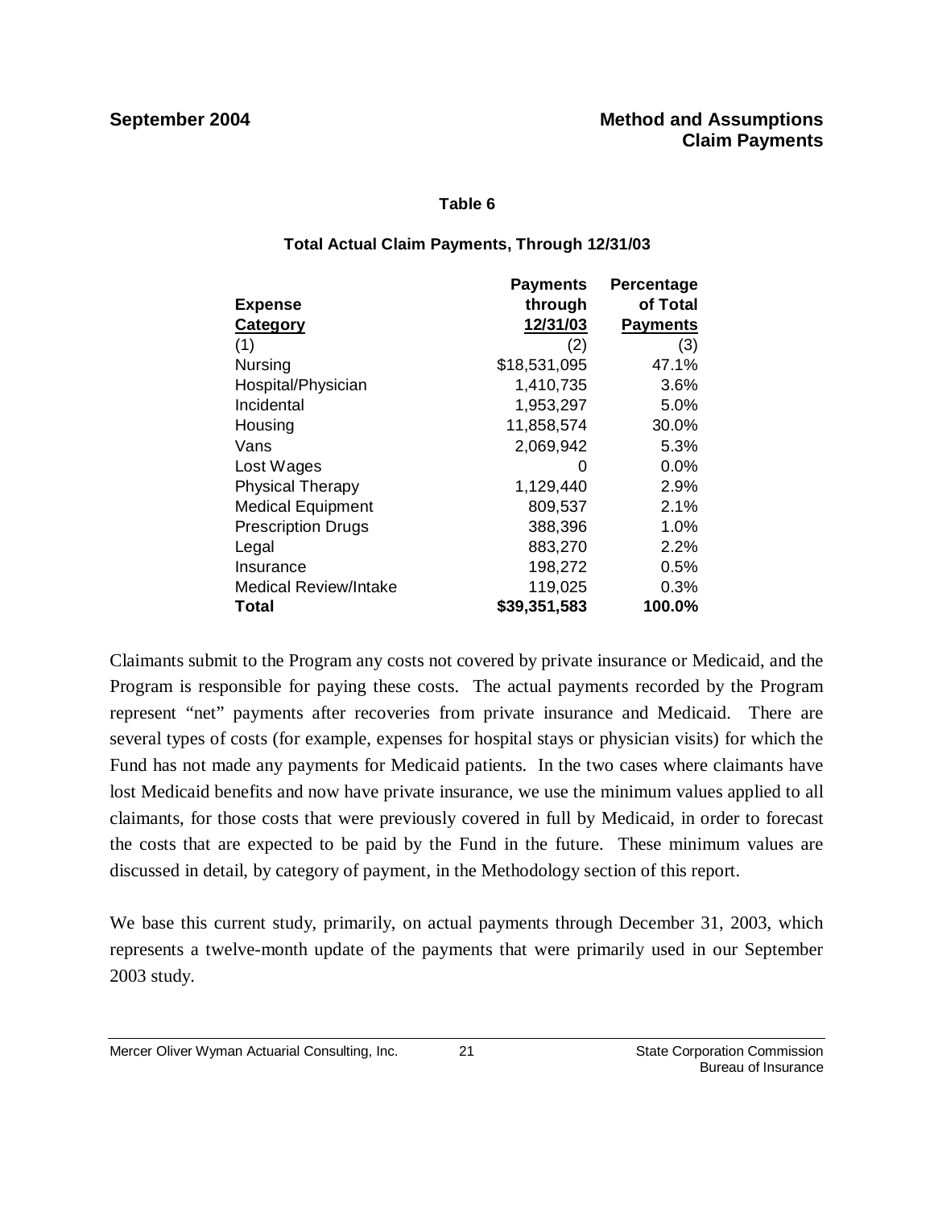**Table 6**

**Total Actual Claim Payments, Through 12/31/03**

| Expense Category | Payments through 12/31/03 | Percentage of Total Payments |
|---|---|---|
| (1) | (2) | (3) |
| Nursing | $18,531,095 | 47.1% |
| Hospital/Physician | 1,410,735 | 3.6% |
| Incidental | 1,953,297 | 5.0% |
| Housing | 11,858,574 | 30.0% |
| Vans | 2,069,942 | 5.3% |
| Lost Wages | 0 | 0.0% |
| Physical Therapy | 1,129,440 | 2.9% |
| Medical Equipment | 809,537 | 2.1% |
| Prescription Drugs | 388,396 | 1.0% |
| Legal | 883,270 | 2.2% |
| Insurance | 198,272 | 0.5% |
| Medical Review/Intake | 119,025 | 0.3% |
| **Total** | **$39,351,583** | **100.0%** |

Claimants submit to the Program any costs not covered by private insurance or Medicaid, and the Program is responsible for paying these costs. The actual payments recorded by the Program represent "net" payments after recoveries from private insurance and Medicaid. There are several types of costs (for example, expenses for hospital stays or physician visits) for which the Fund has not made any payments for Medicaid patients. In the two cases where claimants have lost Medicaid benefits and now have private insurance, we use the minimum values applied to all claimants, for those costs that were previously covered in full by Medicaid, in order to forecast the costs that are expected to be paid by the Fund in the future. These minimum values are discussed in detail, by category of payment, in the Methodology section of this report.

We base this current study, primarily, on actual payments through December 31, 2003, which represents a twelve-month update of the payments that were primarily used in our September 2003 study.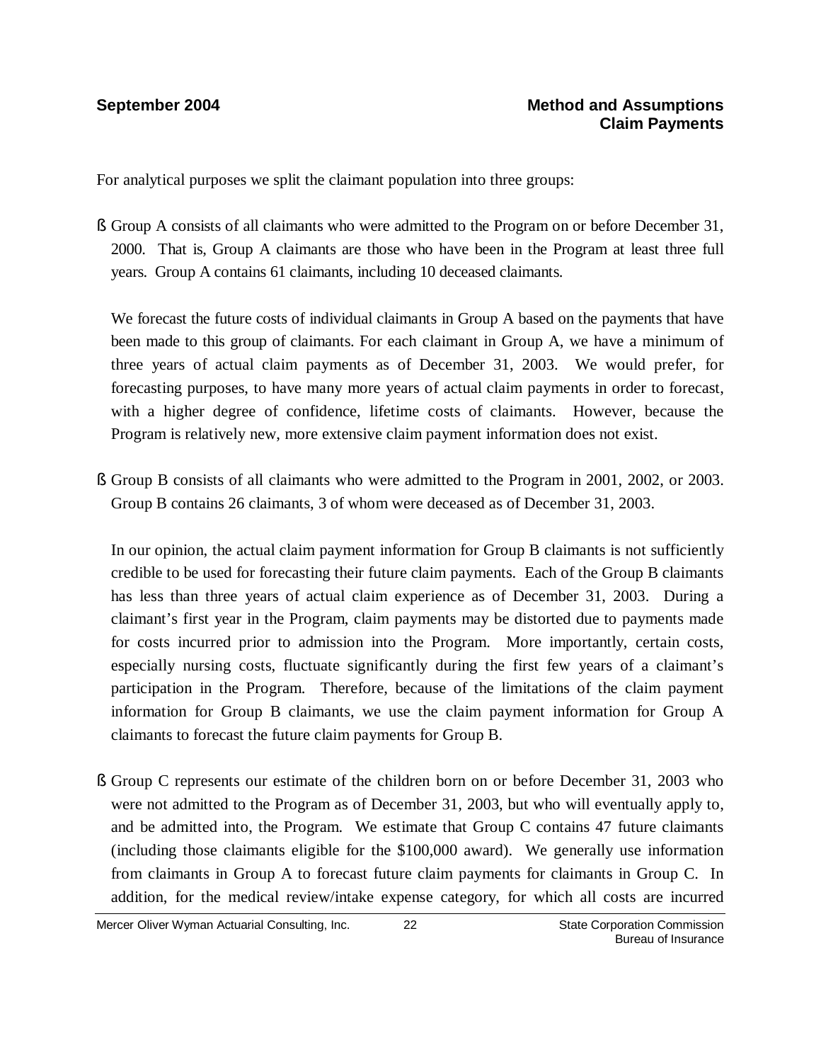For analytical purposes we split the claimant population into three groups:

- Group A consists of all claimants who were admitted to the Program on or before December 31, 2000. That is, Group A claimants are those who have been in the Program at least three full years. Group A contains 61 claimants, including 10 deceased claimants.

  We forecast the future costs of individual claimants in Group A based on the payments that have been made to this group of claimants. For each claimant in Group A, we have a minimum of three years of actual claim payments as of December 31, 2003. We would prefer, for forecasting purposes, to have many more years of actual claim payments in order to forecast, with a higher degree of confidence, lifetime costs of claimants. However, because the Program is relatively new, more extensive claim payment information does not exist.

- Group B consists of all claimants who were admitted to the Program in 2001, 2002, or 2003. Group B contains 26 claimants, 3 of whom were deceased as of December 31, 2003.

  In our opinion, the actual claim payment information for Group B claimants is not sufficiently credible to be used for forecasting their future claim payments. Each of the Group B claimants has less than three years of actual claim experience as of December 31, 2003. During a claimant's first year in the Program, claim payments may be distorted due to payments made for costs incurred prior to admission into the Program. More importantly, certain costs, especially nursing costs, fluctuate significantly during the first few years of a claimant's participation in the Program. Therefore, because of the limitations of the claim payment information for Group B claimants, we use the claim payment information for Group A claimants to forecast the future claim payments for Group B.

- Group C represents our estimate of the children born on or before December 31, 2003 who were not admitted to the Program as of December 31, 2003, but who will eventually apply to, and be admitted into, the Program. We estimate that Group C contains 47 future claimants (including those claimants eligible for the $100,000 award). We generally use information from claimants in Group A to forecast future claim payments for claimants in Group C. In addition, for the medical review/intake expense category, for which all costs are incurred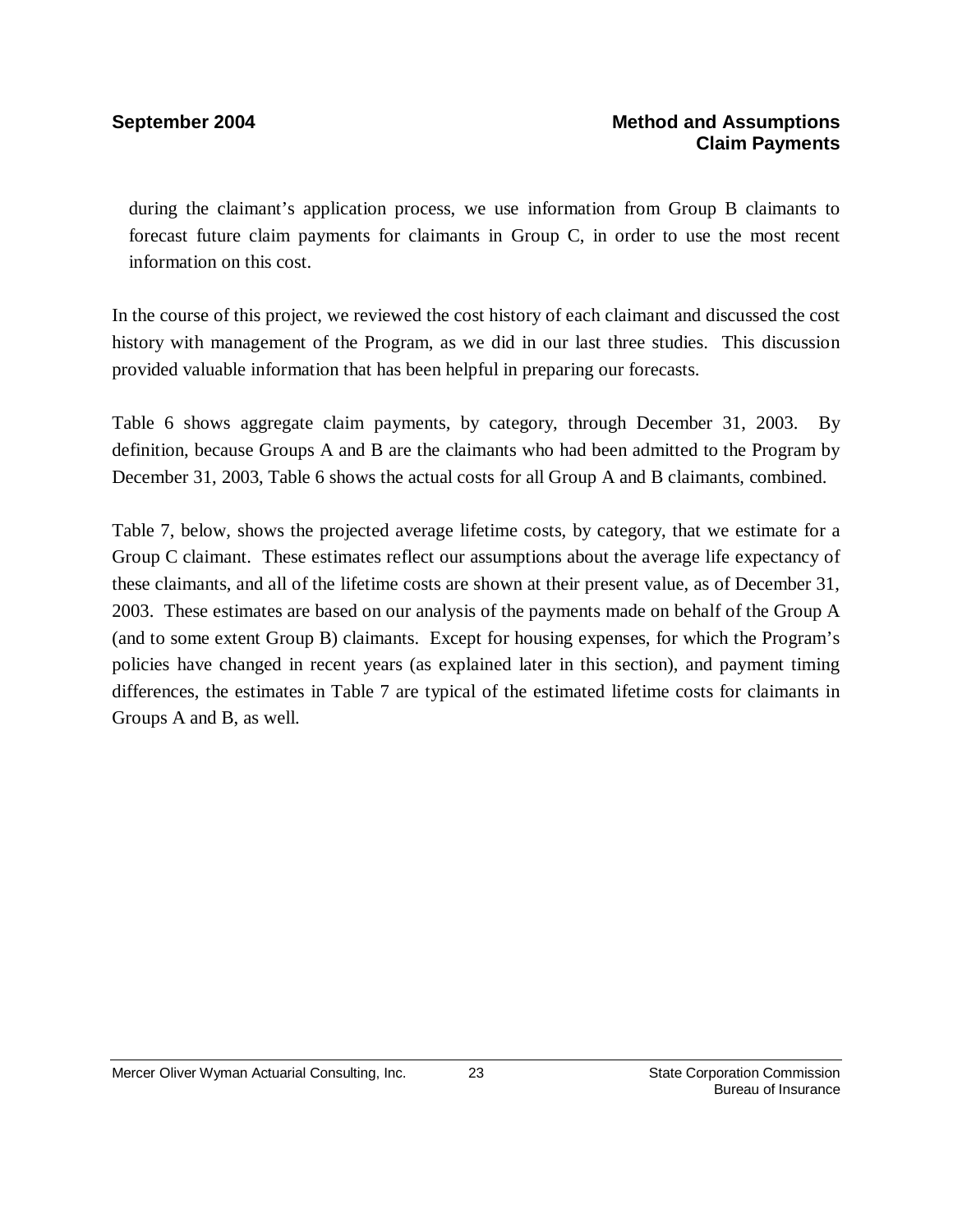during the claimant's application process, we use information from Group B claimants to forecast future claim payments for claimants in Group C, in order to use the most recent information on this cost.

In the course of this project, we reviewed the cost history of each claimant and discussed the cost history with management of the Program, as we did in our last three studies. This discussion provided valuable information that has been helpful in preparing our forecasts.

Table 6 shows aggregate claim payments, by category, through December 31, 2003. By definition, because Groups A and B are the claimants who had been admitted to the Program by December 31, 2003, Table 6 shows the actual costs for all Group A and B claimants, combined.

Table 7, below, shows the projected average lifetime costs, by category, that we estimate for a Group C claimant. These estimates reflect our assumptions about the average life expectancy of these claimants, and all of the lifetime costs are shown at their present value, as of December 31, 2003. These estimates are based on our analysis of the payments made on behalf of the Group A (and to some extent Group B) claimants. Except for housing expenses, for which the Program's policies have changed in recent years (as explained later in this section), and payment timing differences, the estimates in Table 7 are typical of the estimated lifetime costs for claimants in Groups A and B, as well.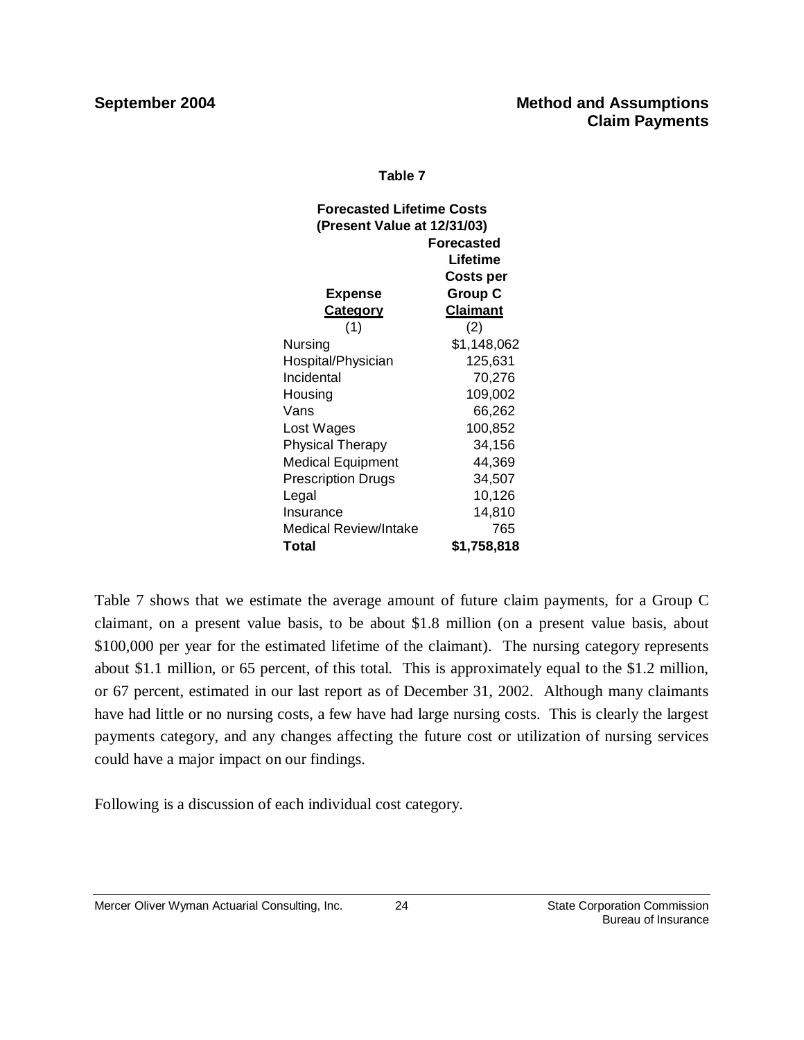**Table 7**

**Forecasted Lifetime Costs**
**(Present Value at 12/31/03)**

| Expense Category | Forecasted Lifetime Costs per Group C Claimant |
|---|---|
| (1) | (2) |
| Nursing | $1,148,062 |
| Hospital/Physician | 125,631 |
| Incidental | 70,276 |
| Housing | 109,002 |
| Vans | 66,262 |
| Lost Wages | 100,852 |
| Physical Therapy | 34,156 |
| Medical Equipment | 44,369 |
| Prescription Drugs | 34,507 |
| Legal | 10,126 |
| Insurance | 14,810 |
| Medical Review/Intake | 765 |
| **Total** | **$1,758,818** |

Table 7 shows that we estimate the average amount of future claim payments, for a Group C claimant, on a present value basis, to be about $1.8 million (on a present value basis, about $100,000 per year for the estimated lifetime of the claimant). The nursing category represents about $1.1 million, or 65 percent, of this total. This is approximately equal to the $1.2 million, or 67 percent, estimated in our last report as of December 31, 2002. Although many claimants have had little or no nursing costs, a few have had large nursing costs. This is clearly the largest payments category, and any changes affecting the future cost or utilization of nursing services could have a major impact on our findings.

Following is a discussion of each individual cost category.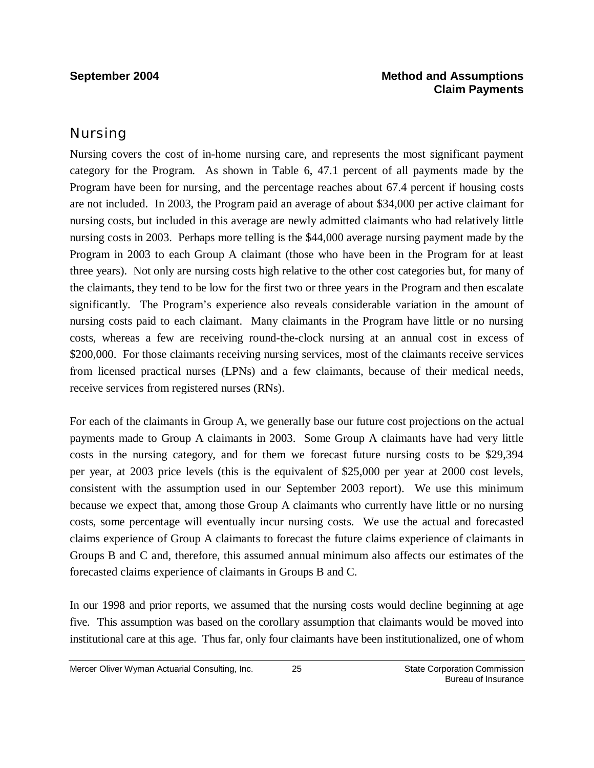## Nursing

Nursing covers the cost of in-home nursing care, and represents the most significant payment category for the Program. As shown in Table 6, 47.1 percent of all payments made by the Program have been for nursing, and the percentage reaches about 67.4 percent if housing costs are not included. In 2003, the Program paid an average of about $34,000 per active claimant for nursing costs, but included in this average are newly admitted claimants who had relatively little nursing costs in 2003. Perhaps more telling is the $44,000 average nursing payment made by the Program in 2003 to each Group A claimant (those who have been in the Program for at least three years). Not only are nursing costs high relative to the other cost categories but, for many of the claimants, they tend to be low for the first two or three years in the Program and then escalate significantly. The Program's experience also reveals considerable variation in the amount of nursing costs paid to each claimant. Many claimants in the Program have little or no nursing costs, whereas a few are receiving round-the-clock nursing at an annual cost in excess of $200,000. For those claimants receiving nursing services, most of the claimants receive services from licensed practical nurses (LPNs) and a few claimants, because of their medical needs, receive services from registered nurses (RNs).

For each of the claimants in Group A, we generally base our future cost projections on the actual payments made to Group A claimants in 2003. Some Group A claimants have had very little costs in the nursing category, and for them we forecast future nursing costs to be $29,394 per year, at 2003 price levels (this is the equivalent of $25,000 per year at 2000 cost levels, consistent with the assumption used in our September 2003 report). We use this minimum because we expect that, among those Group A claimants who currently have little or no nursing costs, some percentage will eventually incur nursing costs. We use the actual and forecasted claims experience of Group A claimants to forecast the future claims experience of claimants in Groups B and C and, therefore, this assumed annual minimum also affects our estimates of the forecasted claims experience of claimants in Groups B and C.

In our 1998 and prior reports, we assumed that the nursing costs would decline beginning at age five. This assumption was based on the corollary assumption that claimants would be moved into institutional care at this age. Thus far, only four claimants have been institutionalized, one of whom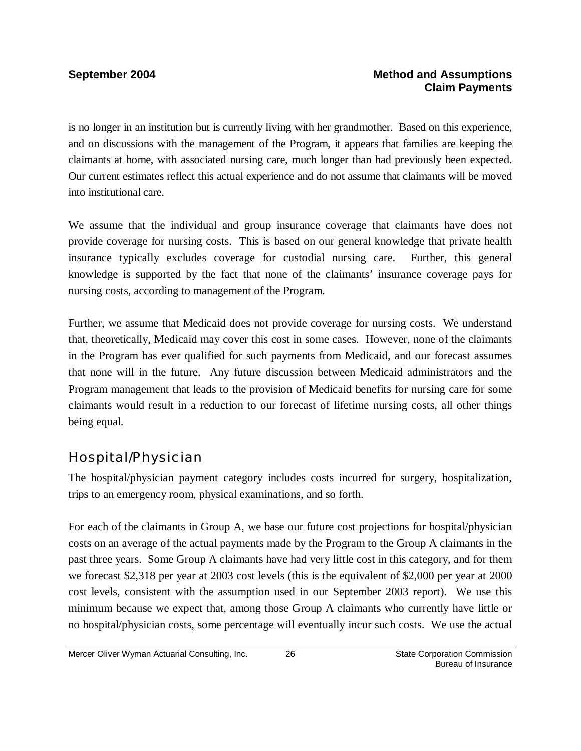is no longer in an institution but is currently living with her grandmother. Based on this experience, and on discussions with the management of the Program, it appears that families are keeping the claimants at home, with associated nursing care, much longer than had previously been expected. Our current estimates reflect this actual experience and do not assume that claimants will be moved into institutional care.

We assume that the individual and group insurance coverage that claimants have does not provide coverage for nursing costs. This is based on our general knowledge that private health insurance typically excludes coverage for custodial nursing care. Further, this general knowledge is supported by the fact that none of the claimants' insurance coverage pays for nursing costs, according to management of the Program.

Further, we assume that Medicaid does not provide coverage for nursing costs. We understand that, theoretically, Medicaid may cover this cost in some cases. However, none of the claimants in the Program has ever qualified for such payments from Medicaid, and our forecast assumes that none will in the future. Any future discussion between Medicaid administrators and the Program management that leads to the provision of Medicaid benefits for nursing care for some claimants would result in a reduction to our forecast of lifetime nursing costs, all other things being equal.

## Hospital/Physician

The hospital/physician payment category includes costs incurred for surgery, hospitalization, trips to an emergency room, physical examinations, and so forth.

For each of the claimants in Group A, we base our future cost projections for hospital/physician costs on an average of the actual payments made by the Program to the Group A claimants in the past three years. Some Group A claimants have had very little cost in this category, and for them we forecast $2,318 per year at 2003 cost levels (this is the equivalent of $2,000 per year at 2000 cost levels, consistent with the assumption used in our September 2003 report). We use this minimum because we expect that, among those Group A claimants who currently have little or no hospital/physician costs, some percentage will eventually incur such costs. We use the actual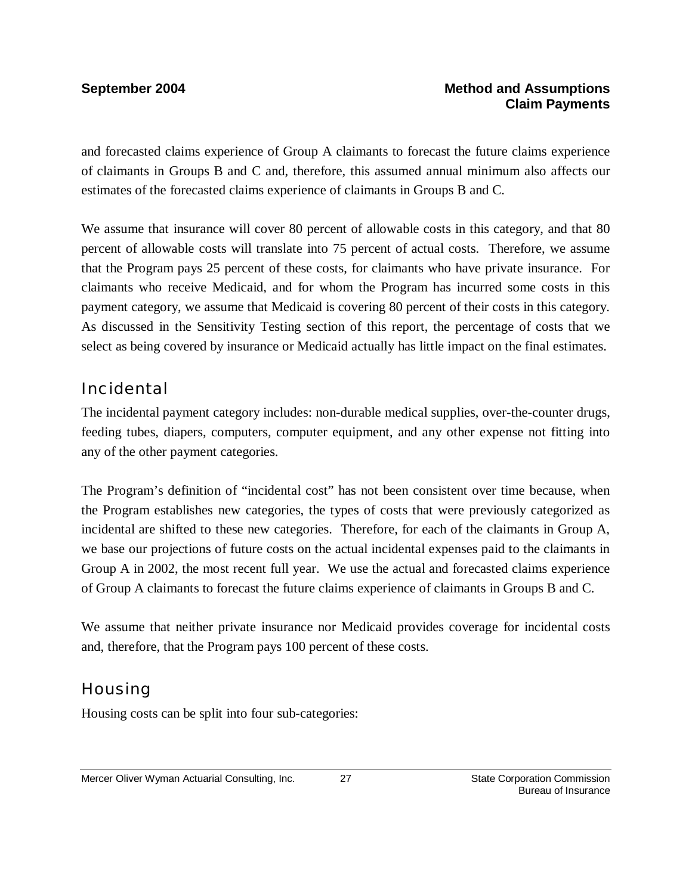and forecasted claims experience of Group A claimants to forecast the future claims experience of claimants in Groups B and C and, therefore, this assumed annual minimum also affects our estimates of the forecasted claims experience of claimants in Groups B and C.

We assume that insurance will cover 80 percent of allowable costs in this category, and that 80 percent of allowable costs will translate into 75 percent of actual costs. Therefore, we assume that the Program pays 25 percent of these costs, for claimants who have private insurance. For claimants who receive Medicaid, and for whom the Program has incurred some costs in this payment category, we assume that Medicaid is covering 80 percent of their costs in this category. As discussed in the Sensitivity Testing section of this report, the percentage of costs that we select as being covered by insurance or Medicaid actually has little impact on the final estimates.

## Incidental

The incidental payment category includes: non-durable medical supplies, over-the-counter drugs, feeding tubes, diapers, computers, computer equipment, and any other expense not fitting into any of the other payment categories.

The Program's definition of "incidental cost" has not been consistent over time because, when the Program establishes new categories, the types of costs that were previously categorized as incidental are shifted to these new categories. Therefore, for each of the claimants in Group A, we base our projections of future costs on the actual incidental expenses paid to the claimants in Group A in 2002, the most recent full year. We use the actual and forecasted claims experience of Group A claimants to forecast the future claims experience of claimants in Groups B and C.

We assume that neither private insurance nor Medicaid provides coverage for incidental costs and, therefore, that the Program pays 100 percent of these costs.

## Housing

Housing costs can be split into four sub-categories: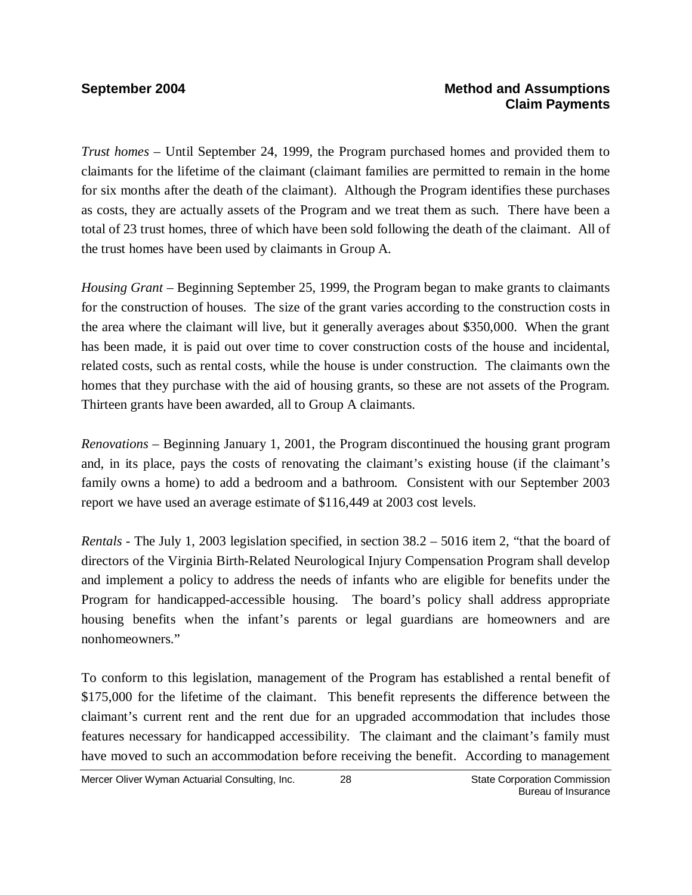*Trust homes* – Until September 24, 1999, the Program purchased homes and provided them to claimants for the lifetime of the claimant (claimant families are permitted to remain in the home for six months after the death of the claimant). Although the Program identifies these purchases as costs, they are actually assets of the Program and we treat them as such. There have been a total of 23 trust homes, three of which have been sold following the death of the claimant. All of the trust homes have been used by claimants in Group A.

*Housing Grant* – Beginning September 25, 1999, the Program began to make grants to claimants for the construction of houses. The size of the grant varies according to the construction costs in the area where the claimant will live, but it generally averages about $350,000. When the grant has been made, it is paid out over time to cover construction costs of the house and incidental, related costs, such as rental costs, while the house is under construction. The claimants own the homes that they purchase with the aid of housing grants, so these are not assets of the Program. Thirteen grants have been awarded, all to Group A claimants.

*Renovations* – Beginning January 1, 2001, the Program discontinued the housing grant program and, in its place, pays the costs of renovating the claimant's existing house (if the claimant's family owns a home) to add a bedroom and a bathroom. Consistent with our September 2003 report we have used an average estimate of $116,449 at 2003 cost levels.

*Rentals* - The July 1, 2003 legislation specified, in section 38.2 – 5016 item 2, "that the board of directors of the Virginia Birth-Related Neurological Injury Compensation Program shall develop and implement a policy to address the needs of infants who are eligible for benefits under the Program for handicapped-accessible housing. The board's policy shall address appropriate housing benefits when the infant's parents or legal guardians are homeowners and are nonhomeowners."

To conform to this legislation, management of the Program has established a rental benefit of $175,000 for the lifetime of the claimant. This benefit represents the difference between the claimant's current rent and the rent due for an upgraded accommodation that includes those features necessary for handicapped accessibility. The claimant and the claimant's family must have moved to such an accommodation before receiving the benefit. According to management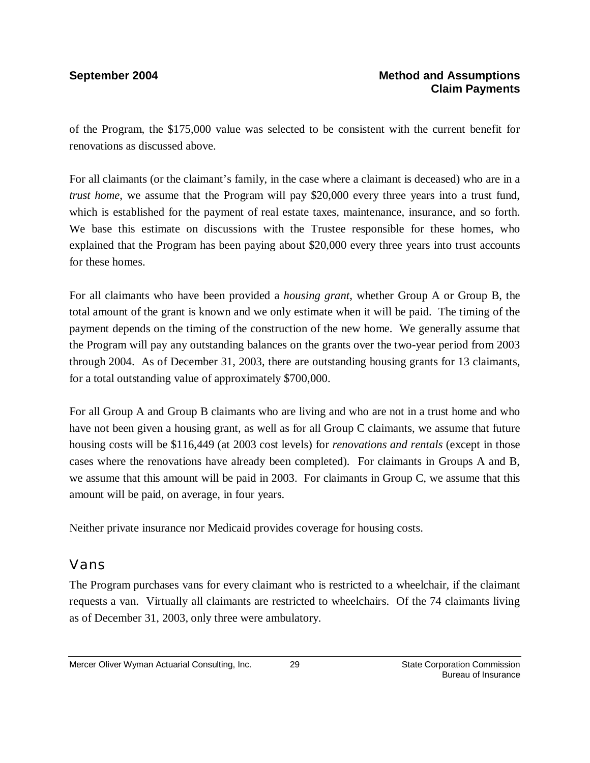of the Program, the $175,000 value was selected to be consistent with the current benefit for renovations as discussed above.

For all claimants (or the claimant's family, in the case where a claimant is deceased) who are in a *trust home*, we assume that the Program will pay $20,000 every three years into a trust fund, which is established for the payment of real estate taxes, maintenance, insurance, and so forth. We base this estimate on discussions with the Trustee responsible for these homes, who explained that the Program has been paying about $20,000 every three years into trust accounts for these homes.

For all claimants who have been provided a *housing grant*, whether Group A or Group B, the total amount of the grant is known and we only estimate when it will be paid. The timing of the payment depends on the timing of the construction of the new home. We generally assume that the Program will pay any outstanding balances on the grants over the two-year period from 2003 through 2004. As of December 31, 2003, there are outstanding housing grants for 13 claimants, for a total outstanding value of approximately $700,000.

For all Group A and Group B claimants who are living and who are not in a trust home and who have not been given a housing grant, as well as for all Group C claimants, we assume that future housing costs will be $116,449 (at 2003 cost levels) for *renovations and rentals* (except in those cases where the renovations have already been completed). For claimants in Groups A and B, we assume that this amount will be paid in 2003. For claimants in Group C, we assume that this amount will be paid, on average, in four years.

Neither private insurance nor Medicaid provides coverage for housing costs.

## Vans

The Program purchases vans for every claimant who is restricted to a wheelchair, if the claimant requests a van. Virtually all claimants are restricted to wheelchairs. Of the 74 claimants living as of December 31, 2003, only three were ambulatory.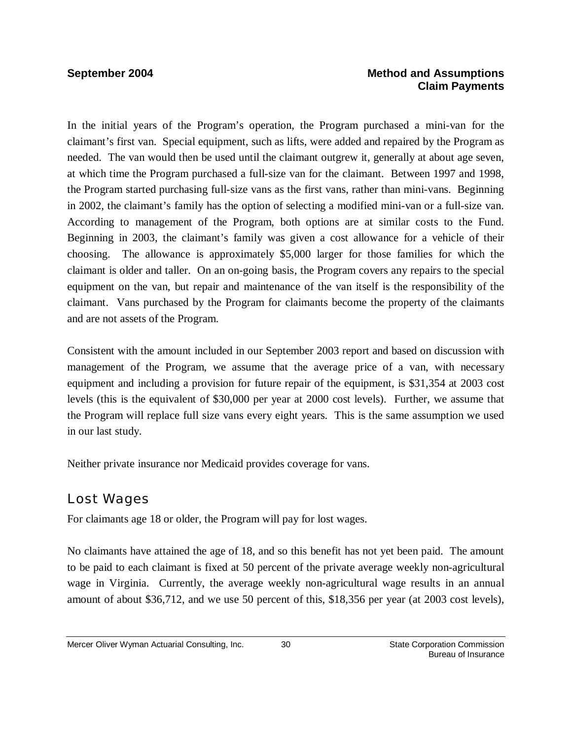In the initial years of the Program's operation, the Program purchased a mini-van for the claimant's first van. Special equipment, such as lifts, were added and repaired by the Program as needed. The van would then be used until the claimant outgrew it, generally at about age seven, at which time the Program purchased a full-size van for the claimant. Between 1997 and 1998, the Program started purchasing full-size vans as the first vans, rather than mini-vans. Beginning in 2002, the claimant's family has the option of selecting a modified mini-van or a full-size van. According to management of the Program, both options are at similar costs to the Fund. Beginning in 2003, the claimant's family was given a cost allowance for a vehicle of their choosing. The allowance is approximately $5,000 larger for those families for which the claimant is older and taller. On an on-going basis, the Program covers any repairs to the special equipment on the van, but repair and maintenance of the van itself is the responsibility of the claimant. Vans purchased by the Program for claimants become the property of the claimants and are not assets of the Program.

Consistent with the amount included in our September 2003 report and based on discussion with management of the Program, we assume that the average price of a van, with necessary equipment and including a provision for future repair of the equipment, is $31,354 at 2003 cost levels (this is the equivalent of $30,000 per year at 2000 cost levels). Further, we assume that the Program will replace full size vans every eight years. This is the same assumption we used in our last study.

Neither private insurance nor Medicaid provides coverage for vans.

## Lost Wages

For claimants age 18 or older, the Program will pay for lost wages.

No claimants have attained the age of 18, and so this benefit has not yet been paid. The amount to be paid to each claimant is fixed at 50 percent of the private average weekly non-agricultural wage in Virginia. Currently, the average weekly non-agricultural wage results in an annual amount of about $36,712, and we use 50 percent of this, $18,356 per year (at 2003 cost levels),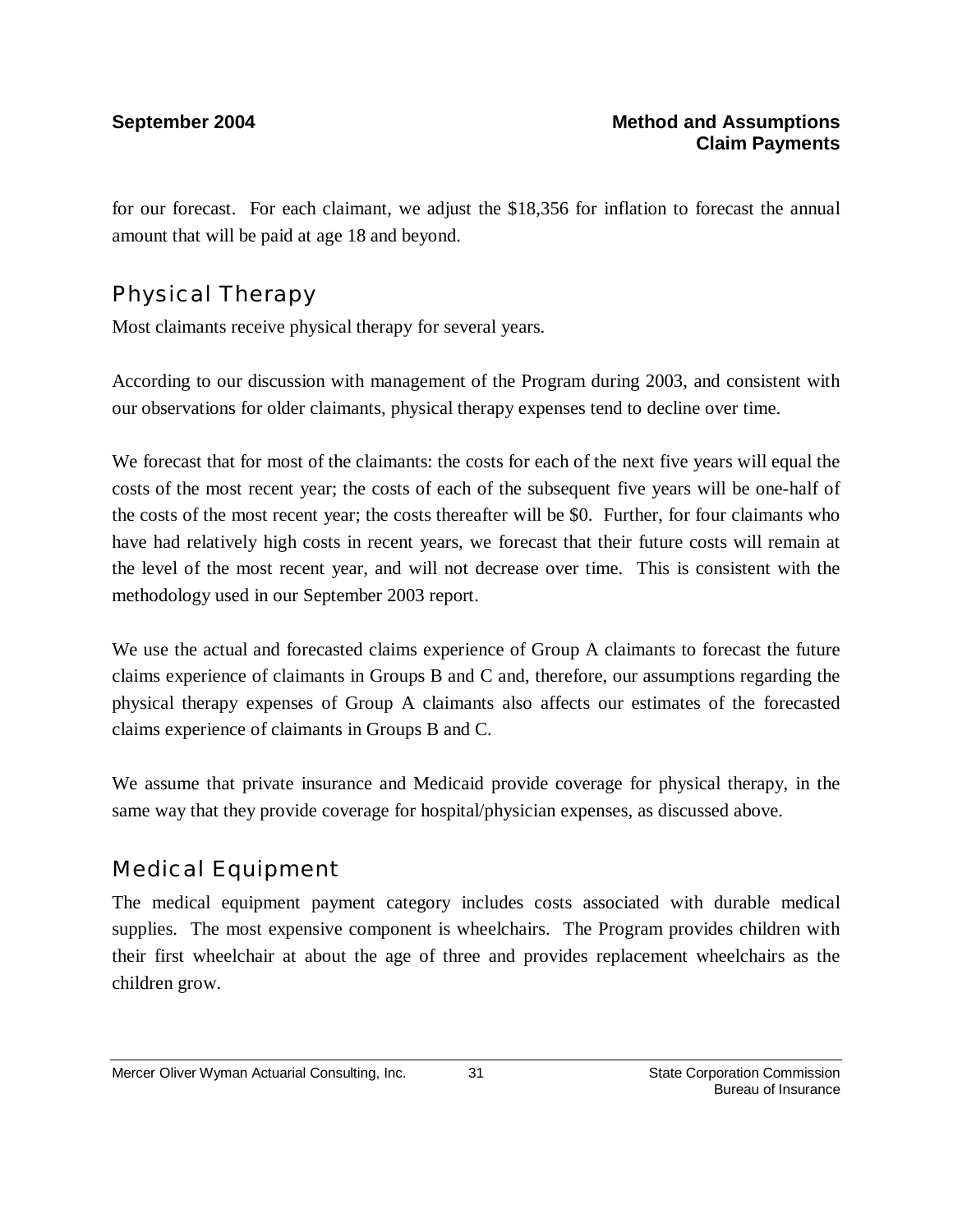for our forecast. For each claimant, we adjust the $18,356 for inflation to forecast the annual amount that will be paid at age 18 and beyond.

## Physical Therapy

Most claimants receive physical therapy for several years.

According to our discussion with management of the Program during 2003, and consistent with our observations for older claimants, physical therapy expenses tend to decline over time.

We forecast that for most of the claimants: the costs for each of the next five years will equal the costs of the most recent year; the costs of each of the subsequent five years will be one-half of the costs of the most recent year; the costs thereafter will be $0. Further, for four claimants who have had relatively high costs in recent years, we forecast that their future costs will remain at the level of the most recent year, and will not decrease over time. This is consistent with the methodology used in our September 2003 report.

We use the actual and forecasted claims experience of Group A claimants to forecast the future claims experience of claimants in Groups B and C and, therefore, our assumptions regarding the physical therapy expenses of Group A claimants also affects our estimates of the forecasted claims experience of claimants in Groups B and C.

We assume that private insurance and Medicaid provide coverage for physical therapy, in the same way that they provide coverage for hospital/physician expenses, as discussed above.

## Medical Equipment

The medical equipment payment category includes costs associated with durable medical supplies. The most expensive component is wheelchairs. The Program provides children with their first wheelchair at about the age of three and provides replacement wheelchairs as the children grow.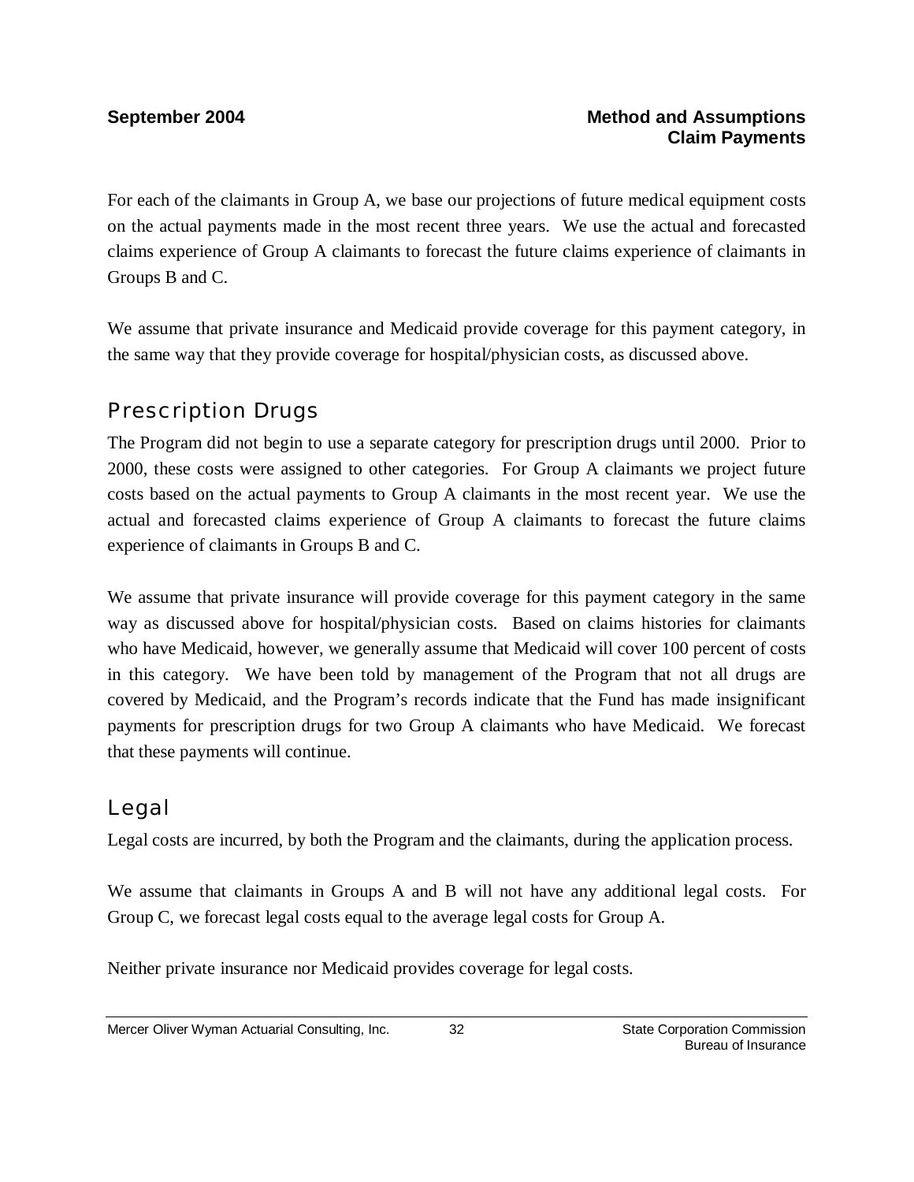For each of the claimants in Group A, we base our projections of future medical equipment costs on the actual payments made in the most recent three years. We use the actual and forecasted claims experience of Group A claimants to forecast the future claims experience of claimants in Groups B and C.

We assume that private insurance and Medicaid provide coverage for this payment category, in the same way that they provide coverage for hospital/physician costs, as discussed above.

## Prescription Drugs

The Program did not begin to use a separate category for prescription drugs until 2000. Prior to 2000, these costs were assigned to other categories. For Group A claimants we project future costs based on the actual payments to Group A claimants in the most recent year. We use the actual and forecasted claims experience of Group A claimants to forecast the future claims experience of claimants in Groups B and C.

We assume that private insurance will provide coverage for this payment category in the same way as discussed above for hospital/physician costs. Based on claims histories for claimants who have Medicaid, however, we generally assume that Medicaid will cover 100 percent of costs in this category. We have been told by management of the Program that not all drugs are covered by Medicaid, and the Program's records indicate that the Fund has made insignificant payments for prescription drugs for two Group A claimants who have Medicaid. We forecast that these payments will continue.

## Legal

Legal costs are incurred, by both the Program and the claimants, during the application process.

We assume that claimants in Groups A and B will not have any additional legal costs. For Group C, we forecast legal costs equal to the average legal costs for Group A.

Neither private insurance nor Medicaid provides coverage for legal costs.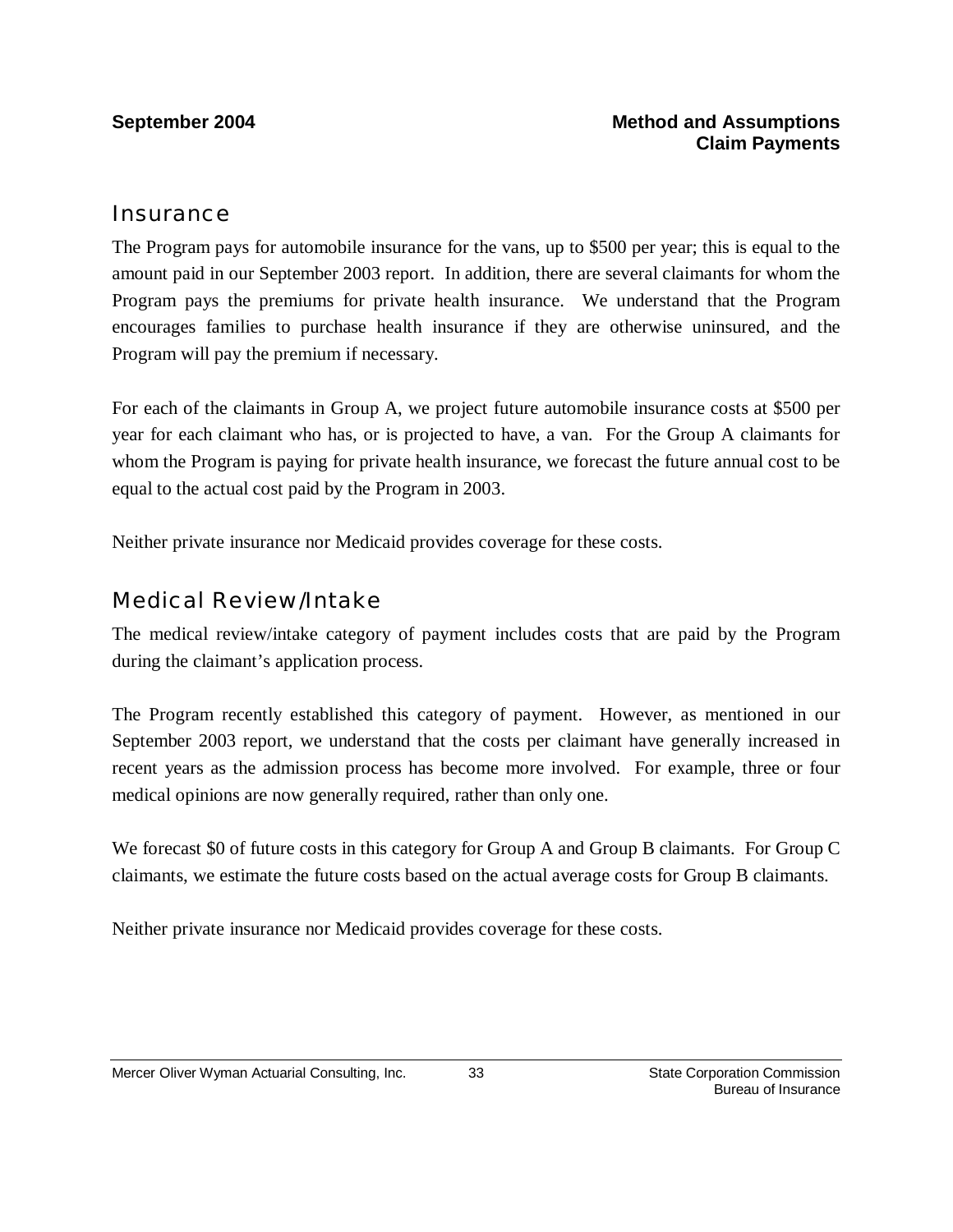## Insurance

The Program pays for automobile insurance for the vans, up to $500 per year; this is equal to the amount paid in our September 2003 report. In addition, there are several claimants for whom the Program pays the premiums for private health insurance. We understand that the Program encourages families to purchase health insurance if they are otherwise uninsured, and the Program will pay the premium if necessary.

For each of the claimants in Group A, we project future automobile insurance costs at $500 per year for each claimant who has, or is projected to have, a van. For the Group A claimants for whom the Program is paying for private health insurance, we forecast the future annual cost to be equal to the actual cost paid by the Program in 2003.

Neither private insurance nor Medicaid provides coverage for these costs.

## Medical Review/Intake

The medical review/intake category of payment includes costs that are paid by the Program during the claimant's application process.

The Program recently established this category of payment. However, as mentioned in our September 2003 report, we understand that the costs per claimant have generally increased in recent years as the admission process has become more involved. For example, three or four medical opinions are now generally required, rather than only one.

We forecast $0 of future costs in this category for Group A and Group B claimants. For Group C claimants, we estimate the future costs based on the actual average costs for Group B claimants.

Neither private insurance nor Medicaid provides coverage for these costs.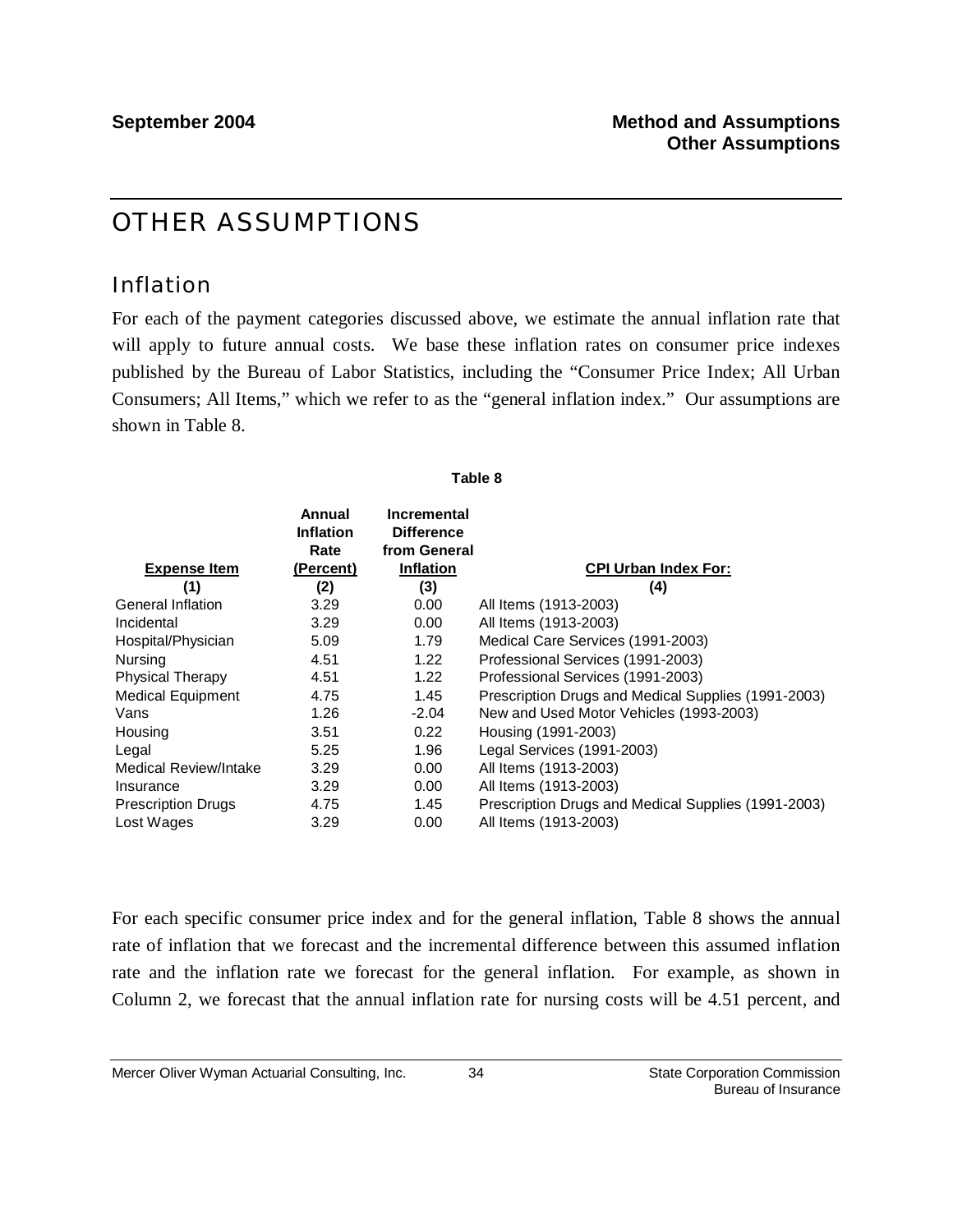# OTHER ASSUMPTIONS

## Inflation

For each of the payment categories discussed above, we estimate the annual inflation rate that will apply to future annual costs. We base these inflation rates on consumer price indexes published by the Bureau of Labor Statistics, including the "Consumer Price Index; All Urban Consumers; All Items," which we refer to as the "general inflation index." Our assumptions are shown in Table 8.

**Table 8**

| Expense Item | Annual Inflation Rate (Percent) | Incremental Difference from General Inflation | CPI Urban Index For: |
|---|---|---|---|
| (1) | (2) | (3) | (4) |
| General Inflation | 3.29 | 0.00 | All Items (1913-2003) |
| Incidental | 3.29 | 0.00 | All Items (1913-2003) |
| Hospital/Physician | 5.09 | 1.79 | Medical Care Services (1991-2003) |
| Nursing | 4.51 | 1.22 | Professional Services (1991-2003) |
| Physical Therapy | 4.51 | 1.22 | Professional Services (1991-2003) |
| Medical Equipment | 4.75 | 1.45 | Prescription Drugs and Medical Supplies (1991-2003) |
| Vans | 1.26 | -2.04 | New and Used Motor Vehicles (1993-2003) |
| Housing | 3.51 | 0.22 | Housing (1991-2003) |
| Legal | 5.25 | 1.96 | Legal Services (1991-2003) |
| Medical Review/Intake | 3.29 | 0.00 | All Items (1913-2003) |
| Insurance | 3.29 | 0.00 | All Items (1913-2003) |
| Prescription Drugs | 4.75 | 1.45 | Prescription Drugs and Medical Supplies (1991-2003) |
| Lost Wages | 3.29 | 0.00 | All Items (1913-2003) |

For each specific consumer price index and for the general inflation, Table 8 shows the annual rate of inflation that we forecast and the incremental difference between this assumed inflation rate and the inflation rate we forecast for the general inflation. For example, as shown in Column 2, we forecast that the annual inflation rate for nursing costs will be 4.51 percent, and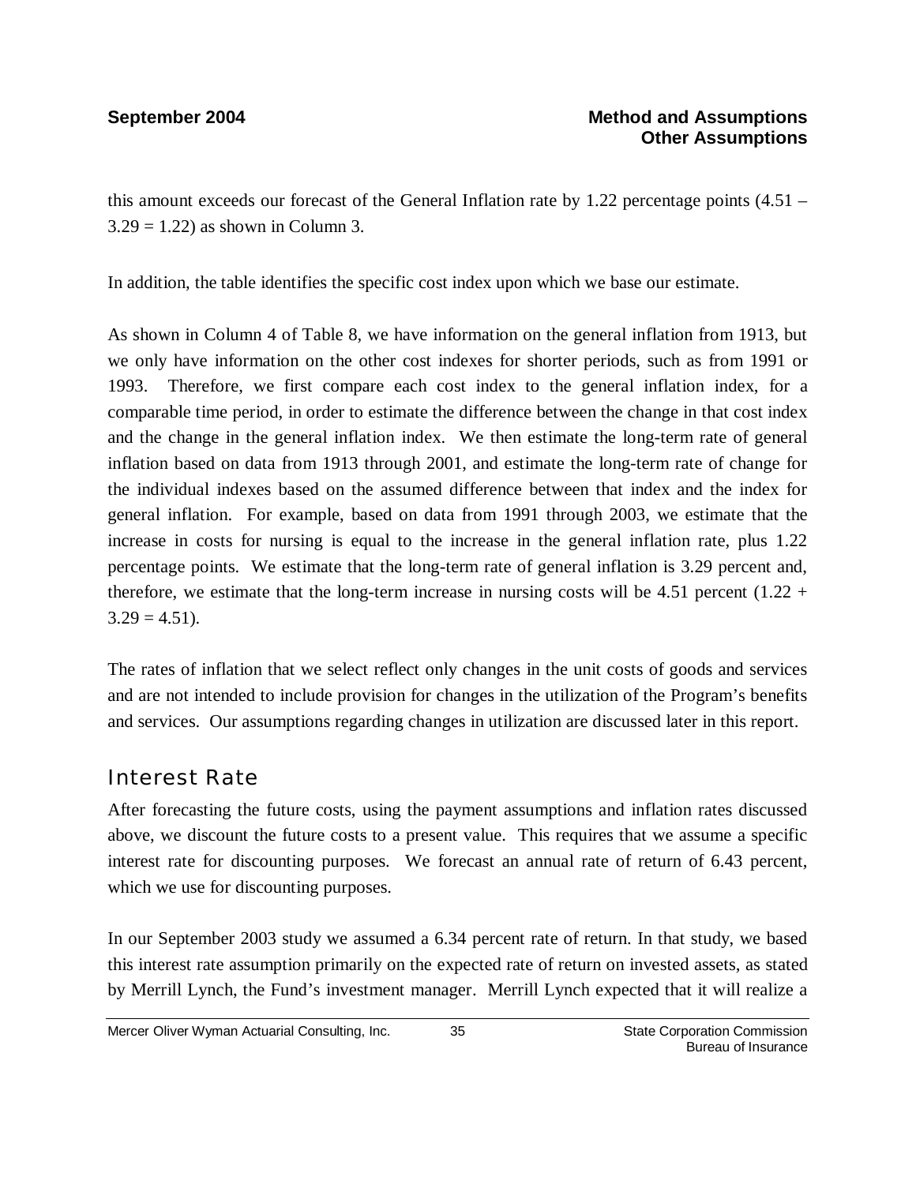this amount exceeds our forecast of the General Inflation rate by 1.22 percentage points (4.51 – 3.29 = 1.22) as shown in Column 3.

In addition, the table identifies the specific cost index upon which we base our estimate.

As shown in Column 4 of Table 8, we have information on the general inflation from 1913, but we only have information on the other cost indexes for shorter periods, such as from 1991 or 1993. Therefore, we first compare each cost index to the general inflation index, for a comparable time period, in order to estimate the difference between the change in that cost index and the change in the general inflation index. We then estimate the long-term rate of general inflation based on data from 1913 through 2001, and estimate the long-term rate of change for the individual indexes based on the assumed difference between that index and the index for general inflation. For example, based on data from 1991 through 2003, we estimate that the increase in costs for nursing is equal to the increase in the general inflation rate, plus 1.22 percentage points. We estimate that the long-term rate of general inflation is 3.29 percent and, therefore, we estimate that the long-term increase in nursing costs will be 4.51 percent (1.22 + 3.29 = 4.51).

The rates of inflation that we select reflect only changes in the unit costs of goods and services and are not intended to include provision for changes in the utilization of the Program's benefits and services. Our assumptions regarding changes in utilization are discussed later in this report.

## Interest Rate

After forecasting the future costs, using the payment assumptions and inflation rates discussed above, we discount the future costs to a present value. This requires that we assume a specific interest rate for discounting purposes. We forecast an annual rate of return of 6.43 percent, which we use for discounting purposes.

In our September 2003 study we assumed a 6.34 percent rate of return. In that study, we based this interest rate assumption primarily on the expected rate of return on invested assets, as stated by Merrill Lynch, the Fund's investment manager. Merrill Lynch expected that it will realize a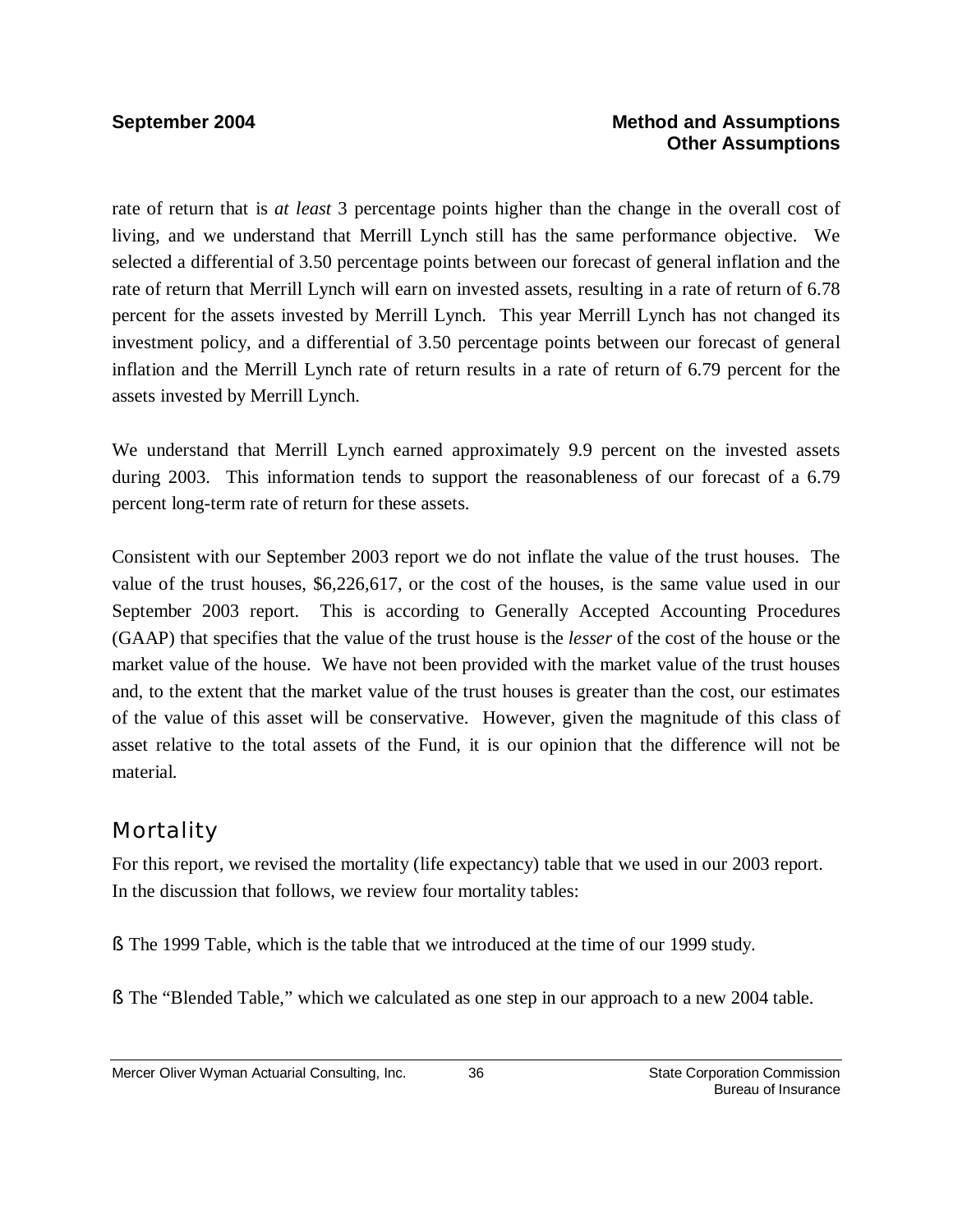rate of return that is *at least* 3 percentage points higher than the change in the overall cost of living, and we understand that Merrill Lynch still has the same performance objective. We selected a differential of 3.50 percentage points between our forecast of general inflation and the rate of return that Merrill Lynch will earn on invested assets, resulting in a rate of return of 6.78 percent for the assets invested by Merrill Lynch. This year Merrill Lynch has not changed its investment policy, and a differential of 3.50 percentage points between our forecast of general inflation and the Merrill Lynch rate of return results in a rate of return of 6.79 percent for the assets invested by Merrill Lynch.

We understand that Merrill Lynch earned approximately 9.9 percent on the invested assets during 2003. This information tends to support the reasonableness of our forecast of a 6.79 percent long-term rate of return for these assets.

Consistent with our September 2003 report we do not inflate the value of the trust houses. The value of the trust houses, $6,226,617, or the cost of the houses, is the same value used in our September 2003 report. This is according to Generally Accepted Accounting Procedures (GAAP) that specifies that the value of the trust house is the *lesser* of the cost of the house or the market value of the house. We have not been provided with the market value of the trust houses and, to the extent that the market value of the trust houses is greater than the cost, our estimates of the value of this asset will be conservative. However, given the magnitude of this class of asset relative to the total assets of the Fund, it is our opinion that the difference will not be material.

## Mortality

For this report, we revised the mortality (life expectancy) table that we used in our 2003 report. In the discussion that follows, we review four mortality tables:

- The 1999 Table, which is the table that we introduced at the time of our 1999 study.

- The "Blended Table," which we calculated as one step in our approach to a new 2004 table.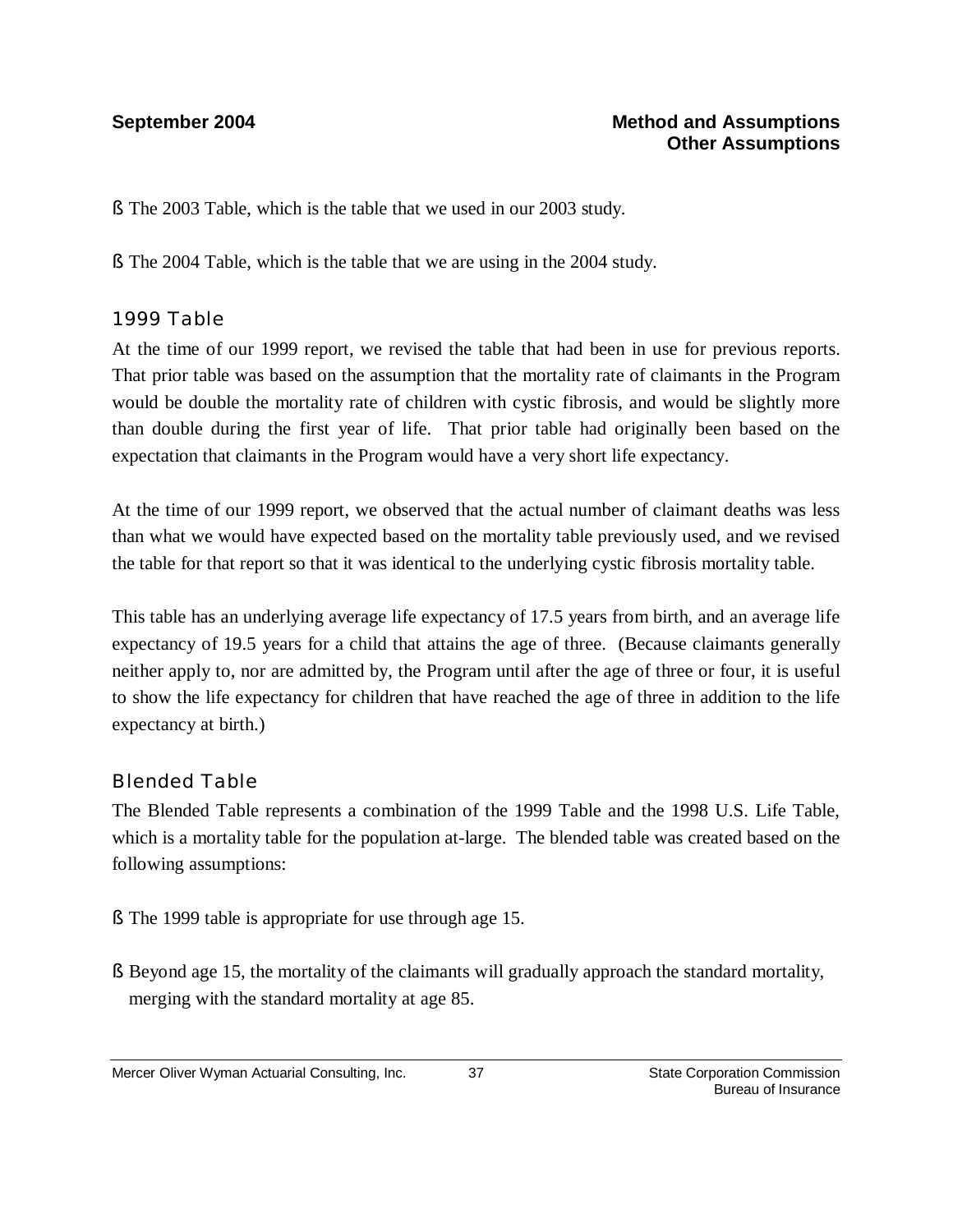- The 2003 Table, which is the table that we used in our 2003 study.

- The 2004 Table, which is the table that we are using in the 2004 study.

### 1999 Table

At the time of our 1999 report, we revised the table that had been in use for previous reports. That prior table was based on the assumption that the mortality rate of claimants in the Program would be double the mortality rate of children with cystic fibrosis, and would be slightly more than double during the first year of life. That prior table had originally been based on the expectation that claimants in the Program would have a very short life expectancy.

At the time of our 1999 report, we observed that the actual number of claimant deaths was less than what we would have expected based on the mortality table previously used, and we revised the table for that report so that it was identical to the underlying cystic fibrosis mortality table.

This table has an underlying average life expectancy of 17.5 years from birth, and an average life expectancy of 19.5 years for a child that attains the age of three. (Because claimants generally neither apply to, nor are admitted by, the Program until after the age of three or four, it is useful to show the life expectancy for children that have reached the age of three in addition to the life expectancy at birth.)

### Blended Table

The Blended Table represents a combination of the 1999 Table and the 1998 U.S. Life Table, which is a mortality table for the population at-large. The blended table was created based on the following assumptions:

- The 1999 table is appropriate for use through age 15.

- Beyond age 15, the mortality of the claimants will gradually approach the standard mortality, merging with the standard mortality at age 85.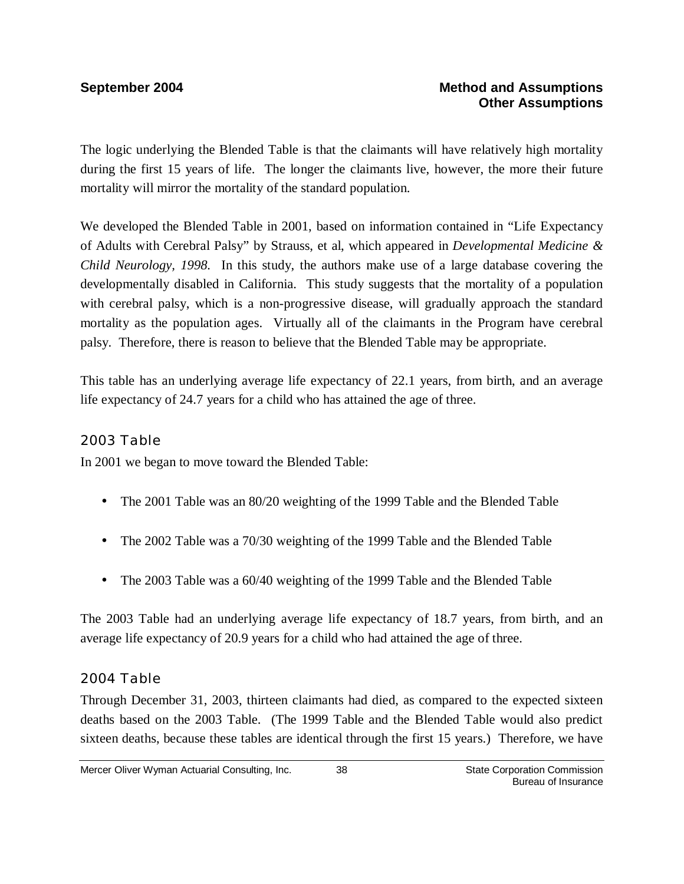The logic underlying the Blended Table is that the claimants will have relatively high mortality during the first 15 years of life. The longer the claimants live, however, the more their future mortality will mirror the mortality of the standard population.

We developed the Blended Table in 2001, based on information contained in "Life Expectancy of Adults with Cerebral Palsy" by Strauss, et al, which appeared in *Developmental Medicine & Child Neurology, 1998.* In this study, the authors make use of a large database covering the developmentally disabled in California. This study suggests that the mortality of a population with cerebral palsy, which is a non-progressive disease, will gradually approach the standard mortality as the population ages. Virtually all of the claimants in the Program have cerebral palsy. Therefore, there is reason to believe that the Blended Table may be appropriate.

This table has an underlying average life expectancy of 22.1 years, from birth, and an average life expectancy of 24.7 years for a child who has attained the age of three.

### 2003 Table

In 2001 we began to move toward the Blended Table:

- The 2001 Table was an 80/20 weighting of the 1999 Table and the Blended Table
- The 2002 Table was a 70/30 weighting of the 1999 Table and the Blended Table
- The 2003 Table was a 60/40 weighting of the 1999 Table and the Blended Table

The 2003 Table had an underlying average life expectancy of 18.7 years, from birth, and an average life expectancy of 20.9 years for a child who had attained the age of three.

### 2004 Table

Through December 31, 2003, thirteen claimants had died, as compared to the expected sixteen deaths based on the 2003 Table. (The 1999 Table and the Blended Table would also predict sixteen deaths, because these tables are identical through the first 15 years.) Therefore, we have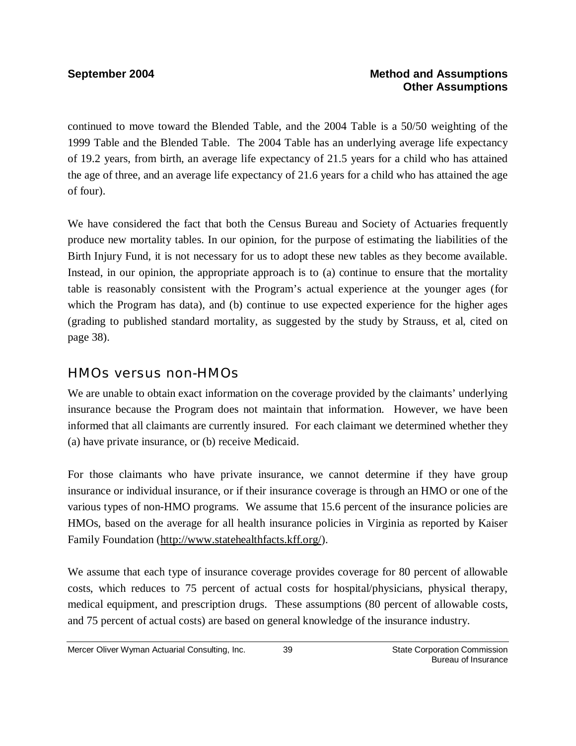continued to move toward the Blended Table, and the 2004 Table is a 50/50 weighting of the 1999 Table and the Blended Table. The 2004 Table has an underlying average life expectancy of 19.2 years, from birth, an average life expectancy of 21.5 years for a child who has attained the age of three, and an average life expectancy of 21.6 years for a child who has attained the age of four).

We have considered the fact that both the Census Bureau and Society of Actuaries frequently produce new mortality tables. In our opinion, for the purpose of estimating the liabilities of the Birth Injury Fund, it is not necessary for us to adopt these new tables as they become available. Instead, in our opinion, the appropriate approach is to (a) continue to ensure that the mortality table is reasonably consistent with the Program's actual experience at the younger ages (for which the Program has data), and (b) continue to use expected experience for the higher ages (grading to published standard mortality, as suggested by the study by Strauss, et al, cited on page 38).

## HMOs versus non-HMOs

We are unable to obtain exact information on the coverage provided by the claimants' underlying insurance because the Program does not maintain that information. However, we have been informed that all claimants are currently insured. For each claimant we determined whether they (a) have private insurance, or (b) receive Medicaid.

For those claimants who have private insurance, we cannot determine if they have group insurance or individual insurance, or if their insurance coverage is through an HMO or one of the various types of non-HMO programs. We assume that 15.6 percent of the insurance policies are HMOs, based on the average for all health insurance policies in Virginia as reported by Kaiser Family Foundation (http://www.statehealthfacts.kff.org/).

We assume that each type of insurance coverage provides coverage for 80 percent of allowable costs, which reduces to 75 percent of actual costs for hospital/physicians, physical therapy, medical equipment, and prescription drugs. These assumptions (80 percent of allowable costs, and 75 percent of actual costs) are based on general knowledge of the insurance industry.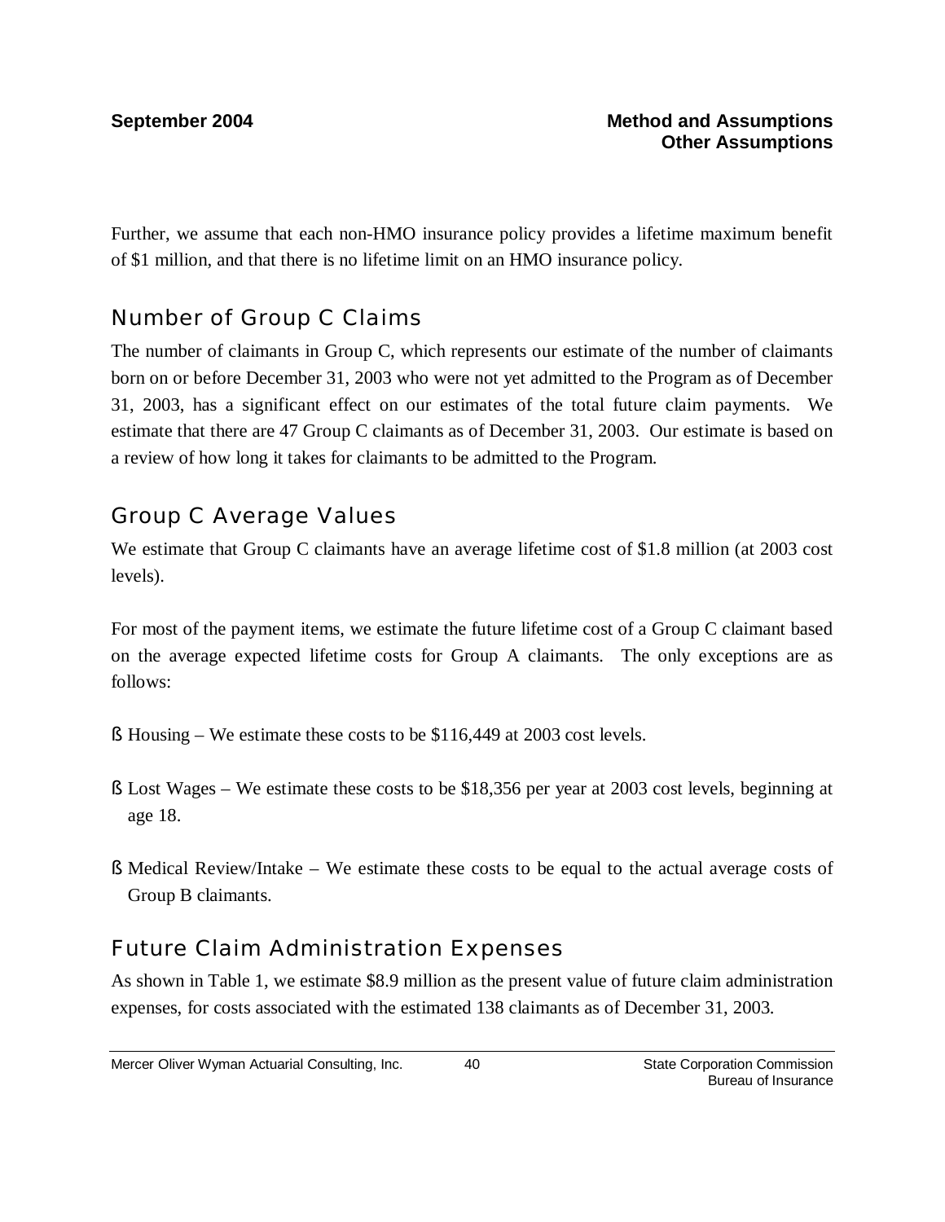Further, we assume that each non-HMO insurance policy provides a lifetime maximum benefit of $1 million, and that there is no lifetime limit on an HMO insurance policy.

## Number of Group C Claims

The number of claimants in Group C, which represents our estimate of the number of claimants born on or before December 31, 2003 who were not yet admitted to the Program as of December 31, 2003, has a significant effect on our estimates of the total future claim payments. We estimate that there are 47 Group C claimants as of December 31, 2003. Our estimate is based on a review of how long it takes for claimants to be admitted to the Program.

## Group C Average Values

We estimate that Group C claimants have an average lifetime cost of $1.8 million (at 2003 cost levels).

For most of the payment items, we estimate the future lifetime cost of a Group C claimant based on the average expected lifetime costs for Group A claimants. The only exceptions are as follows:

- Housing – We estimate these costs to be $116,449 at 2003 cost levels.
- Lost Wages – We estimate these costs to be $18,356 per year at 2003 cost levels, beginning at age 18.
- Medical Review/Intake – We estimate these costs to be equal to the actual average costs of Group B claimants.

## Future Claim Administration Expenses

As shown in Table 1, we estimate $8.9 million as the present value of future claim administration expenses, for costs associated with the estimated 138 claimants as of December 31, 2003.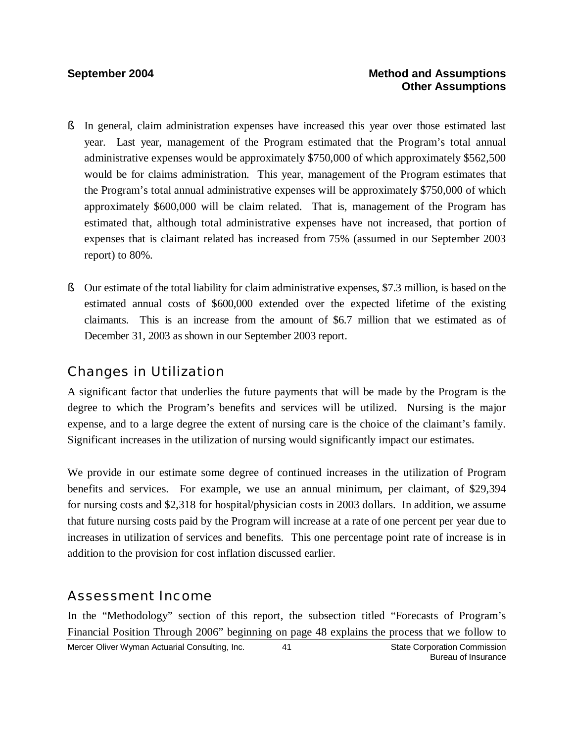- In general, claim administration expenses have increased this year over those estimated last year. Last year, management of the Program estimated that the Program's total annual administrative expenses would be approximately $750,000 of which approximately $562,500 would be for claims administration. This year, management of the Program estimates that the Program's total annual administrative expenses will be approximately $750,000 of which approximately $600,000 will be claim related. That is, management of the Program has estimated that, although total administrative expenses have not increased, that portion of expenses that is claimant related has increased from 75% (assumed in our September 2003 report) to 80%.

- Our estimate of the total liability for claim administrative expenses, $7.3 million, is based on the estimated annual costs of $600,000 extended over the expected lifetime of the existing claimants. This is an increase from the amount of $6.7 million that we estimated as of December 31, 2003 as shown in our September 2003 report.

## Changes in Utilization

A significant factor that underlies the future payments that will be made by the Program is the degree to which the Program's benefits and services will be utilized. Nursing is the major expense, and to a large degree the extent of nursing care is the choice of the claimant's family. Significant increases in the utilization of nursing would significantly impact our estimates.

We provide in our estimate some degree of continued increases in the utilization of Program benefits and services. For example, we use an annual minimum, per claimant, of $29,394 for nursing costs and $2,318 for hospital/physician costs in 2003 dollars. In addition, we assume that future nursing costs paid by the Program will increase at a rate of one percent per year due to increases in utilization of services and benefits. This one percentage point rate of increase is in addition to the provision for cost inflation discussed earlier.

## Assessment Income

In the "Methodology" section of this report, the subsection titled "Forecasts of Program's Financial Position Through 2006" beginning on page 48 explains the process that we follow to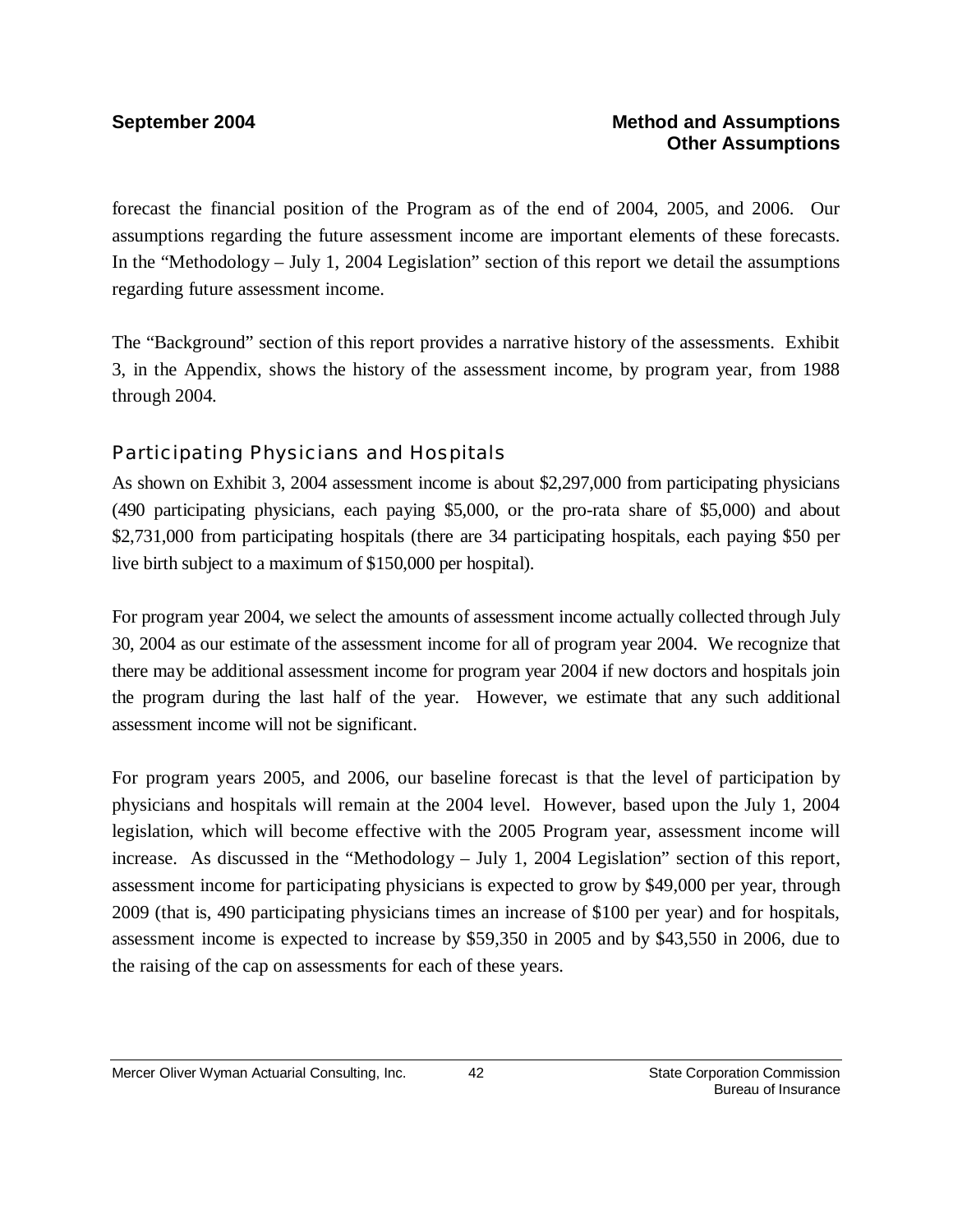forecast the financial position of the Program as of the end of 2004, 2005, and 2006. Our assumptions regarding the future assessment income are important elements of these forecasts. In the "Methodology – July 1, 2004 Legislation" section of this report we detail the assumptions regarding future assessment income.

The "Background" section of this report provides a narrative history of the assessments. Exhibit 3, in the Appendix, shows the history of the assessment income, by program year, from 1988 through 2004.

## Participating Physicians and Hospitals

As shown on Exhibit 3, 2004 assessment income is about $2,297,000 from participating physicians (490 participating physicians, each paying $5,000, or the pro-rata share of $5,000) and about $2,731,000 from participating hospitals (there are 34 participating hospitals, each paying $50 per live birth subject to a maximum of $150,000 per hospital).

For program year 2004, we select the amounts of assessment income actually collected through July 30, 2004 as our estimate of the assessment income for all of program year 2004. We recognize that there may be additional assessment income for program year 2004 if new doctors and hospitals join the program during the last half of the year. However, we estimate that any such additional assessment income will not be significant.

For program years 2005, and 2006, our baseline forecast is that the level of participation by physicians and hospitals will remain at the 2004 level. However, based upon the July 1, 2004 legislation, which will become effective with the 2005 Program year, assessment income will increase. As discussed in the "Methodology – July 1, 2004 Legislation" section of this report, assessment income for participating physicians is expected to grow by $49,000 per year, through 2009 (that is, 490 participating physicians times an increase of $100 per year) and for hospitals, assessment income is expected to increase by $59,350 in 2005 and by $43,550 in 2006, due to the raising of the cap on assessments for each of these years.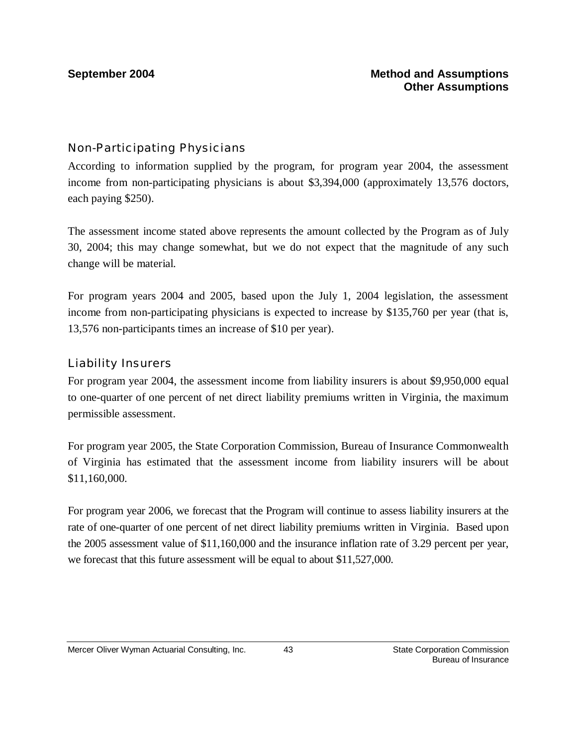## Non-Participating Physicians

According to information supplied by the program, for program year 2004, the assessment income from non-participating physicians is about $3,394,000 (approximately 13,576 doctors, each paying $250).

The assessment income stated above represents the amount collected by the Program as of July 30, 2004; this may change somewhat, but we do not expect that the magnitude of any such change will be material.

For program years 2004 and 2005, based upon the July 1, 2004 legislation, the assessment income from non-participating physicians is expected to increase by $135,760 per year (that is, 13,576 non-participants times an increase of $10 per year).

## Liability Insurers

For program year 2004, the assessment income from liability insurers is about $9,950,000 equal to one-quarter of one percent of net direct liability premiums written in Virginia, the maximum permissible assessment.

For program year 2005, the State Corporation Commission, Bureau of Insurance Commonwealth of Virginia has estimated that the assessment income from liability insurers will be about $11,160,000.

For program year 2006, we forecast that the Program will continue to assess liability insurers at the rate of one-quarter of one percent of net direct liability premiums written in Virginia. Based upon the 2005 assessment value of $11,160,000 and the insurance inflation rate of 3.29 percent per year, we forecast that this future assessment will be equal to about $11,527,000.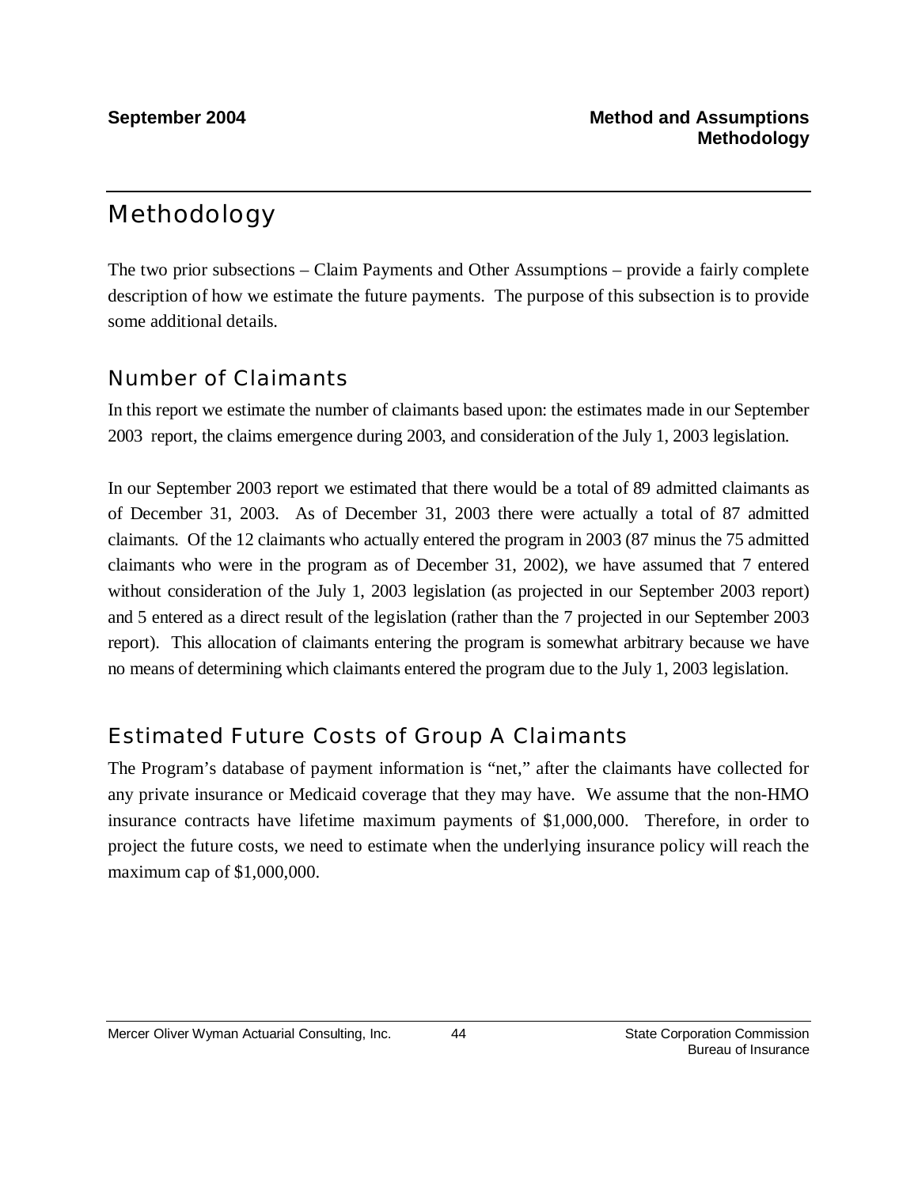# Methodology

The two prior subsections – Claim Payments and Other Assumptions – provide a fairly complete description of how we estimate the future payments. The purpose of this subsection is to provide some additional details.

## Number of Claimants

In this report we estimate the number of claimants based upon: the estimates made in our September 2003 report, the claims emergence during 2003, and consideration of the July 1, 2003 legislation.

In our September 2003 report we estimated that there would be a total of 89 admitted claimants as of December 31, 2003. As of December 31, 2003 there were actually a total of 87 admitted claimants. Of the 12 claimants who actually entered the program in 2003 (87 minus the 75 admitted claimants who were in the program as of December 31, 2002), we have assumed that 7 entered without consideration of the July 1, 2003 legislation (as projected in our September 2003 report) and 5 entered as a direct result of the legislation (rather than the 7 projected in our September 2003 report). This allocation of claimants entering the program is somewhat arbitrary because we have no means of determining which claimants entered the program due to the July 1, 2003 legislation.

## Estimated Future Costs of Group A Claimants

The Program's database of payment information is "net," after the claimants have collected for any private insurance or Medicaid coverage that they may have. We assume that the non-HMO insurance contracts have lifetime maximum payments of $1,000,000. Therefore, in order to project the future costs, we need to estimate when the underlying insurance policy will reach the maximum cap of $1,000,000.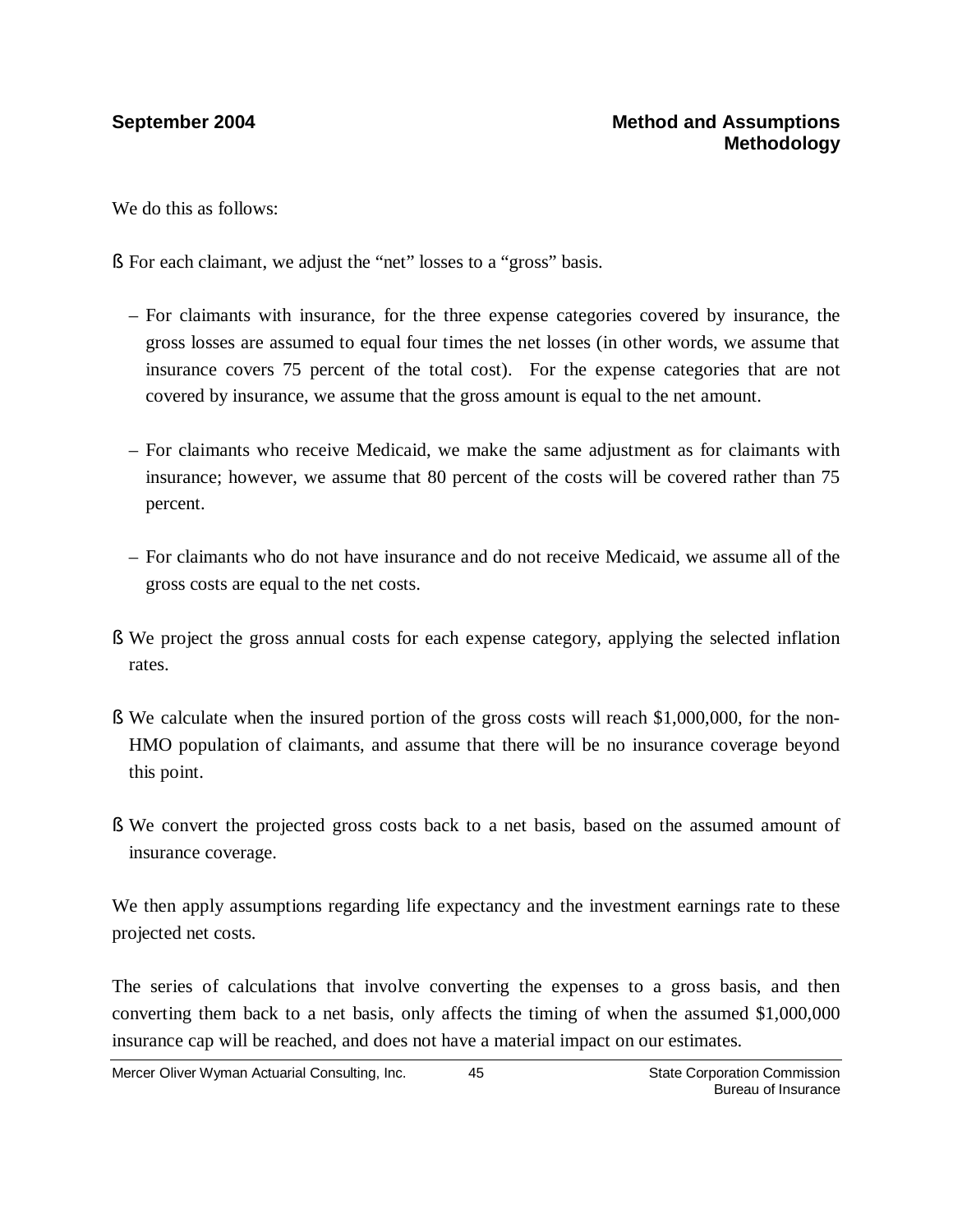We do this as follows:

- For each claimant, we adjust the “net” losses to a “gross” basis.
  - For claimants with insurance, for the three expense categories covered by insurance, the gross losses are assumed to equal four times the net losses (in other words, we assume that insurance covers 75 percent of the total cost). For the expense categories that are not covered by insurance, we assume that the gross amount is equal to the net amount.
  - For claimants who receive Medicaid, we make the same adjustment as for claimants with insurance; however, we assume that 80 percent of the costs will be covered rather than 75 percent.
  - For claimants who do not have insurance and do not receive Medicaid, we assume all of the gross costs are equal to the net costs.
- We project the gross annual costs for each expense category, applying the selected inflation rates.
- We calculate when the insured portion of the gross costs will reach $1,000,000, for the non-HMO population of claimants, and assume that there will be no insurance coverage beyond this point.
- We convert the projected gross costs back to a net basis, based on the assumed amount of insurance coverage.

We then apply assumptions regarding life expectancy and the investment earnings rate to these projected net costs.

The series of calculations that involve converting the expenses to a gross basis, and then converting them back to a net basis, only affects the timing of when the assumed $1,000,000 insurance cap will be reached, and does not have a material impact on our estimates.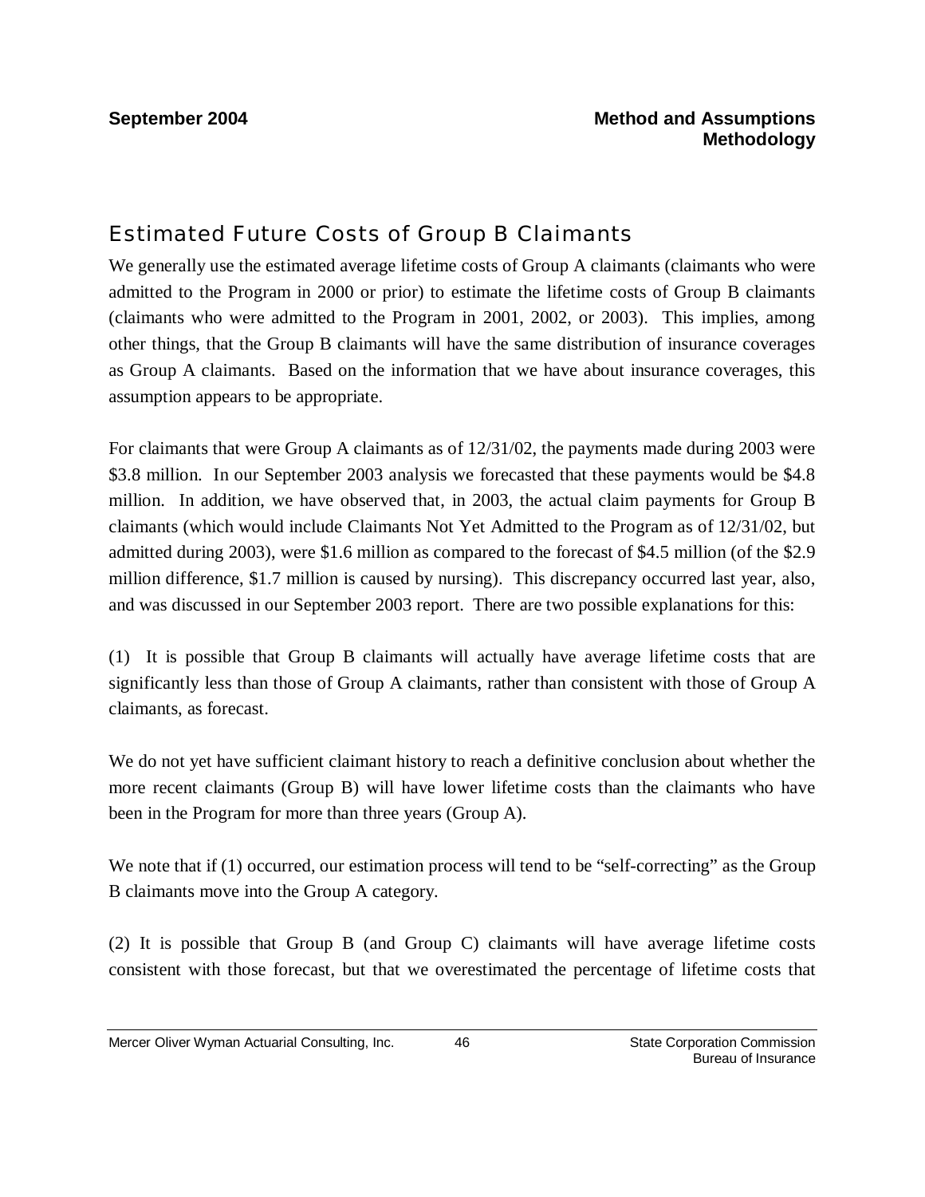## Estimated Future Costs of Group B Claimants

We generally use the estimated average lifetime costs of Group A claimants (claimants who were admitted to the Program in 2000 or prior) to estimate the lifetime costs of Group B claimants (claimants who were admitted to the Program in 2001, 2002, or 2003). This implies, among other things, that the Group B claimants will have the same distribution of insurance coverages as Group A claimants. Based on the information that we have about insurance coverages, this assumption appears to be appropriate.

For claimants that were Group A claimants as of 12/31/02, the payments made during 2003 were $3.8 million. In our September 2003 analysis we forecasted that these payments would be $4.8 million. In addition, we have observed that, in 2003, the actual claim payments for Group B claimants (which would include Claimants Not Yet Admitted to the Program as of 12/31/02, but admitted during 2003), were $1.6 million as compared to the forecast of $4.5 million (of the $2.9 million difference, $1.7 million is caused by nursing). This discrepancy occurred last year, also, and was discussed in our September 2003 report. There are two possible explanations for this:

(1) It is possible that Group B claimants will actually have average lifetime costs that are significantly less than those of Group A claimants, rather than consistent with those of Group A claimants, as forecast.

We do not yet have sufficient claimant history to reach a definitive conclusion about whether the more recent claimants (Group B) will have lower lifetime costs than the claimants who have been in the Program for more than three years (Group A).

We note that if (1) occurred, our estimation process will tend to be "self-correcting" as the Group B claimants move into the Group A category.

(2) It is possible that Group B (and Group C) claimants will have average lifetime costs consistent with those forecast, but that we overestimated the percentage of lifetime costs that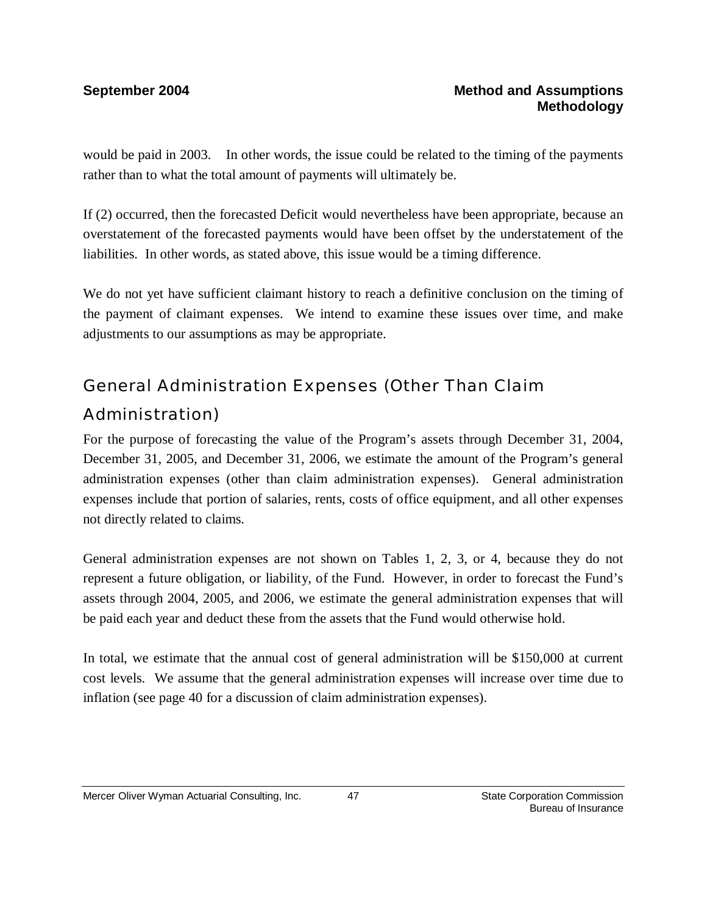would be paid in 2003. In other words, the issue could be related to the timing of the payments rather than to what the total amount of payments will ultimately be.

If (2) occurred, then the forecasted Deficit would nevertheless have been appropriate, because an overstatement of the forecasted payments would have been offset by the understatement of the liabilities. In other words, as stated above, this issue would be a timing difference.

We do not yet have sufficient claimant history to reach a definitive conclusion on the timing of the payment of claimant expenses. We intend to examine these issues over time, and make adjustments to our assumptions as may be appropriate.

## General Administration Expenses (Other Than Claim Administration)

For the purpose of forecasting the value of the Program's assets through December 31, 2004, December 31, 2005, and December 31, 2006, we estimate the amount of the Program's general administration expenses (other than claim administration expenses). General administration expenses include that portion of salaries, rents, costs of office equipment, and all other expenses not directly related to claims.

General administration expenses are not shown on Tables 1, 2, 3, or 4, because they do not represent a future obligation, or liability, of the Fund. However, in order to forecast the Fund's assets through 2004, 2005, and 2006, we estimate the general administration expenses that will be paid each year and deduct these from the assets that the Fund would otherwise hold.

In total, we estimate that the annual cost of general administration will be $150,000 at current cost levels. We assume that the general administration expenses will increase over time due to inflation (see page 40 for a discussion of claim administration expenses).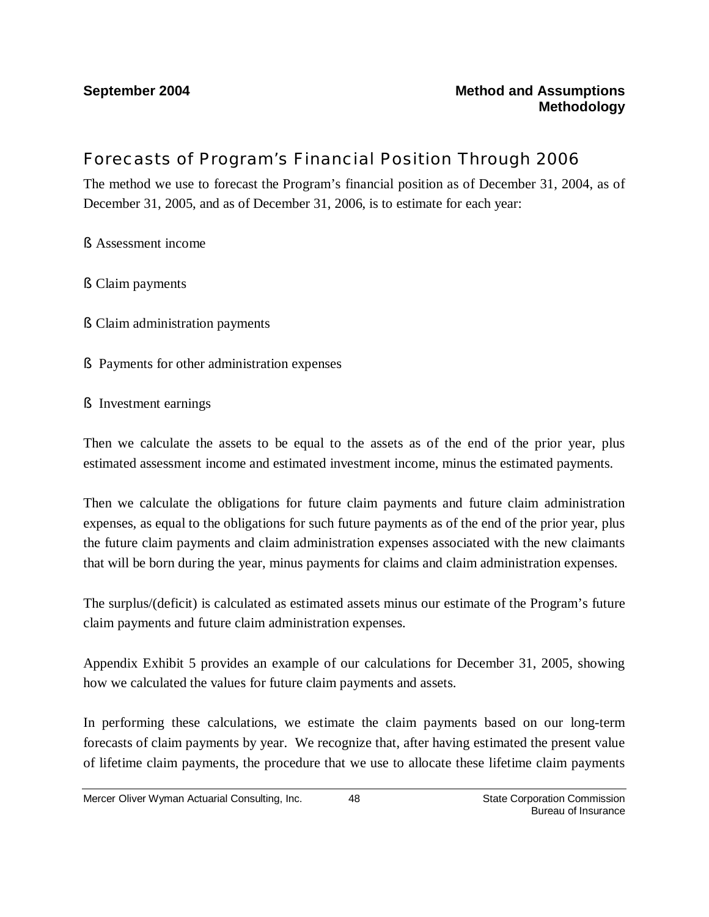## Forecasts of Program's Financial Position Through 2006

The method we use to forecast the Program's financial position as of December 31, 2004, as of December 31, 2005, and as of December 31, 2006, is to estimate for each year:

- Assessment income
- Claim payments
- Claim administration payments
- Payments for other administration expenses
- Investment earnings

Then we calculate the assets to be equal to the assets as of the end of the prior year, plus estimated assessment income and estimated investment income, minus the estimated payments.

Then we calculate the obligations for future claim payments and future claim administration expenses, as equal to the obligations for such future payments as of the end of the prior year, plus the future claim payments and claim administration expenses associated with the new claimants that will be born during the year, minus payments for claims and claim administration expenses.

The surplus/(deficit) is calculated as estimated assets minus our estimate of the Program's future claim payments and future claim administration expenses.

Appendix Exhibit 5 provides an example of our calculations for December 31, 2005, showing how we calculated the values for future claim payments and assets.

In performing these calculations, we estimate the claim payments based on our long-term forecasts of claim payments by year. We recognize that, after having estimated the present value of lifetime claim payments, the procedure that we use to allocate these lifetime claim payments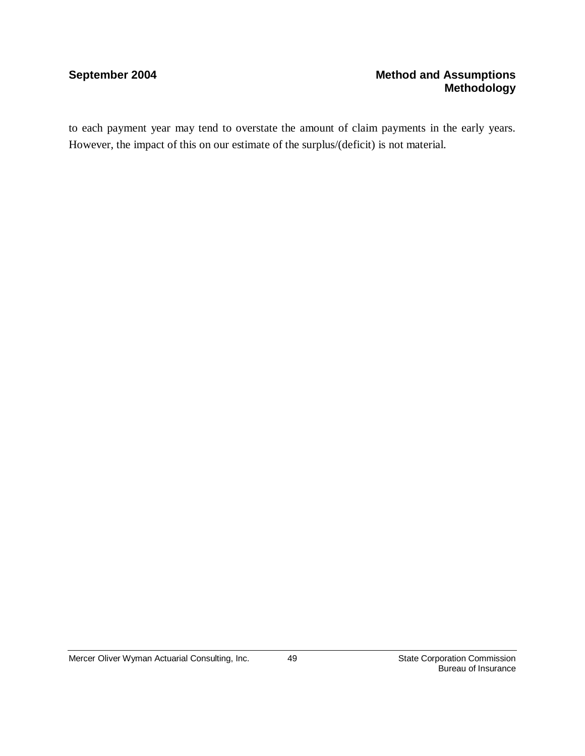to each payment year may tend to overstate the amount of claim payments in the early years. However, the impact of this on our estimate of the surplus/(deficit) is not material.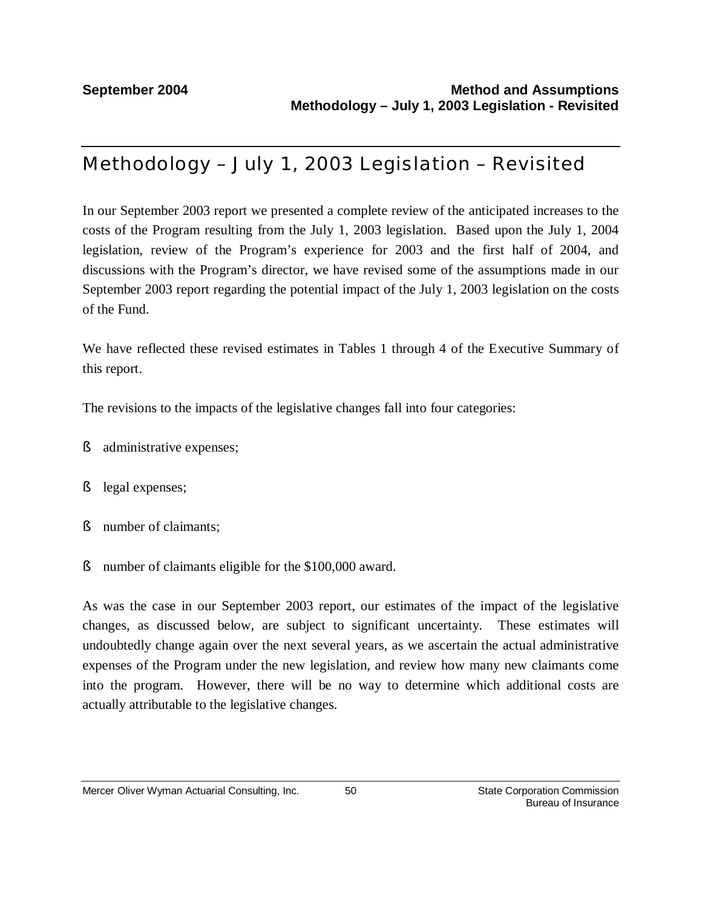# Methodology – July 1, 2003 Legislation – Revisited

In our September 2003 report we presented a complete review of the anticipated increases to the costs of the Program resulting from the July 1, 2003 legislation. Based upon the July 1, 2004 legislation, review of the Program's experience for 2003 and the first half of 2004, and discussions with the Program's director, we have revised some of the assumptions made in our September 2003 report regarding the potential impact of the July 1, 2003 legislation on the costs of the Fund.

We have reflected these revised estimates in Tables 1 through 4 of the Executive Summary of this report.

The revisions to the impacts of the legislative changes fall into four categories:

- administrative expenses;
- legal expenses;
- number of claimants;
- number of claimants eligible for the $100,000 award.

As was the case in our September 2003 report, our estimates of the impact of the legislative changes, as discussed below, are subject to significant uncertainty. These estimates will undoubtedly change again over the next several years, as we ascertain the actual administrative expenses of the Program under the new legislation, and review how many new claimants come into the program. However, there will be no way to determine which additional costs are actually attributable to the legislative changes.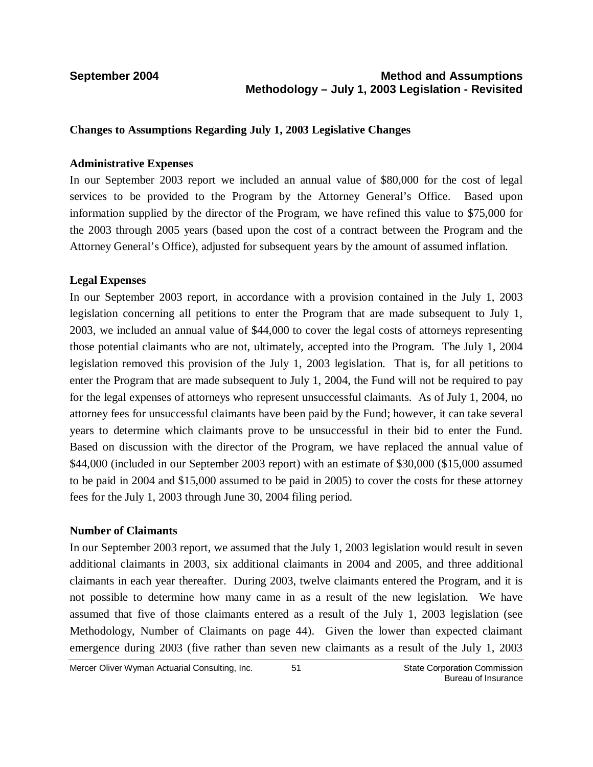## Changes to Assumptions Regarding July 1, 2003 Legislative Changes

### Administrative Expenses

In our September 2003 report we included an annual value of $80,000 for the cost of legal services to be provided to the Program by the Attorney General's Office. Based upon information supplied by the director of the Program, we have refined this value to $75,000 for the 2003 through 2005 years (based upon the cost of a contract between the Program and the Attorney General's Office), adjusted for subsequent years by the amount of assumed inflation.

### Legal Expenses

In our September 2003 report, in accordance with a provision contained in the July 1, 2003 legislation concerning all petitions to enter the Program that are made subsequent to July 1, 2003, we included an annual value of $44,000 to cover the legal costs of attorneys representing those potential claimants who are not, ultimately, accepted into the Program. The July 1, 2004 legislation removed this provision of the July 1, 2003 legislation. That is, for all petitions to enter the Program that are made subsequent to July 1, 2004, the Fund will not be required to pay for the legal expenses of attorneys who represent unsuccessful claimants. As of July 1, 2004, no attorney fees for unsuccessful claimants have been paid by the Fund; however, it can take several years to determine which claimants prove to be unsuccessful in their bid to enter the Fund. Based on discussion with the director of the Program, we have replaced the annual value of $44,000 (included in our September 2003 report) with an estimate of $30,000 ($15,000 assumed to be paid in 2004 and $15,000 assumed to be paid in 2005) to cover the costs for these attorney fees for the July 1, 2003 through June 30, 2004 filing period.

### Number of Claimants

In our September 2003 report, we assumed that the July 1, 2003 legislation would result in seven additional claimants in 2003, six additional claimants in 2004 and 2005, and three additional claimants in each year thereafter. During 2003, twelve claimants entered the Program, and it is not possible to determine how many came in as a result of the new legislation. We have assumed that five of those claimants entered as a result of the July 1, 2003 legislation (see Methodology, Number of Claimants on page 44). Given the lower than expected claimant emergence during 2003 (five rather than seven new claimants as a result of the July 1, 2003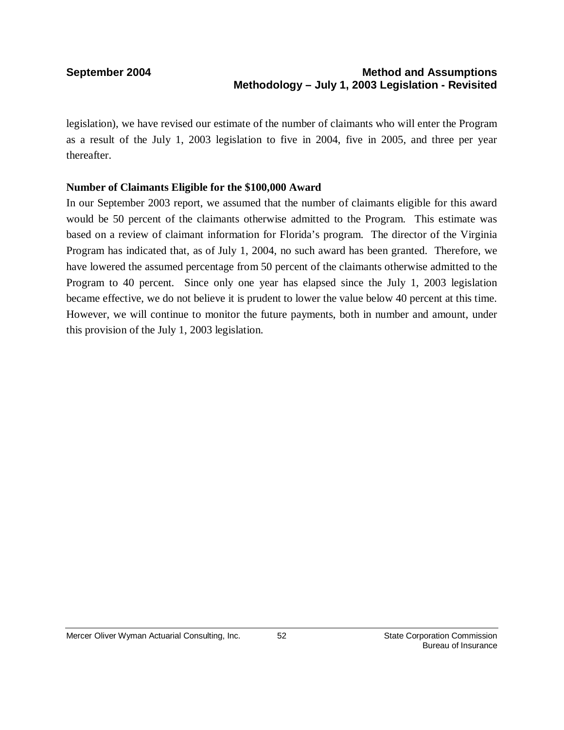legislation), we have revised our estimate of the number of claimants who will enter the Program as a result of the July 1, 2003 legislation to five in 2004, five in 2005, and three per year thereafter.

**Number of Claimants Eligible for the $100,000 Award**

In our September 2003 report, we assumed that the number of claimants eligible for this award would be 50 percent of the claimants otherwise admitted to the Program. This estimate was based on a review of claimant information for Florida's program. The director of the Virginia Program has indicated that, as of July 1, 2004, no such award has been granted. Therefore, we have lowered the assumed percentage from 50 percent of the claimants otherwise admitted to the Program to 40 percent. Since only one year has elapsed since the July 1, 2003 legislation became effective, we do not believe it is prudent to lower the value below 40 percent at this time. However, we will continue to monitor the future payments, both in number and amount, under this provision of the July 1, 2003 legislation.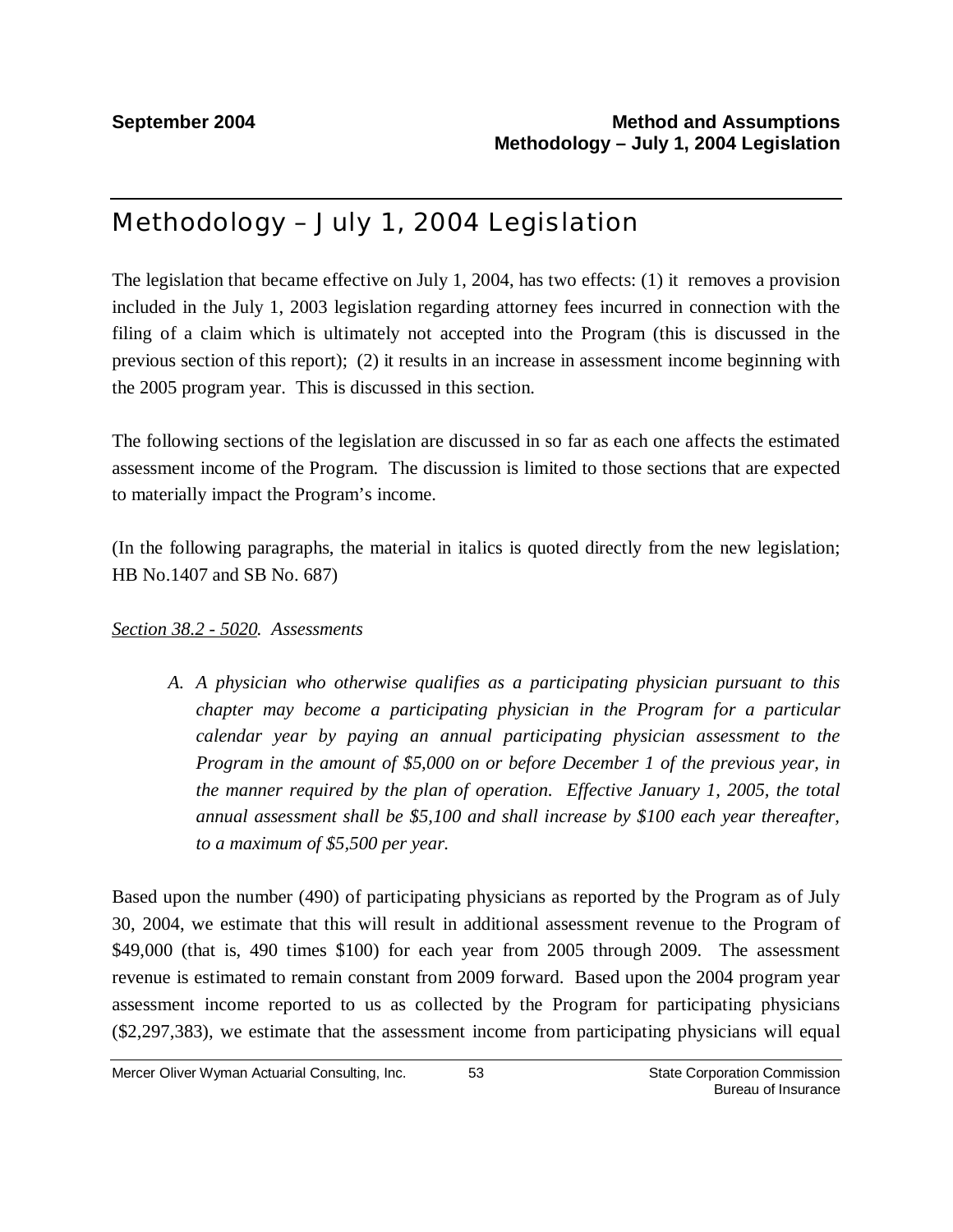# Methodology – July 1, 2004 Legislation

The legislation that became effective on July 1, 2004, has two effects: (1) it removes a provision included in the July 1, 2003 legislation regarding attorney fees incurred in connection with the filing of a claim which is ultimately not accepted into the Program (this is discussed in the previous section of this report); (2) it results in an increase in assessment income beginning with the 2005 program year. This is discussed in this section.

The following sections of the legislation are discussed in so far as each one affects the estimated assessment income of the Program. The discussion is limited to those sections that are expected to materially impact the Program's income.

(In the following paragraphs, the material in italics is quoted directly from the new legislation; HB No.1407 and SB No. 687)

*Section 38.2 - 5020. Assessments*

> A. *A physician who otherwise qualifies as a participating physician pursuant to this chapter may become a participating physician in the Program for a particular calendar year by paying an annual participating physician assessment to the Program in the amount of $5,000 on or before December 1 of the previous year, in the manner required by the plan of operation. Effective January 1, 2005, the total annual assessment shall be $5,100 and shall increase by $100 each year thereafter, to a maximum of $5,500 per year.*

Based upon the number (490) of participating physicians as reported by the Program as of July 30, 2004, we estimate that this will result in additional assessment revenue to the Program of $49,000 (that is, 490 times $100) for each year from 2005 through 2009. The assessment revenue is estimated to remain constant from 2009 forward. Based upon the 2004 program year assessment income reported to us as collected by the Program for participating physicians ($2,297,383), we estimate that the assessment income from participating physicians will equal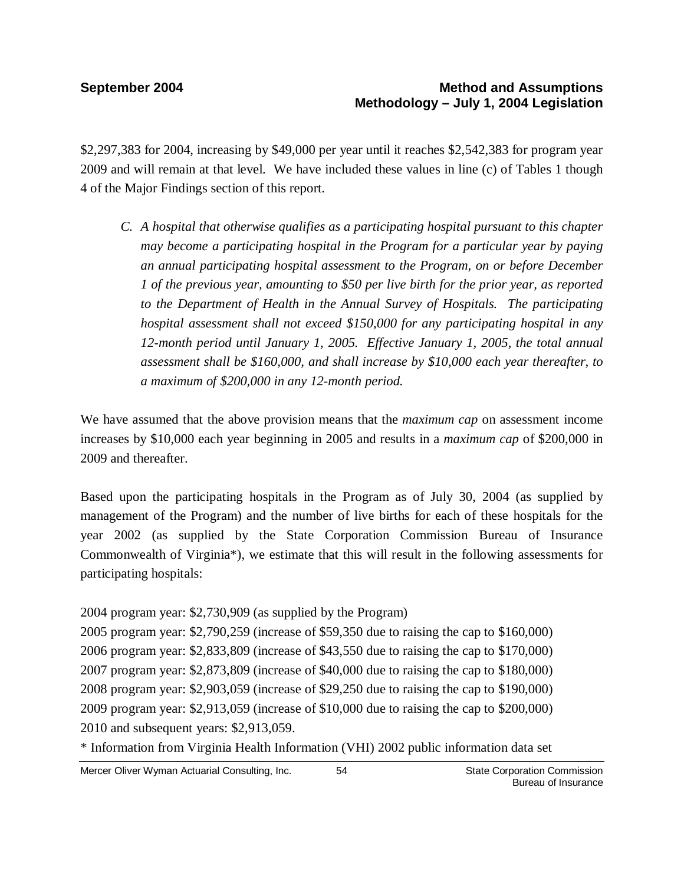$2,297,383 for 2004, increasing by $49,000 per year until it reaches $2,542,383 for program year 2009 and will remain at that level. We have included these values in line (c) of Tables 1 though 4 of the Major Findings section of this report.

> *C. A hospital that otherwise qualifies as a participating hospital pursuant to this chapter may become a participating hospital in the Program for a particular year by paying an annual participating hospital assessment to the Program, on or before December 1 of the previous year, amounting to $50 per live birth for the prior year, as reported to the Department of Health in the Annual Survey of Hospitals. The participating hospital assessment shall not exceed $150,000 for any participating hospital in any 12-month period until January 1, 2005. Effective January 1, 2005, the total annual assessment shall be $160,000, and shall increase by $10,000 each year thereafter, to a maximum of $200,000 in any 12-month period.*

We have assumed that the above provision means that the *maximum cap* on assessment income increases by $10,000 each year beginning in 2005 and results in a *maximum cap* of $200,000 in 2009 and thereafter.

Based upon the participating hospitals in the Program as of July 30, 2004 (as supplied by management of the Program) and the number of live births for each of these hospitals for the year 2002 (as supplied by the State Corporation Commission Bureau of Insurance Commonwealth of Virginia*), we estimate that this will result in the following assessments for participating hospitals:

2004 program year: $2,730,909 (as supplied by the Program)
2005 program year: $2,790,259 (increase of $59,350 due to raising the cap to $160,000)
2006 program year: $2,833,809 (increase of $43,550 due to raising the cap to $170,000)
2007 program year: $2,873,809 (increase of $40,000 due to raising the cap to $180,000)
2008 program year: $2,903,059 (increase of $29,250 due to raising the cap to $190,000)
2009 program year: $2,913,059 (increase of $10,000 due to raising the cap to $200,000)
2010 and subsequent years: $2,913,059.

\* Information from Virginia Health Information (VHI) 2002 public information data set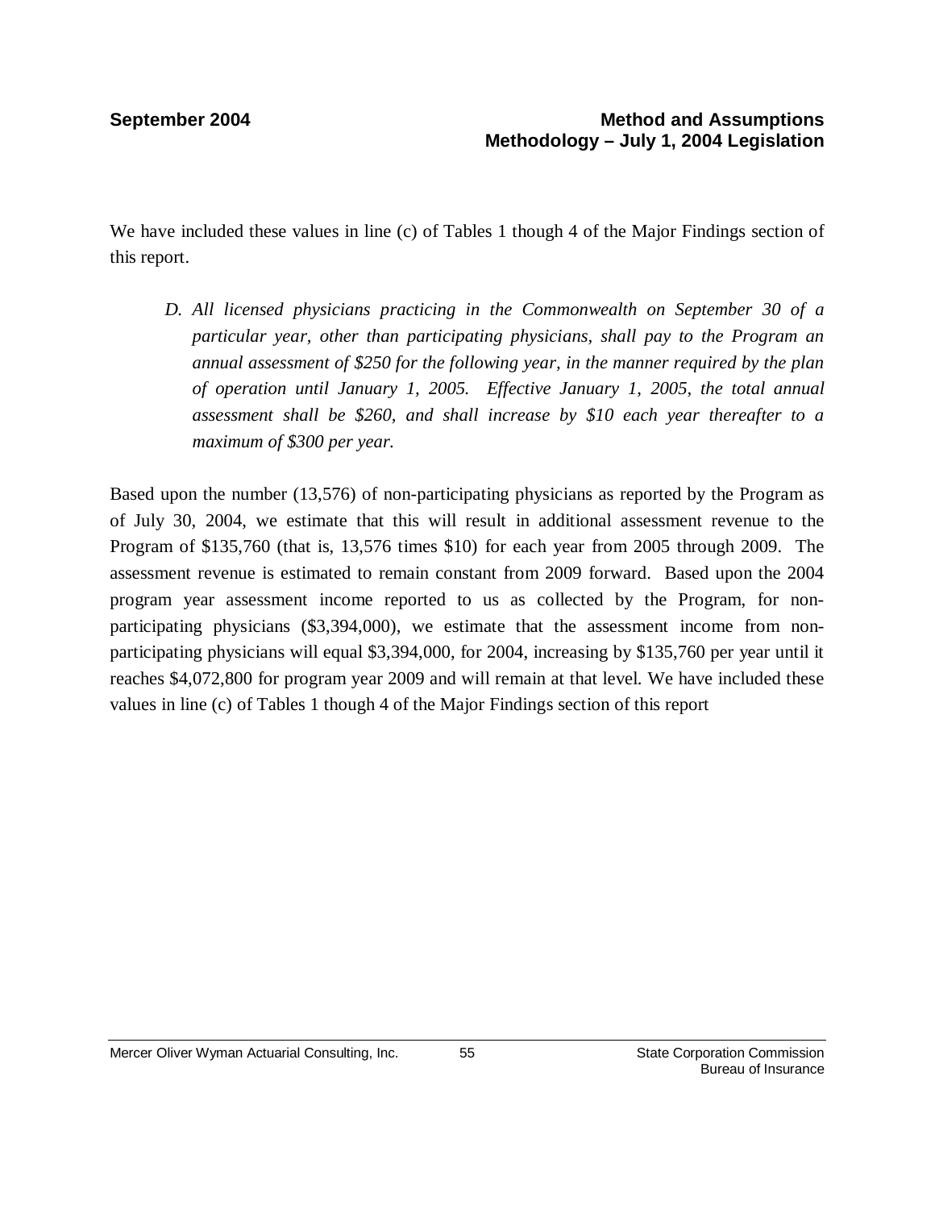We have included these values in line (c) of Tables 1 though 4 of the Major Findings section of this report.

> *D. All licensed physicians practicing in the Commonwealth on September 30 of a particular year, other than participating physicians, shall pay to the Program an annual assessment of $250 for the following year, in the manner required by the plan of operation until January 1, 2005. Effective January 1, 2005, the total annual assessment shall be $260, and shall increase by $10 each year thereafter to a maximum of $300 per year.*

Based upon the number (13,576) of non-participating physicians as reported by the Program as of July 30, 2004, we estimate that this will result in additional assessment revenue to the Program of $135,760 (that is, 13,576 times $10) for each year from 2005 through 2009. The assessment revenue is estimated to remain constant from 2009 forward. Based upon the 2004 program year assessment income reported to us as collected by the Program, for non-participating physicians ($3,394,000), we estimate that the assessment income from non-participating physicians will equal $3,394,000, for 2004, increasing by $135,760 per year until it reaches $4,072,800 for program year 2009 and will remain at that level. We have included these values in line (c) of Tables 1 though 4 of the Major Findings section of this report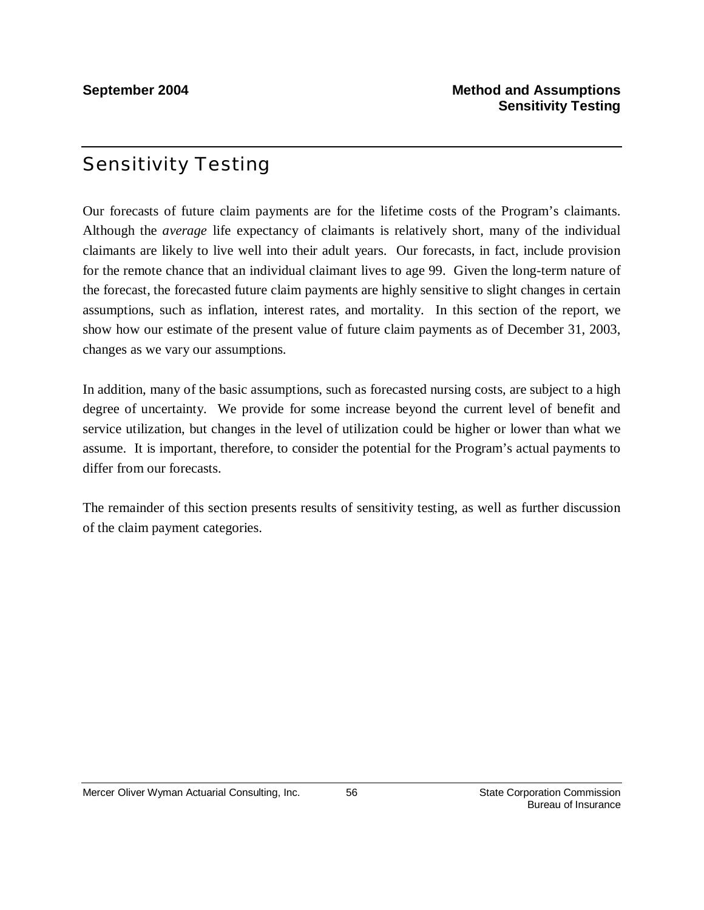# Sensitivity Testing

Our forecasts of future claim payments are for the lifetime costs of the Program's claimants. Although the *average* life expectancy of claimants is relatively short, many of the individual claimants are likely to live well into their adult years. Our forecasts, in fact, include provision for the remote chance that an individual claimant lives to age 99. Given the long-term nature of the forecast, the forecasted future claim payments are highly sensitive to slight changes in certain assumptions, such as inflation, interest rates, and mortality. In this section of the report, we show how our estimate of the present value of future claim payments as of December 31, 2003, changes as we vary our assumptions.

In addition, many of the basic assumptions, such as forecasted nursing costs, are subject to a high degree of uncertainty. We provide for some increase beyond the current level of benefit and service utilization, but changes in the level of utilization could be higher or lower than what we assume. It is important, therefore, to consider the potential for the Program's actual payments to differ from our forecasts.

The remainder of this section presents results of sensitivity testing, as well as further discussion of the claim payment categories.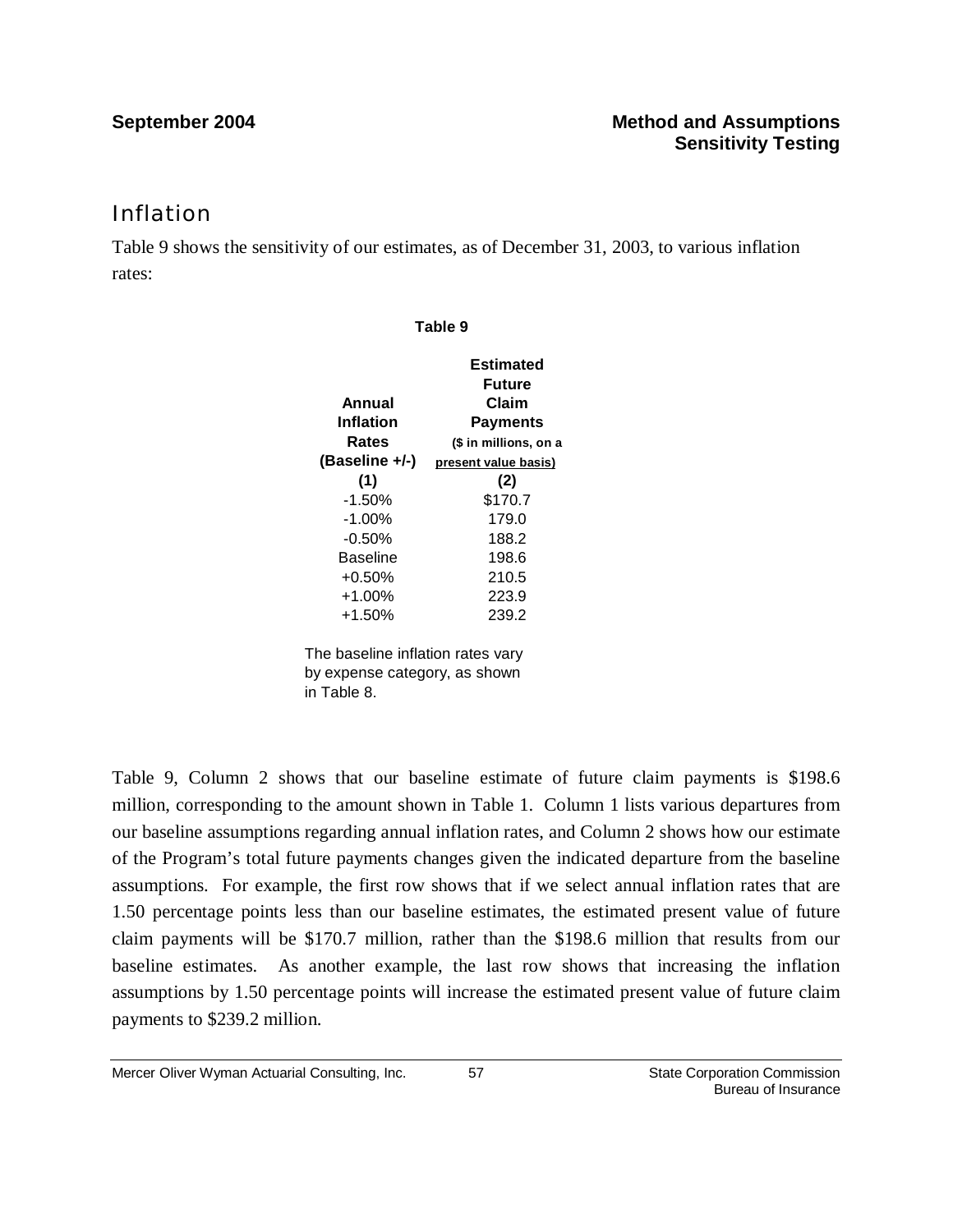## Inflation

Table 9 shows the sensitivity of our estimates, as of December 31, 2003, to various inflation rates:

**Table 9**

| Annual Inflation Rates (Baseline +/-) | Estimated Future Claim Payments ($ in millions, on a present value basis) |
|---|---|
| (1) | (2) |
| -1.50% | $170.7 |
| -1.00% | 179.0 |
| -0.50% | 188.2 |
| Baseline | 198.6 |
| +0.50% | 210.5 |
| +1.00% | 223.9 |
| +1.50% | 239.2 |

The baseline inflation rates vary by expense category, as shown in Table 8.

Table 9, Column 2 shows that our baseline estimate of future claim payments is $198.6 million, corresponding to the amount shown in Table 1. Column 1 lists various departures from our baseline assumptions regarding annual inflation rates, and Column 2 shows how our estimate of the Program's total future payments changes given the indicated departure from the baseline assumptions. For example, the first row shows that if we select annual inflation rates that are 1.50 percentage points less than our baseline estimates, the estimated present value of future claim payments will be $170.7 million, rather than the $198.6 million that results from our baseline estimates. As another example, the last row shows that increasing the inflation assumptions by 1.50 percentage points will increase the estimated present value of future claim payments to $239.2 million.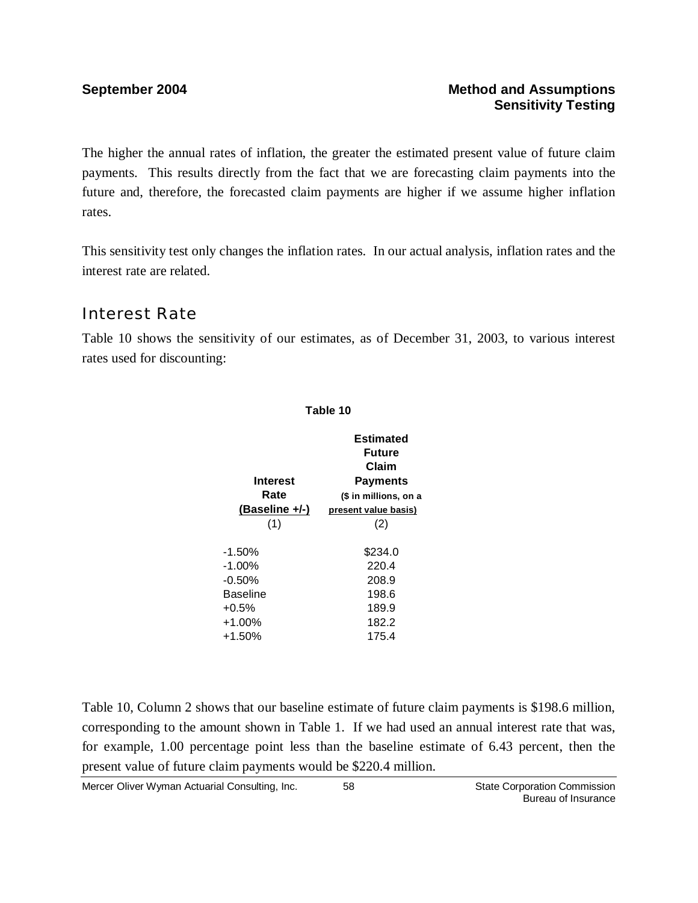The higher the annual rates of inflation, the greater the estimated present value of future claim payments. This results directly from the fact that we are forecasting claim payments into the future and, therefore, the forecasted claim payments are higher if we assume higher inflation rates.

This sensitivity test only changes the inflation rates. In our actual analysis, inflation rates and the interest rate are related.

## Interest Rate

Table 10 shows the sensitivity of our estimates, as of December 31, 2003, to various interest rates used for discounting:

**Table 10**

| Interest Rate (Baseline +/-) (1) | Estimated Future Claim Payments ($ in millions, on a present value basis) (2) |
|---|---|
| -1.50% | $234.0 |
| -1.00% | 220.4 |
| -0.50% | 208.9 |
| Baseline | 198.6 |
| +0.5% | 189.9 |
| +1.00% | 182.2 |
| +1.50% | 175.4 |

Table 10, Column 2 shows that our baseline estimate of future claim payments is $198.6 million, corresponding to the amount shown in Table 1. If we had used an annual interest rate that was, for example, 1.00 percentage point less than the baseline estimate of 6.43 percent, then the present value of future claim payments would be $220.4 million.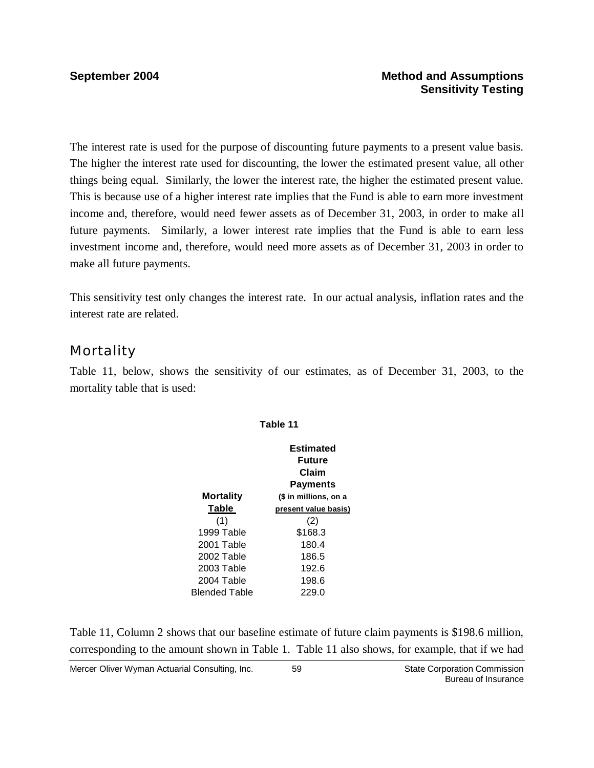The interest rate is used for the purpose of discounting future payments to a present value basis. The higher the interest rate used for discounting, the lower the estimated present value, all other things being equal. Similarly, the lower the interest rate, the higher the estimated present value. This is because use of a higher interest rate implies that the Fund is able to earn more investment income and, therefore, would need fewer assets as of December 31, 2003, in order to make all future payments. Similarly, a lower interest rate implies that the Fund is able to earn less investment income and, therefore, would need more assets as of December 31, 2003 in order to make all future payments.

This sensitivity test only changes the interest rate. In our actual analysis, inflation rates and the interest rate are related.

## Mortality

Table 11, below, shows the sensitivity of our estimates, as of December 31, 2003, to the mortality table that is used:

**Table 11**

| Mortality Table | Estimated Future Claim Payments ($ in millions, on a present value basis) |
|---|---|
| (1) | (2) |
| 1999 Table | $168.3 |
| 2001 Table | 180.4 |
| 2002 Table | 186.5 |
| 2003 Table | 192.6 |
| 2004 Table | 198.6 |
| Blended Table | 229.0 |

Table 11, Column 2 shows that our baseline estimate of future claim payments is $198.6 million, corresponding to the amount shown in Table 1. Table 11 also shows, for example, that if we had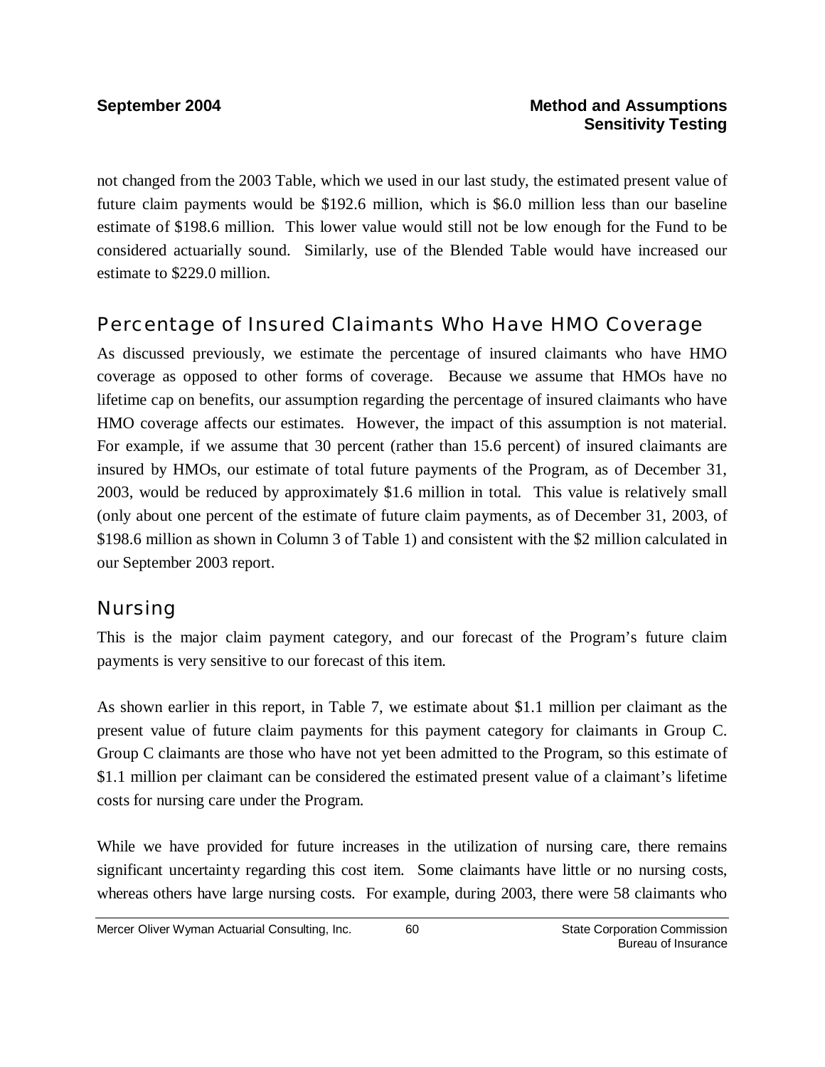not changed from the 2003 Table, which we used in our last study, the estimated present value of future claim payments would be $192.6 million, which is $6.0 million less than our baseline estimate of $198.6 million. This lower value would still not be low enough for the Fund to be considered actuarially sound. Similarly, use of the Blended Table would have increased our estimate to $229.0 million.

## Percentage of Insured Claimants Who Have HMO Coverage

As discussed previously, we estimate the percentage of insured claimants who have HMO coverage as opposed to other forms of coverage. Because we assume that HMOs have no lifetime cap on benefits, our assumption regarding the percentage of insured claimants who have HMO coverage affects our estimates. However, the impact of this assumption is not material. For example, if we assume that 30 percent (rather than 15.6 percent) of insured claimants are insured by HMOs, our estimate of total future payments of the Program, as of December 31, 2003, would be reduced by approximately $1.6 million in total. This value is relatively small (only about one percent of the estimate of future claim payments, as of December 31, 2003, of $198.6 million as shown in Column 3 of Table 1) and consistent with the $2 million calculated in our September 2003 report.

## Nursing

This is the major claim payment category, and our forecast of the Program's future claim payments is very sensitive to our forecast of this item.

As shown earlier in this report, in Table 7, we estimate about $1.1 million per claimant as the present value of future claim payments for this payment category for claimants in Group C. Group C claimants are those who have not yet been admitted to the Program, so this estimate of $1.1 million per claimant can be considered the estimated present value of a claimant's lifetime costs for nursing care under the Program.

While we have provided for future increases in the utilization of nursing care, there remains significant uncertainty regarding this cost item. Some claimants have little or no nursing costs, whereas others have large nursing costs. For example, during 2003, there were 58 claimants who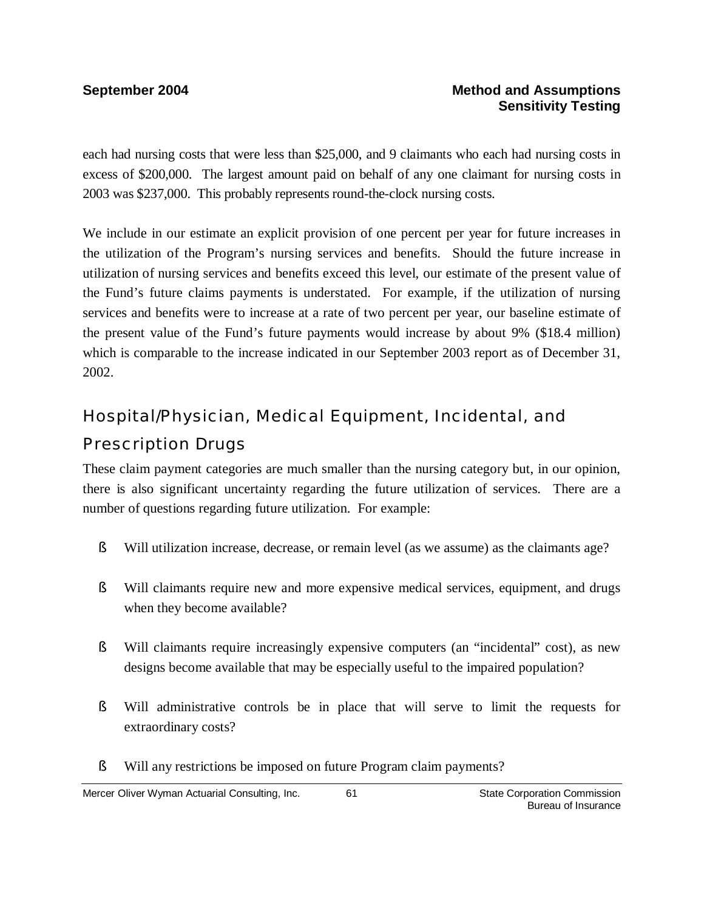each had nursing costs that were less than $25,000, and 9 claimants who each had nursing costs in excess of $200,000. The largest amount paid on behalf of any one claimant for nursing costs in 2003 was $237,000. This probably represents round-the-clock nursing costs.

We include in our estimate an explicit provision of one percent per year for future increases in the utilization of the Program's nursing services and benefits. Should the future increase in utilization of nursing services and benefits exceed this level, our estimate of the present value of the Fund's future claims payments is understated. For example, if the utilization of nursing services and benefits were to increase at a rate of two percent per year, our baseline estimate of the present value of the Fund's future payments would increase by about 9% ($18.4 million) which is comparable to the increase indicated in our September 2003 report as of December 31, 2002.

## Hospital/Physician, Medical Equipment, Incidental, and Prescription Drugs

These claim payment categories are much smaller than the nursing category but, in our opinion, there is also significant uncertainty regarding the future utilization of services. There are a number of questions regarding future utilization. For example:

- Will utilization increase, decrease, or remain level (as we assume) as the claimants age?
- Will claimants require new and more expensive medical services, equipment, and drugs when they become available?
- Will claimants require increasingly expensive computers (an "incidental" cost), as new designs become available that may be especially useful to the impaired population?
- Will administrative controls be in place that will serve to limit the requests for extraordinary costs?
- Will any restrictions be imposed on future Program claim payments?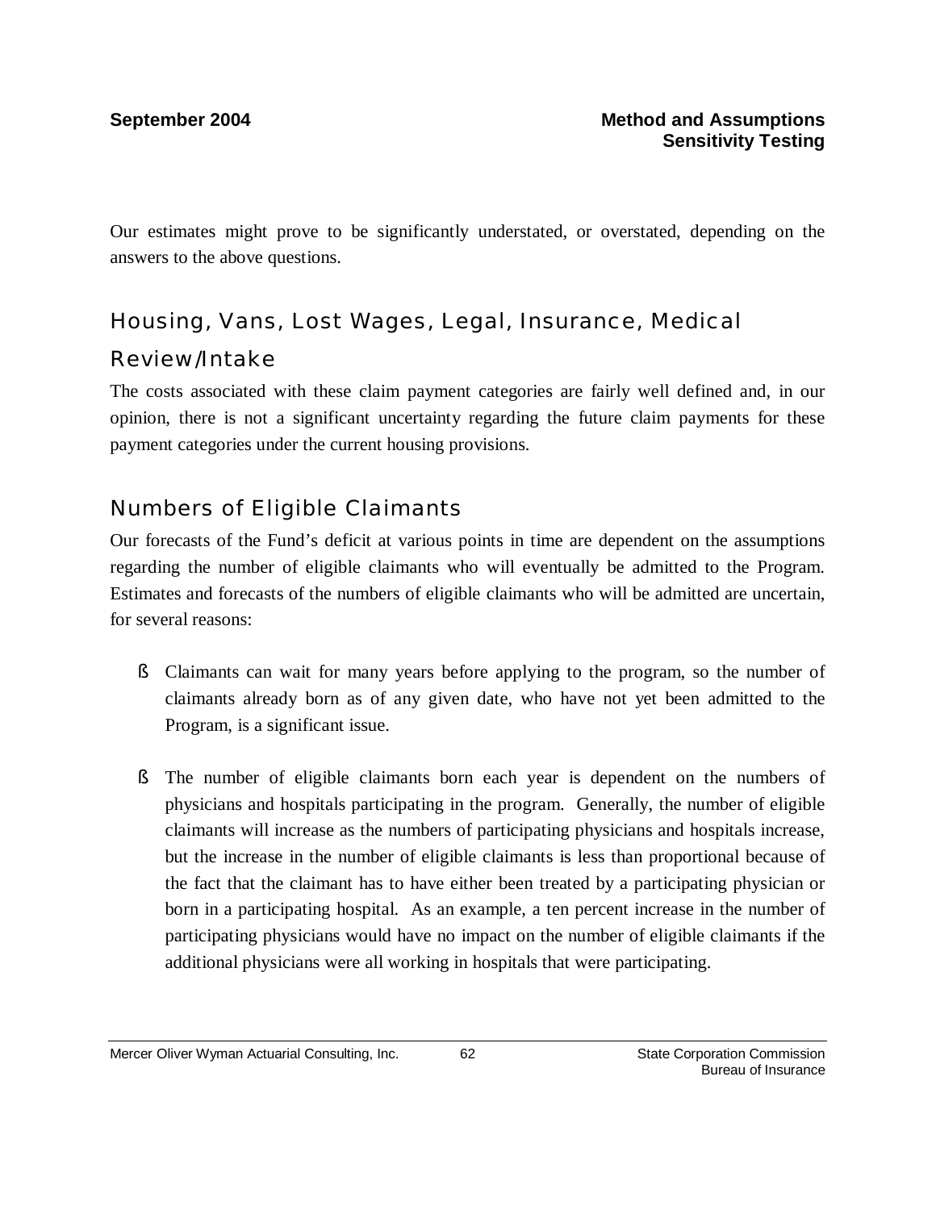Our estimates might prove to be significantly understated, or overstated, depending on the answers to the above questions.

## Housing, Vans, Lost Wages, Legal, Insurance, Medical Review/Intake

The costs associated with these claim payment categories are fairly well defined and, in our opinion, there is not a significant uncertainty regarding the future claim payments for these payment categories under the current housing provisions.

## Numbers of Eligible Claimants

Our forecasts of the Fund's deficit at various points in time are dependent on the assumptions regarding the number of eligible claimants who will eventually be admitted to the Program. Estimates and forecasts of the numbers of eligible claimants who will be admitted are uncertain, for several reasons:

- Claimants can wait for many years before applying to the program, so the number of claimants already born as of any given date, who have not yet been admitted to the Program, is a significant issue.

- The number of eligible claimants born each year is dependent on the numbers of physicians and hospitals participating in the program. Generally, the number of eligible claimants will increase as the numbers of participating physicians and hospitals increase, but the increase in the number of eligible claimants is less than proportional because of the fact that the claimant has to have either been treated by a participating physician or born in a participating hospital. As an example, a ten percent increase in the number of participating physicians would have no impact on the number of eligible claimants if the additional physicians were all working in hospitals that were participating.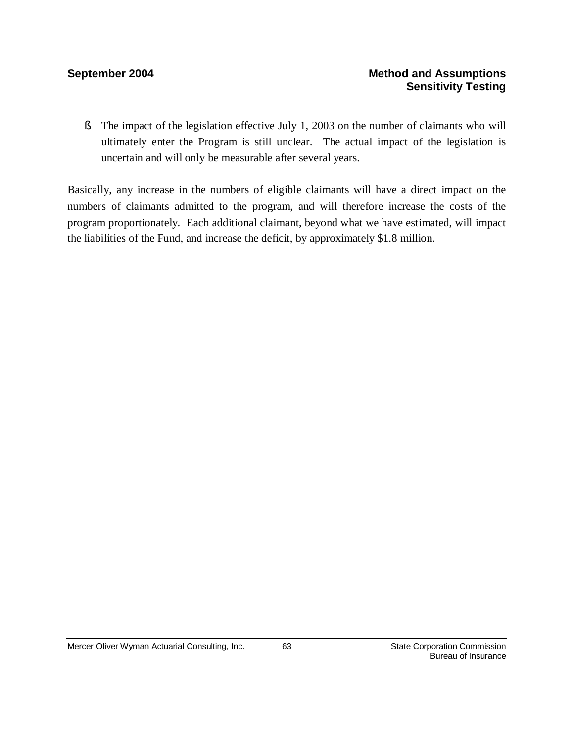- The impact of the legislation effective July 1, 2003 on the number of claimants who will ultimately enter the Program is still unclear. The actual impact of the legislation is uncertain and will only be measurable after several years.

Basically, any increase in the numbers of eligible claimants will have a direct impact on the numbers of claimants admitted to the program, and will therefore increase the costs of the program proportionately. Each additional claimant, beyond what we have estimated, will impact the liabilities of the Fund, and increase the deficit, by approximately $1.8 million.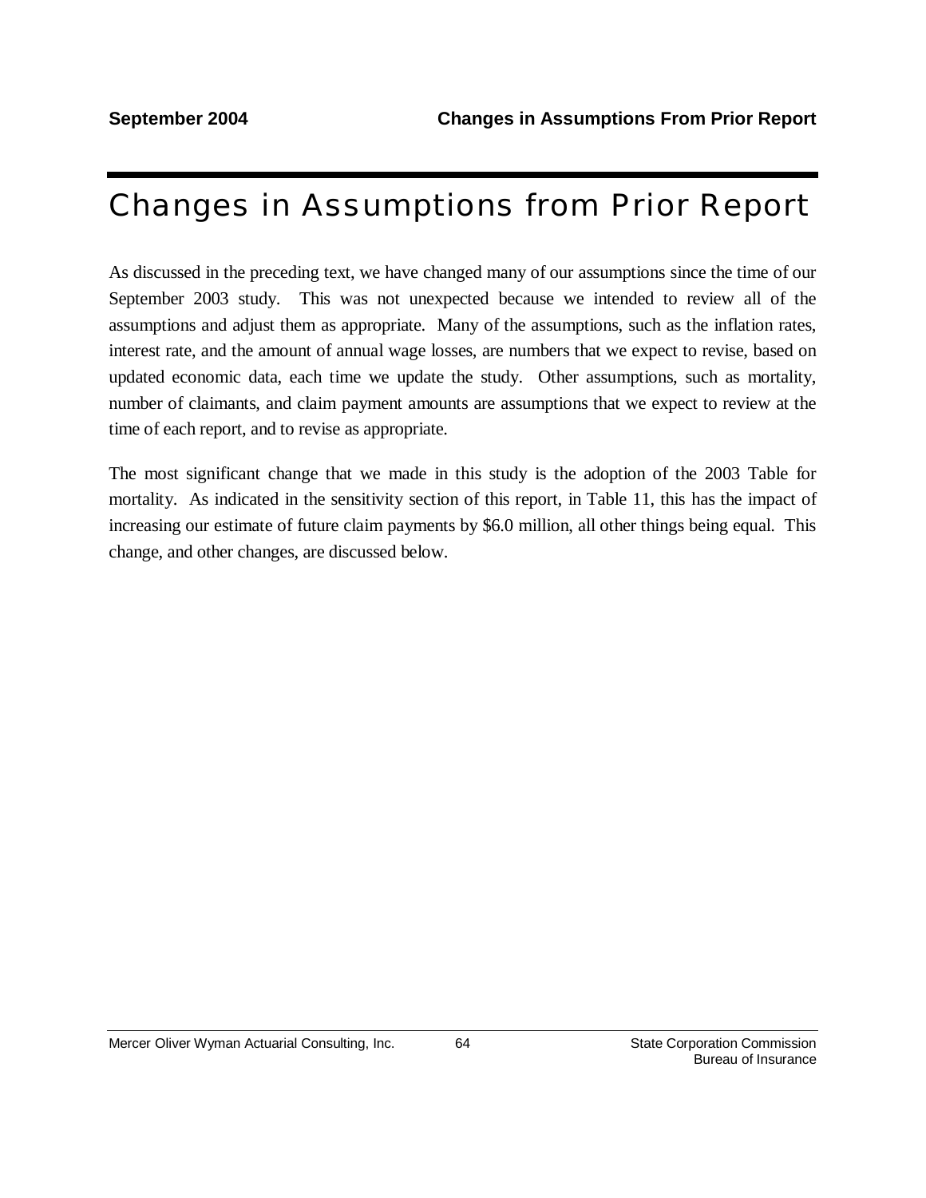# Changes in Assumptions from Prior Report

As discussed in the preceding text, we have changed many of our assumptions since the time of our September 2003 study. This was not unexpected because we intended to review all of the assumptions and adjust them as appropriate. Many of the assumptions, such as the inflation rates, interest rate, and the amount of annual wage losses, are numbers that we expect to revise, based on updated economic data, each time we update the study. Other assumptions, such as mortality, number of claimants, and claim payment amounts are assumptions that we expect to review at the time of each report, and to revise as appropriate.

The most significant change that we made in this study is the adoption of the 2003 Table for mortality. As indicated in the sensitivity section of this report, in Table 11, this has the impact of increasing our estimate of future claim payments by $6.0 million, all other things being equal. This change, and other changes, are discussed below.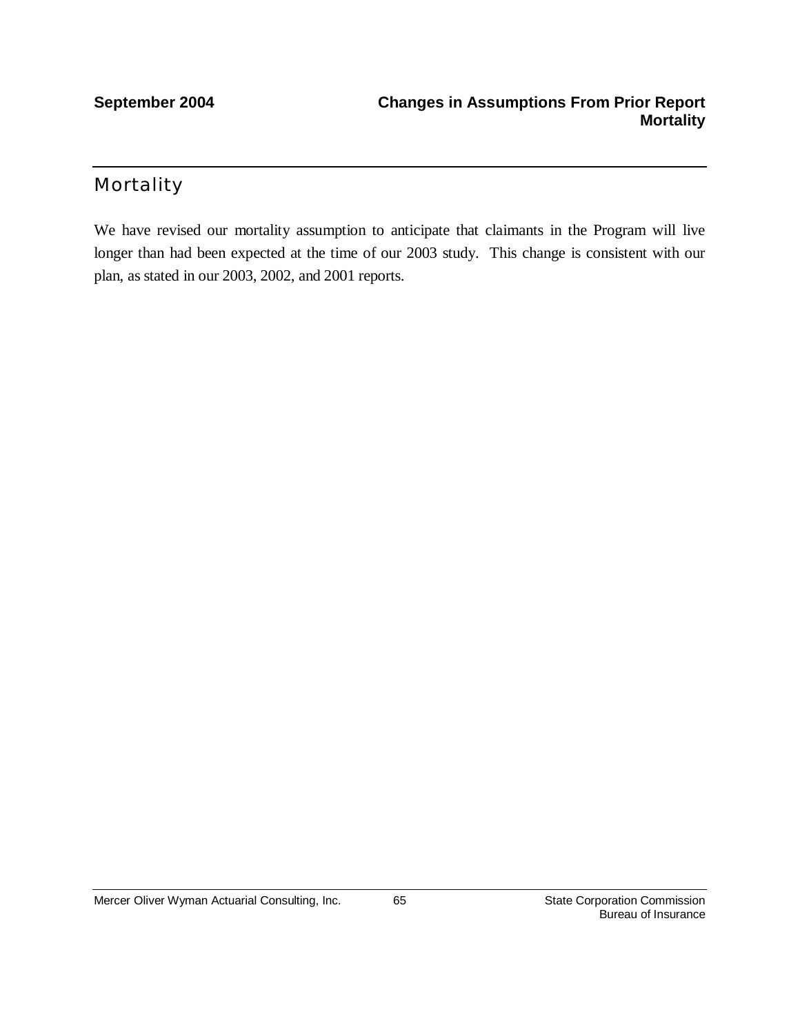## Mortality

We have revised our mortality assumption to anticipate that claimants in the Program will live longer than had been expected at the time of our 2003 study. This change is consistent with our plan, as stated in our 2003, 2002, and 2001 reports.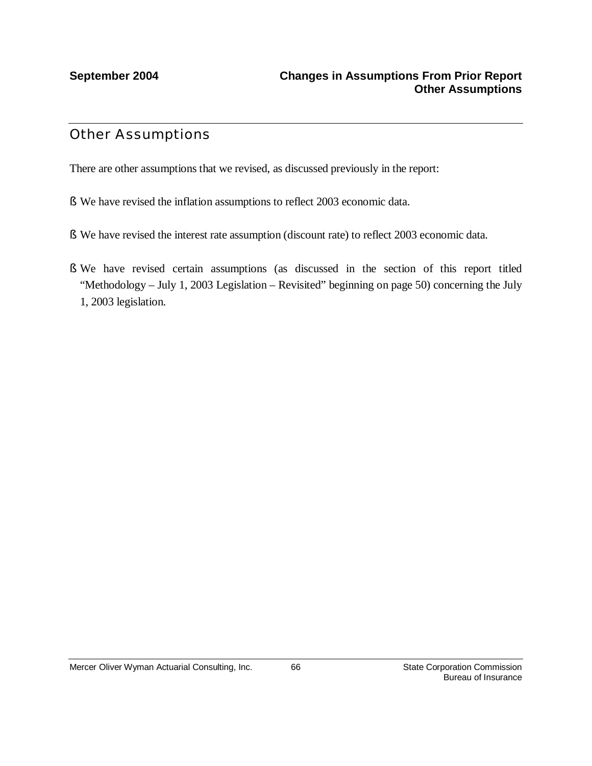## Other Assumptions

There are other assumptions that we revised, as discussed previously in the report:

- We have revised the inflation assumptions to reflect 2003 economic data.
- We have revised the interest rate assumption (discount rate) to reflect 2003 economic data.
- We have revised certain assumptions (as discussed in the section of this report titled "Methodology – July 1, 2003 Legislation – Revisited" beginning on page 50) concerning the July 1, 2003 legislation.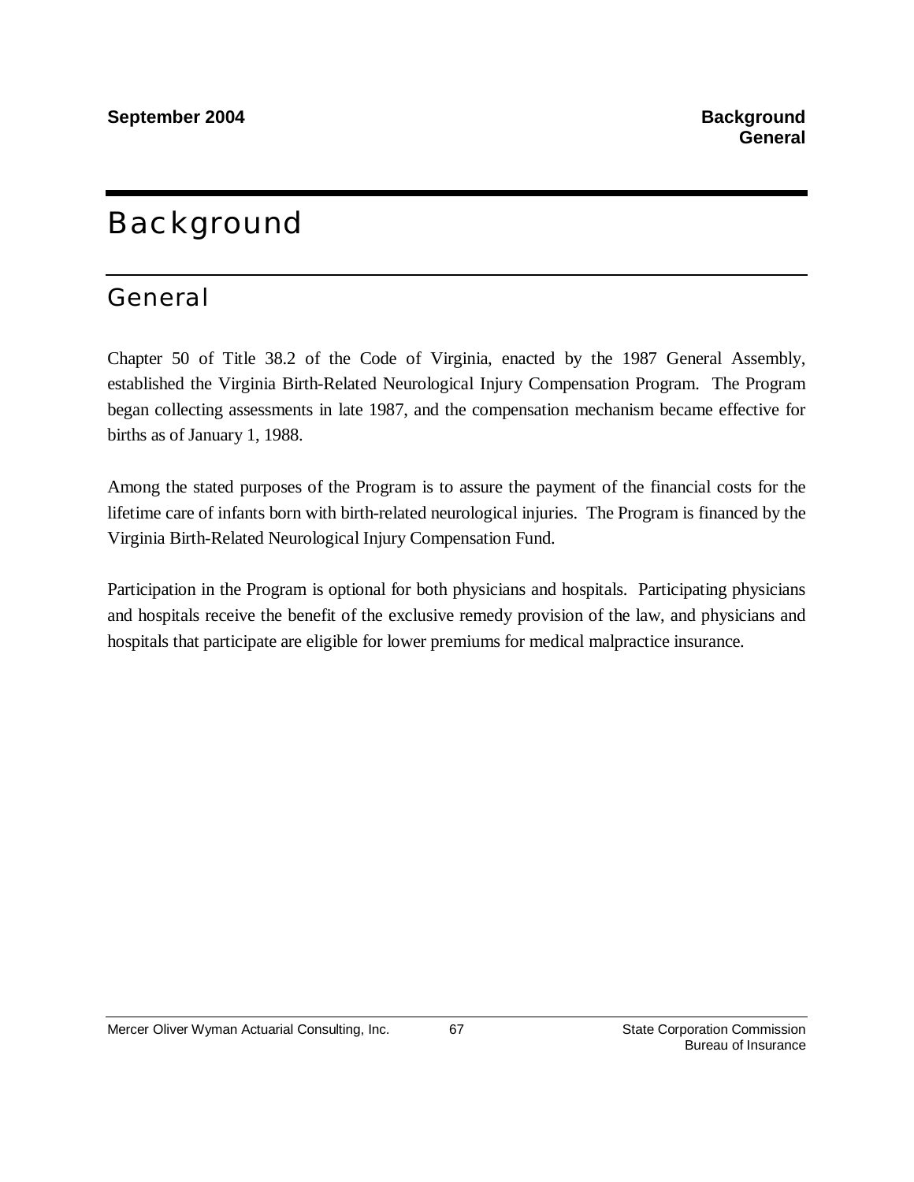# Background

## General

Chapter 50 of Title 38.2 of the Code of Virginia, enacted by the 1987 General Assembly, established the Virginia Birth-Related Neurological Injury Compensation Program. The Program began collecting assessments in late 1987, and the compensation mechanism became effective for births as of January 1, 1988.

Among the stated purposes of the Program is to assure the payment of the financial costs for the lifetime care of infants born with birth-related neurological injuries. The Program is financed by the Virginia Birth-Related Neurological Injury Compensation Fund.

Participation in the Program is optional for both physicians and hospitals. Participating physicians and hospitals receive the benefit of the exclusive remedy provision of the law, and physicians and hospitals that participate are eligible for lower premiums for medical malpractice insurance.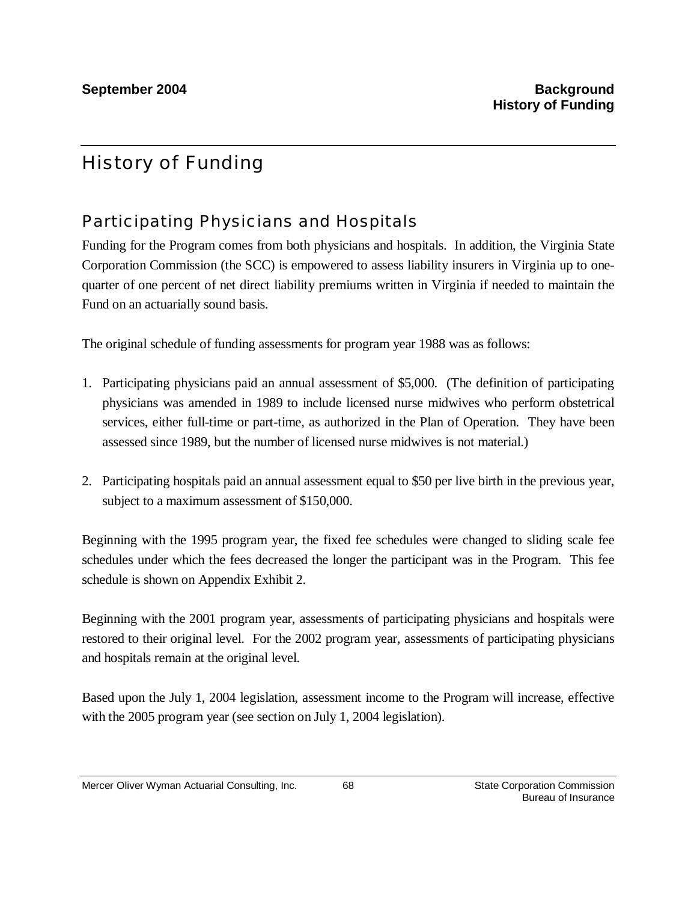# History of Funding

## Participating Physicians and Hospitals

Funding for the Program comes from both physicians and hospitals. In addition, the Virginia State Corporation Commission (the SCC) is empowered to assess liability insurers in Virginia up to one-quarter of one percent of net direct liability premiums written in Virginia if needed to maintain the Fund on an actuarially sound basis.

The original schedule of funding assessments for program year 1988 was as follows:

1. Participating physicians paid an annual assessment of $5,000. (The definition of participating physicians was amended in 1989 to include licensed nurse midwives who perform obstetrical services, either full-time or part-time, as authorized in the Plan of Operation. They have been assessed since 1989, but the number of licensed nurse midwives is not material.)

2. Participating hospitals paid an annual assessment equal to $50 per live birth in the previous year, subject to a maximum assessment of $150,000.

Beginning with the 1995 program year, the fixed fee schedules were changed to sliding scale fee schedules under which the fees decreased the longer the participant was in the Program. This fee schedule is shown on Appendix Exhibit 2.

Beginning with the 2001 program year, assessments of participating physicians and hospitals were restored to their original level. For the 2002 program year, assessments of participating physicians and hospitals remain at the original level.

Based upon the July 1, 2004 legislation, assessment income to the Program will increase, effective with the 2005 program year (see section on July 1, 2004 legislation).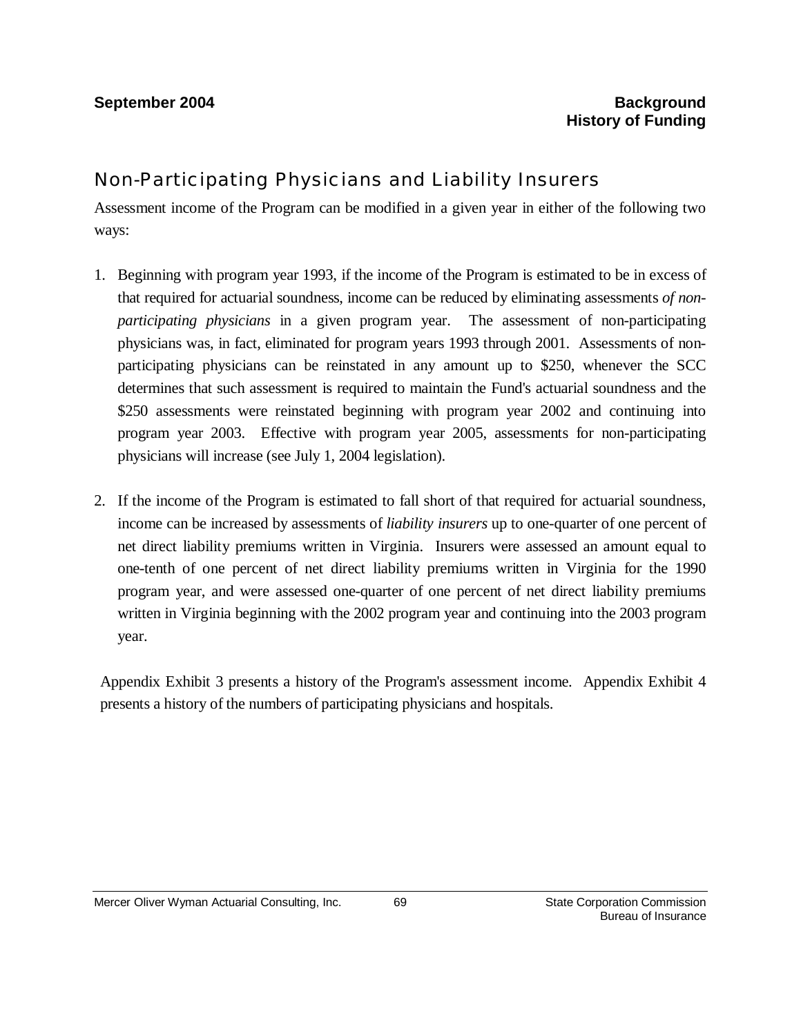## Non-Participating Physicians and Liability Insurers

Assessment income of the Program can be modified in a given year in either of the following two ways:

1. Beginning with program year 1993, if the income of the Program is estimated to be in excess of that required for actuarial soundness, income can be reduced by eliminating assessments *of non-participating physicians* in a given program year. The assessment of non-participating physicians was, in fact, eliminated for program years 1993 through 2001. Assessments of non-participating physicians can be reinstated in any amount up to $250, whenever the SCC determines that such assessment is required to maintain the Fund's actuarial soundness and the $250 assessments were reinstated beginning with program year 2002 and continuing into program year 2003. Effective with program year 2005, assessments for non-participating physicians will increase (see July 1, 2004 legislation).

2. If the income of the Program is estimated to fall short of that required for actuarial soundness, income can be increased by assessments of *liability insurers* up to one-quarter of one percent of net direct liability premiums written in Virginia. Insurers were assessed an amount equal to one-tenth of one percent of net direct liability premiums written in Virginia for the 1990 program year, and were assessed one-quarter of one percent of net direct liability premiums written in Virginia beginning with the 2002 program year and continuing into the 2003 program year.

Appendix Exhibit 3 presents a history of the Program's assessment income. Appendix Exhibit 4 presents a history of the numbers of participating physicians and hospitals.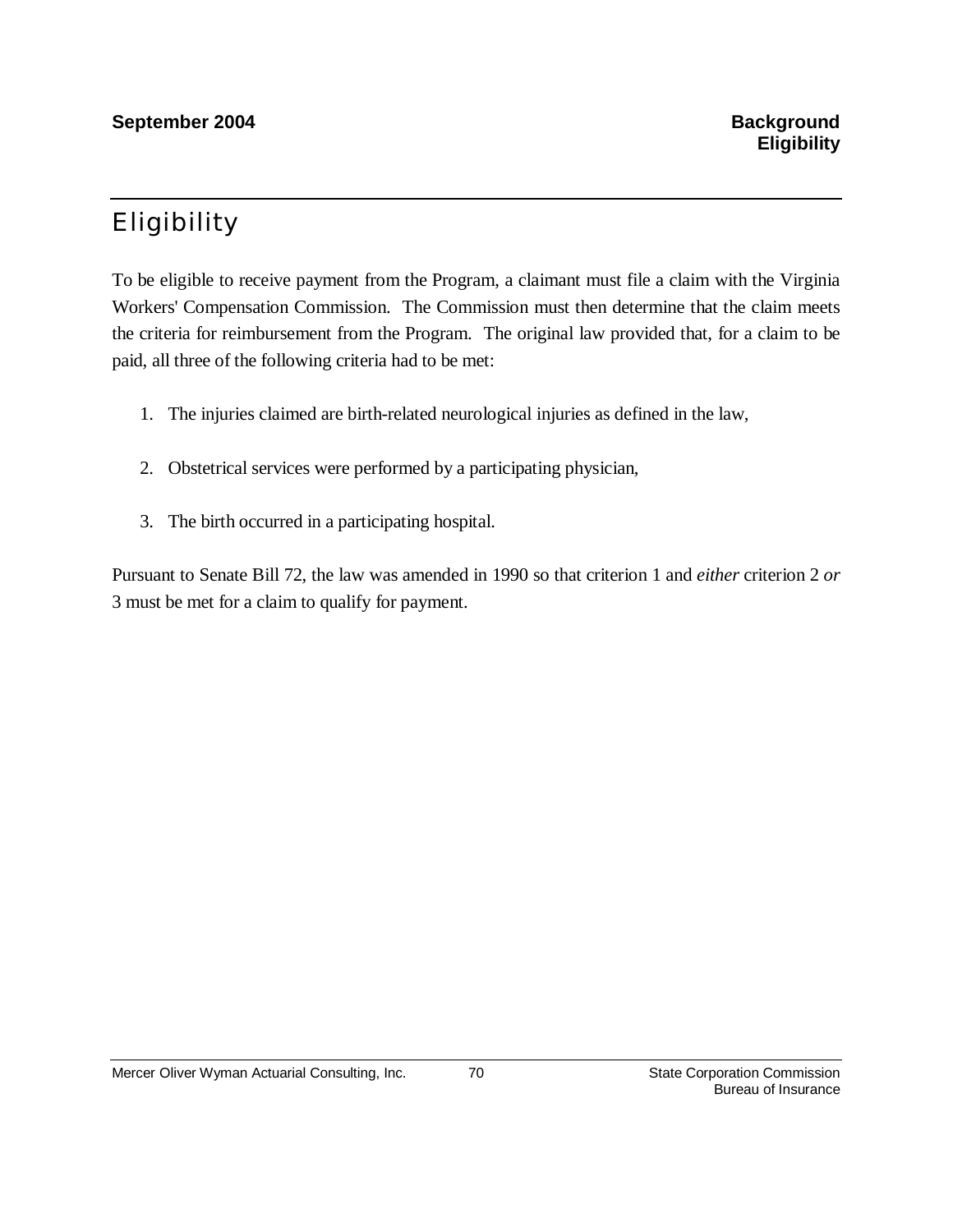# Eligibility

To be eligible to receive payment from the Program, a claimant must file a claim with the Virginia Workers' Compensation Commission. The Commission must then determine that the claim meets the criteria for reimbursement from the Program. The original law provided that, for a claim to be paid, all three of the following criteria had to be met:

1. The injuries claimed are birth-related neurological injuries as defined in the law,
2. Obstetrical services were performed by a participating physician,
3. The birth occurred in a participating hospital.

Pursuant to Senate Bill 72, the law was amended in 1990 so that criterion 1 and *either* criterion 2 *or* 3 must be met for a claim to qualify for payment.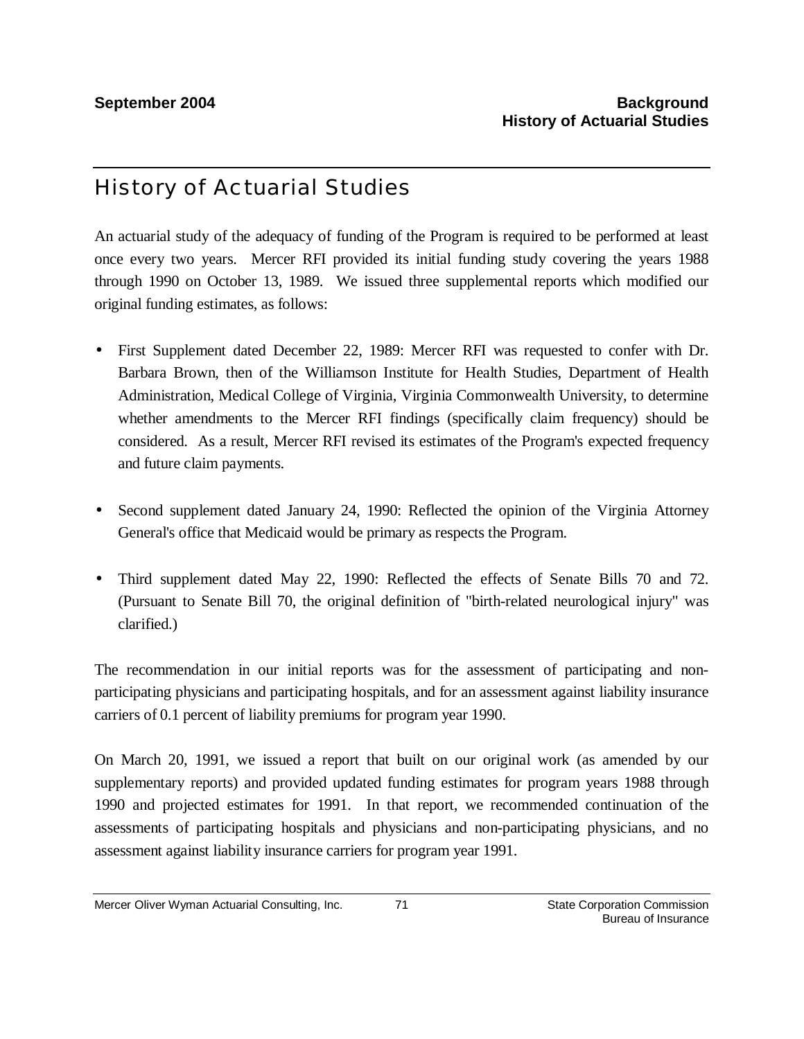# History of Actuarial Studies

An actuarial study of the adequacy of funding of the Program is required to be performed at least once every two years. Mercer RFI provided its initial funding study covering the years 1988 through 1990 on October 13, 1989. We issued three supplemental reports which modified our original funding estimates, as follows:

- First Supplement dated December 22, 1989: Mercer RFI was requested to confer with Dr. Barbara Brown, then of the Williamson Institute for Health Studies, Department of Health Administration, Medical College of Virginia, Virginia Commonwealth University, to determine whether amendments to the Mercer RFI findings (specifically claim frequency) should be considered. As a result, Mercer RFI revised its estimates of the Program's expected frequency and future claim payments.

- Second supplement dated January 24, 1990: Reflected the opinion of the Virginia Attorney General's office that Medicaid would be primary as respects the Program.

- Third supplement dated May 22, 1990: Reflected the effects of Senate Bills 70 and 72. (Pursuant to Senate Bill 70, the original definition of "birth-related neurological injury" was clarified.)

The recommendation in our initial reports was for the assessment of participating and non-participating physicians and participating hospitals, and for an assessment against liability insurance carriers of 0.1 percent of liability premiums for program year 1990.

On March 20, 1991, we issued a report that built on our original work (as amended by our supplementary reports) and provided updated funding estimates for program years 1988 through 1990 and projected estimates for 1991. In that report, we recommended continuation of the assessments of participating hospitals and physicians and non-participating physicians, and no assessment against liability insurance carriers for program year 1991.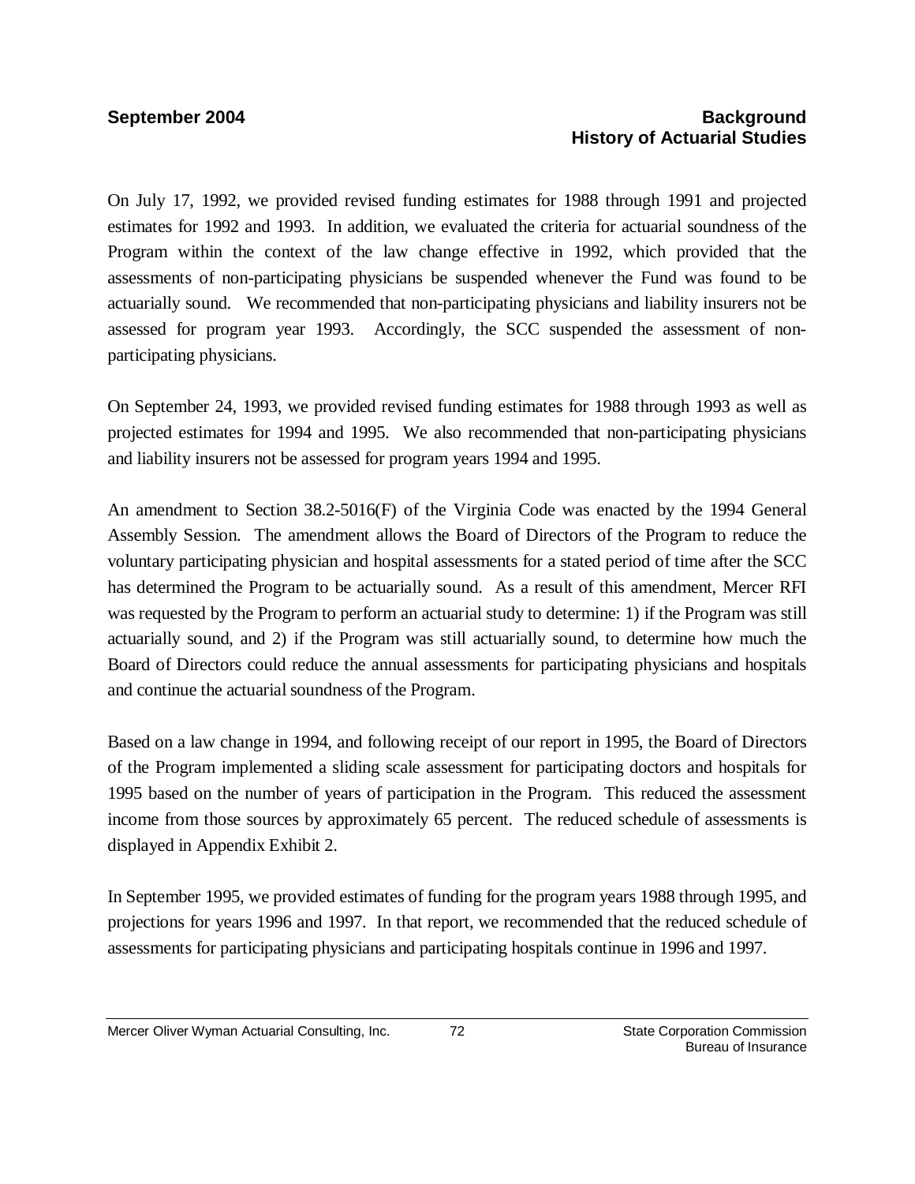On July 17, 1992, we provided revised funding estimates for 1988 through 1991 and projected estimates for 1992 and 1993. In addition, we evaluated the criteria for actuarial soundness of the Program within the context of the law change effective in 1992, which provided that the assessments of non-participating physicians be suspended whenever the Fund was found to be actuarially sound. We recommended that non-participating physicians and liability insurers not be assessed for program year 1993. Accordingly, the SCC suspended the assessment of non-participating physicians.

On September 24, 1993, we provided revised funding estimates for 1988 through 1993 as well as projected estimates for 1994 and 1995. We also recommended that non-participating physicians and liability insurers not be assessed for program years 1994 and 1995.

An amendment to Section 38.2-5016(F) of the Virginia Code was enacted by the 1994 General Assembly Session. The amendment allows the Board of Directors of the Program to reduce the voluntary participating physician and hospital assessments for a stated period of time after the SCC has determined the Program to be actuarially sound. As a result of this amendment, Mercer RFI was requested by the Program to perform an actuarial study to determine: 1) if the Program was still actuarially sound, and 2) if the Program was still actuarially sound, to determine how much the Board of Directors could reduce the annual assessments for participating physicians and hospitals and continue the actuarial soundness of the Program.

Based on a law change in 1994, and following receipt of our report in 1995, the Board of Directors of the Program implemented a sliding scale assessment for participating doctors and hospitals for 1995 based on the number of years of participation in the Program. This reduced the assessment income from those sources by approximately 65 percent. The reduced schedule of assessments is displayed in Appendix Exhibit 2.

In September 1995, we provided estimates of funding for the program years 1988 through 1995, and projections for years 1996 and 1997. In that report, we recommended that the reduced schedule of assessments for participating physicians and participating hospitals continue in 1996 and 1997.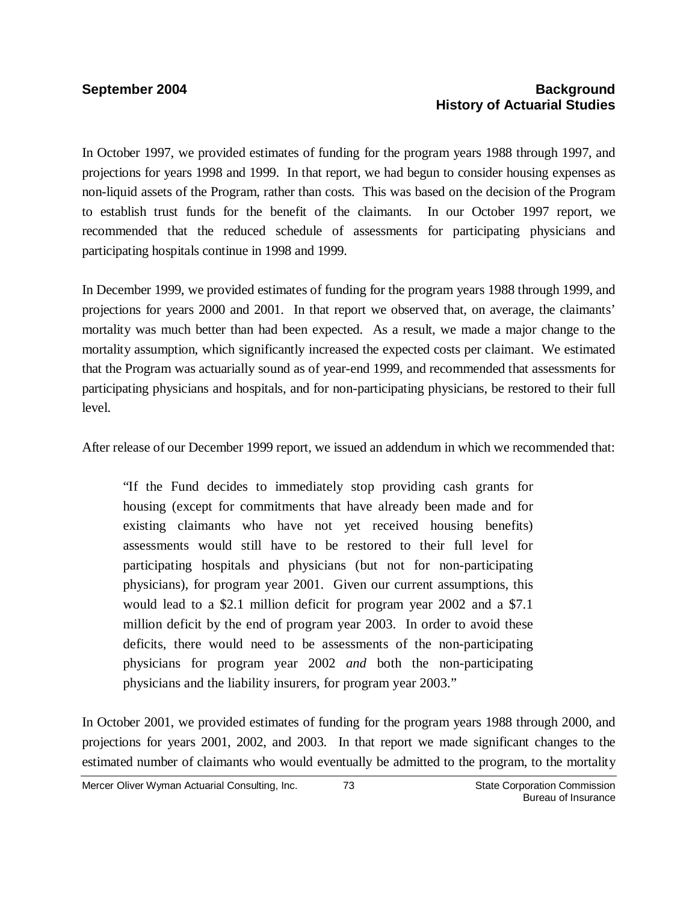In October 1997, we provided estimates of funding for the program years 1988 through 1997, and projections for years 1998 and 1999. In that report, we had begun to consider housing expenses as non-liquid assets of the Program, rather than costs. This was based on the decision of the Program to establish trust funds for the benefit of the claimants. In our October 1997 report, we recommended that the reduced schedule of assessments for participating physicians and participating hospitals continue in 1998 and 1999.

In December 1999, we provided estimates of funding for the program years 1988 through 1999, and projections for years 2000 and 2001. In that report we observed that, on average, the claimants' mortality was much better than had been expected. As a result, we made a major change to the mortality assumption, which significantly increased the expected costs per claimant. We estimated that the Program was actuarially sound as of year-end 1999, and recommended that assessments for participating physicians and hospitals, and for non-participating physicians, be restored to their full level.

After release of our December 1999 report, we issued an addendum in which we recommended that:

> "If the Fund decides to immediately stop providing cash grants for housing (except for commitments that have already been made and for existing claimants who have not yet received housing benefits) assessments would still have to be restored to their full level for participating hospitals and physicians (but not for non-participating physicians), for program year 2001. Given our current assumptions, this would lead to a \$2.1 million deficit for program year 2002 and a \$7.1 million deficit by the end of program year 2003. In order to avoid these deficits, there would need to be assessments of the non-participating physicians for program year 2002 *and* both the non-participating physicians and the liability insurers, for program year 2003."

In October 2001, we provided estimates of funding for the program years 1988 through 2000, and projections for years 2001, 2002, and 2003. In that report we made significant changes to the estimated number of claimants who would eventually be admitted to the program, to the mortality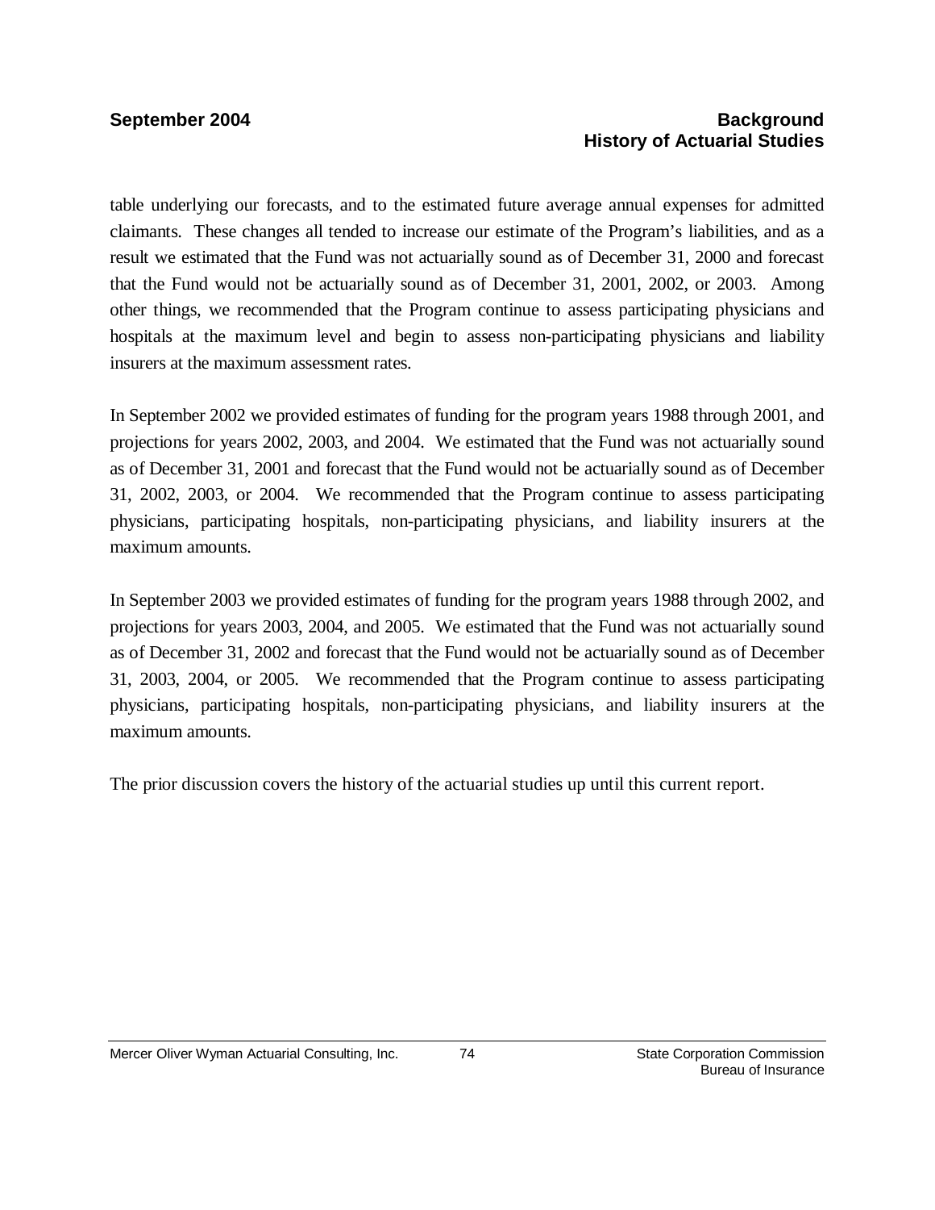table underlying our forecasts, and to the estimated future average annual expenses for admitted claimants. These changes all tended to increase our estimate of the Program's liabilities, and as a result we estimated that the Fund was not actuarially sound as of December 31, 2000 and forecast that the Fund would not be actuarially sound as of December 31, 2001, 2002, or 2003. Among other things, we recommended that the Program continue to assess participating physicians and hospitals at the maximum level and begin to assess non-participating physicians and liability insurers at the maximum assessment rates.

In September 2002 we provided estimates of funding for the program years 1988 through 2001, and projections for years 2002, 2003, and 2004. We estimated that the Fund was not actuarially sound as of December 31, 2001 and forecast that the Fund would not be actuarially sound as of December 31, 2002, 2003, or 2004. We recommended that the Program continue to assess participating physicians, participating hospitals, non-participating physicians, and liability insurers at the maximum amounts.

In September 2003 we provided estimates of funding for the program years 1988 through 2002, and projections for years 2003, 2004, and 2005. We estimated that the Fund was not actuarially sound as of December 31, 2002 and forecast that the Fund would not be actuarially sound as of December 31, 2003, 2004, or 2005. We recommended that the Program continue to assess participating physicians, participating hospitals, non-participating physicians, and liability insurers at the maximum amounts.

The prior discussion covers the history of the actuarial studies up until this current report.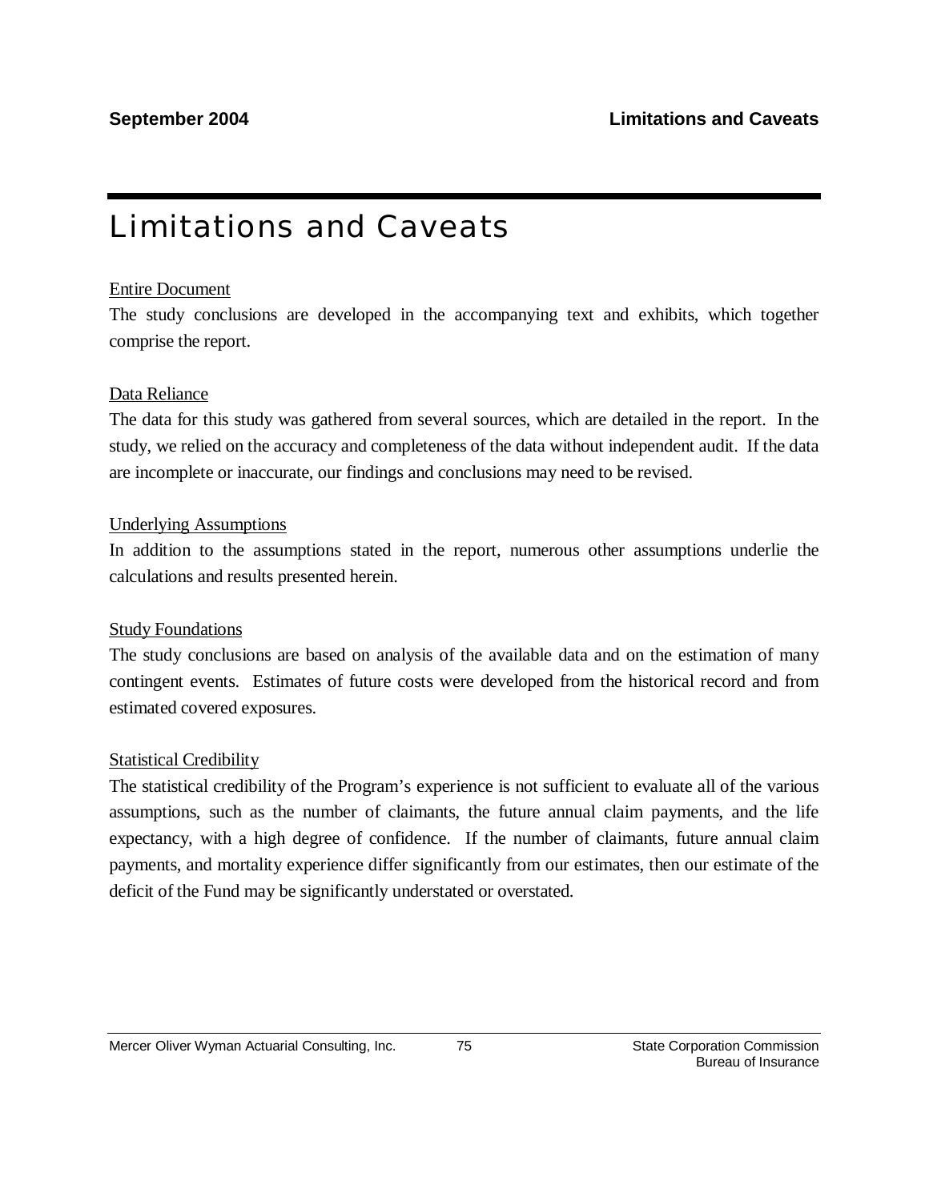# Limitations and Caveats

<u>Entire Document</u>

The study conclusions are developed in the accompanying text and exhibits, which together comprise the report.

<u>Data Reliance</u>

The data for this study was gathered from several sources, which are detailed in the report. In the study, we relied on the accuracy and completeness of the data without independent audit. If the data are incomplete or inaccurate, our findings and conclusions may need to be revised.

<u>Underlying Assumptions</u>

In addition to the assumptions stated in the report, numerous other assumptions underlie the calculations and results presented herein.

<u>Study Foundations</u>

The study conclusions are based on analysis of the available data and on the estimation of many contingent events. Estimates of future costs were developed from the historical record and from estimated covered exposures.

<u>Statistical Credibility</u>

The statistical credibility of the Program's experience is not sufficient to evaluate all of the various assumptions, such as the number of claimants, the future annual claim payments, and the life expectancy, with a high degree of confidence. If the number of claimants, future annual claim payments, and mortality experience differ significantly from our estimates, then our estimate of the deficit of the Fund may be significantly understated or overstated.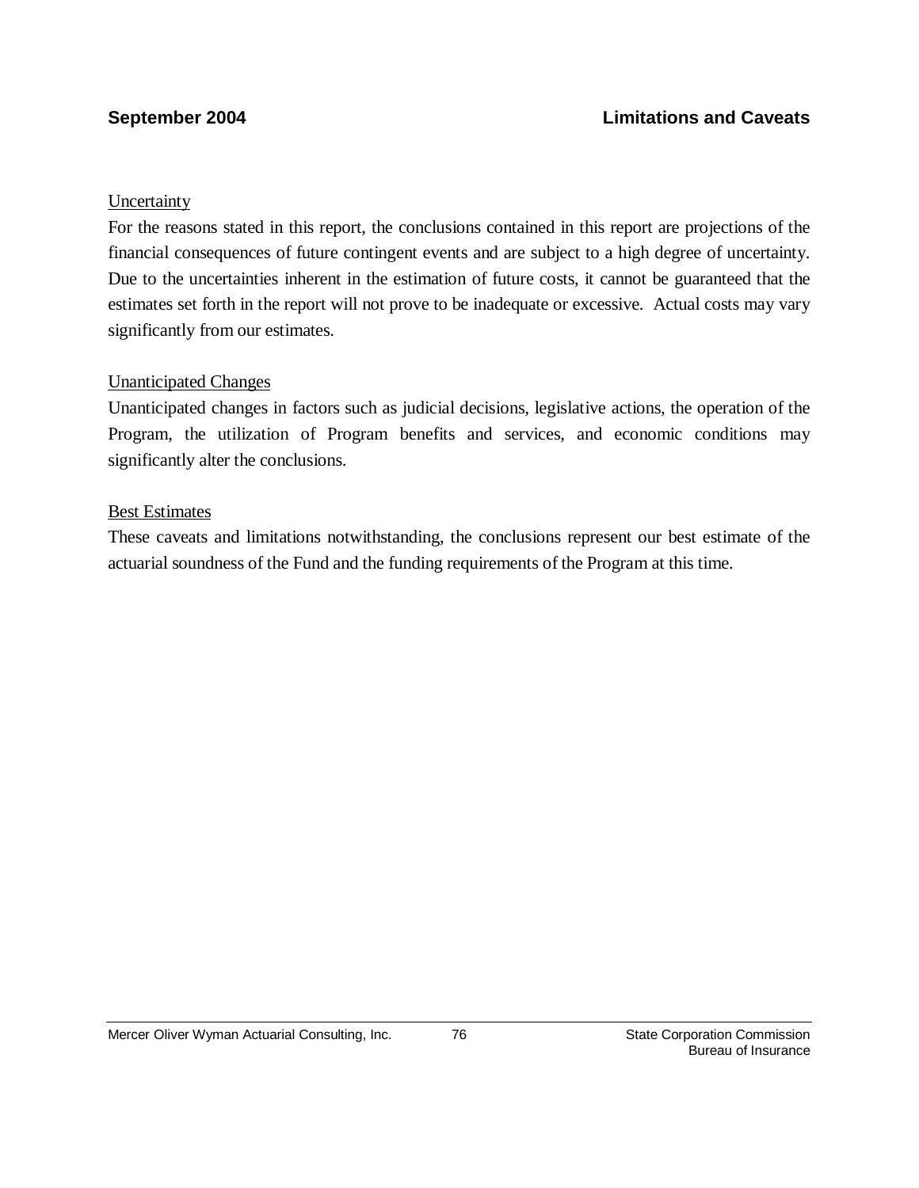Uncertainty

For the reasons stated in this report, the conclusions contained in this report are projections of the financial consequences of future contingent events and are subject to a high degree of uncertainty. Due to the uncertainties inherent in the estimation of future costs, it cannot be guaranteed that the estimates set forth in the report will not prove to be inadequate or excessive. Actual costs may vary significantly from our estimates.

Unanticipated Changes

Unanticipated changes in factors such as judicial decisions, legislative actions, the operation of the Program, the utilization of Program benefits and services, and economic conditions may significantly alter the conclusions.

Best Estimates

These caveats and limitations notwithstanding, the conclusions represent our best estimate of the actuarial soundness of the Fund and the funding requirements of the Program at this time.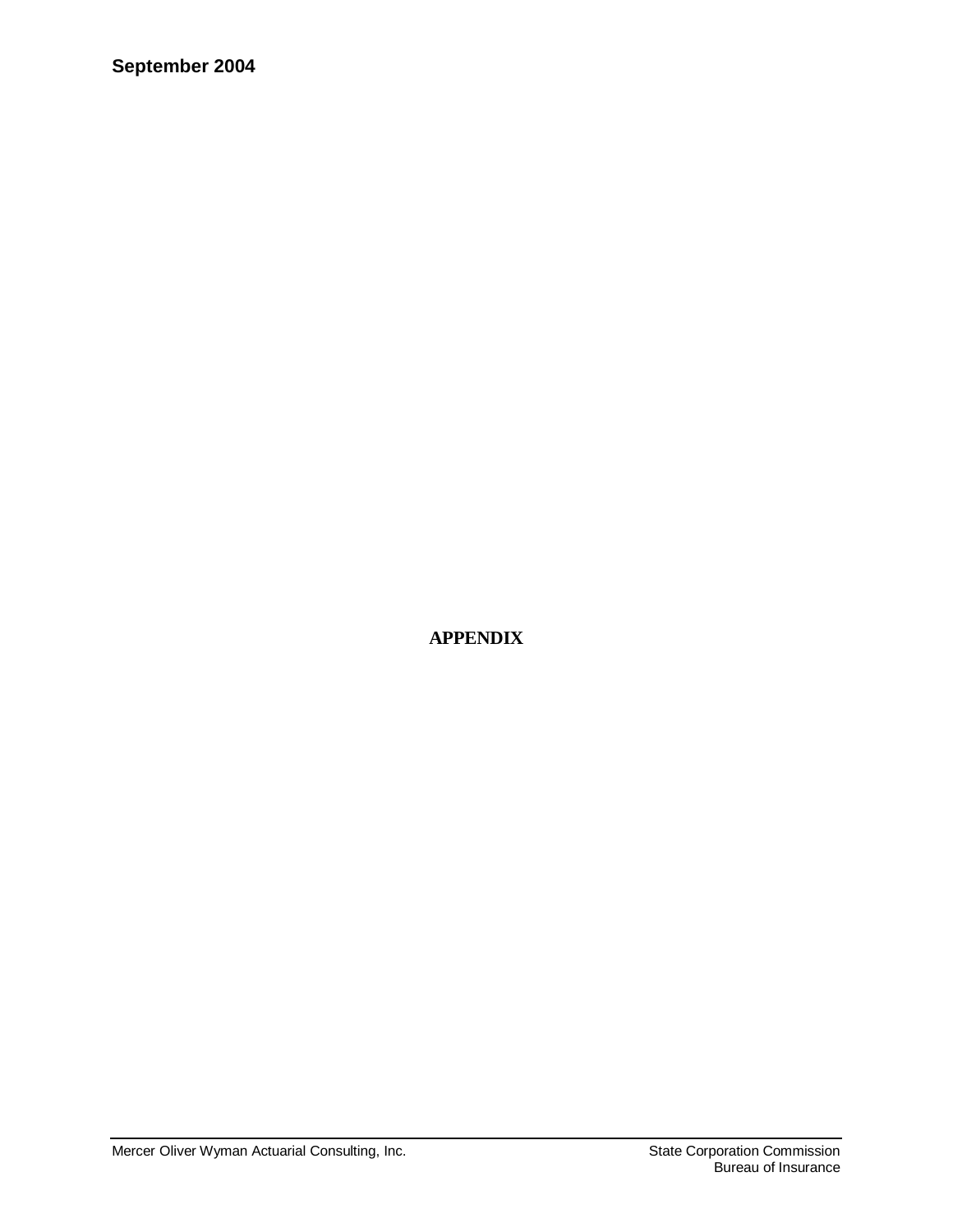# APPENDIX